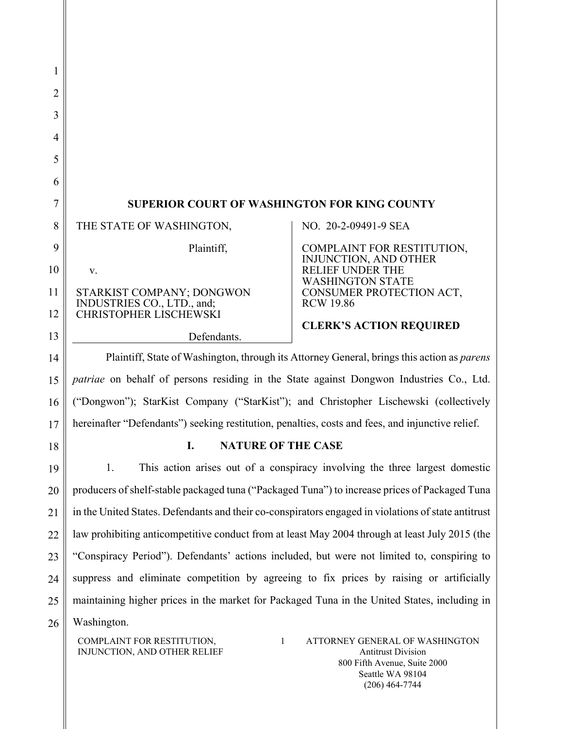**SUPERIOR COURT OF WASHINGTON FOR KING COUNTY**

| | |
|---|---|
| THE STATE OF WASHINGTON,<br><br>Plaintiff,<br><br>v.<br><br>STARKIST COMPANY; DONGWON INDUSTRIES CO., LTD., and; CHRISTOPHER LISCHEWSKI<br><br>Defendants. | NO. 20-2-09491-9 SEA<br><br>COMPLAINT FOR RESTITUTION, INJUNCTION, AND OTHER RELIEF UNDER THE WASHINGTON STATE CONSUMER PROTECTION ACT, RCW 19.86<br><br>**CLERK'S ACTION REQUIRED** |

Plaintiff, State of Washington, through its Attorney General, brings this action as *parens patriae* on behalf of persons residing in the State against Dongwon Industries Co., Ltd. ("Dongwon"); StarKist Company ("StarKist"); and Christopher Lischewski (collectively hereinafter "Defendants") seeking restitution, penalties, costs and fees, and injunctive relief.

## I. NATURE OF THE CASE

1. This action arises out of a conspiracy involving the three largest domestic producers of shelf-stable packaged tuna ("Packaged Tuna") to increase prices of Packaged Tuna in the United States. Defendants and their co-conspirators engaged in violations of state antitrust law prohibiting anticompetitive conduct from at least May 2004 through at least July 2015 (the "Conspiracy Period"). Defendants' actions included, but were not limited to, conspiring to suppress and eliminate competition by agreeing to fix prices by raising or artificially maintaining higher prices in the market for Packaged Tuna in the United States, including in Washington.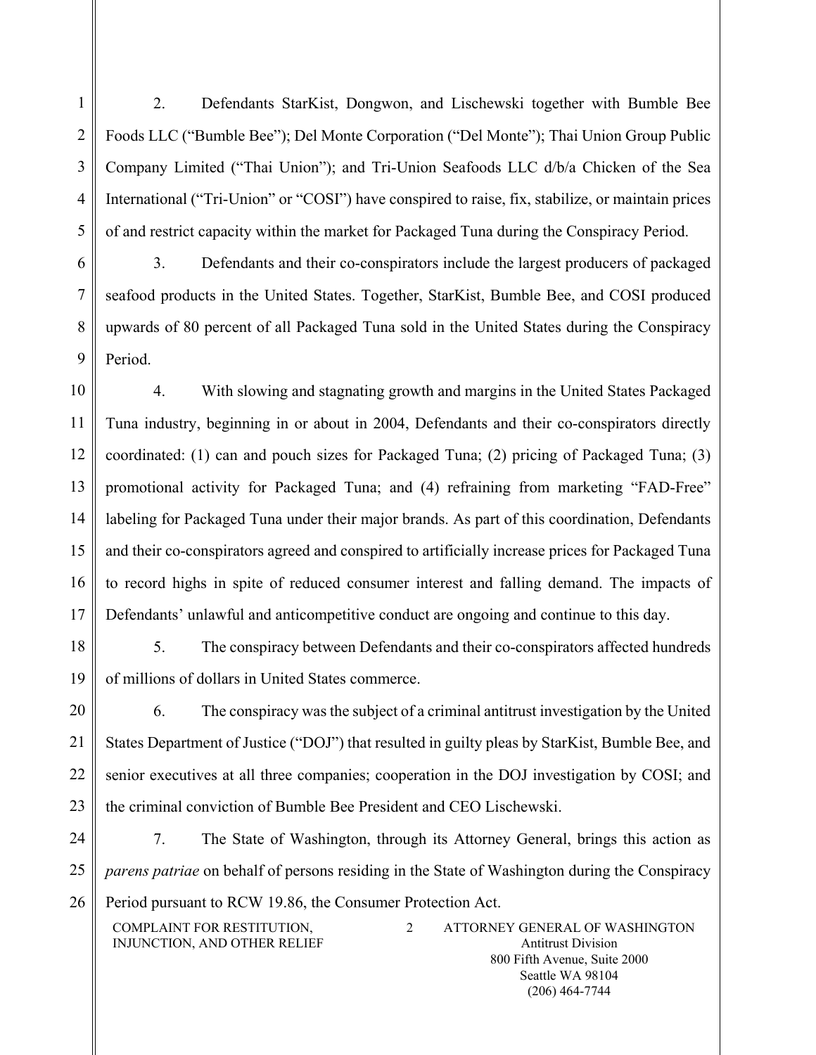2. Defendants StarKist, Dongwon, and Lischewski together with Bumble Bee Foods LLC ("Bumble Bee"); Del Monte Corporation ("Del Monte"); Thai Union Group Public Company Limited ("Thai Union"); and Tri-Union Seafoods LLC d/b/a Chicken of the Sea International ("Tri-Union" or "COSI") have conspired to raise, fix, stabilize, or maintain prices of and restrict capacity within the market for Packaged Tuna during the Conspiracy Period.

3. Defendants and their co-conspirators include the largest producers of packaged seafood products in the United States. Together, StarKist, Bumble Bee, and COSI produced upwards of 80 percent of all Packaged Tuna sold in the United States during the Conspiracy Period.

4. With slowing and stagnating growth and margins in the United States Packaged Tuna industry, beginning in or about in 2004, Defendants and their co-conspirators directly coordinated: (1) can and pouch sizes for Packaged Tuna; (2) pricing of Packaged Tuna; (3) promotional activity for Packaged Tuna; and (4) refraining from marketing "FAD-Free" labeling for Packaged Tuna under their major brands. As part of this coordination, Defendants and their co-conspirators agreed and conspired to artificially increase prices for Packaged Tuna to record highs in spite of reduced consumer interest and falling demand. The impacts of Defendants' unlawful and anticompetitive conduct are ongoing and continue to this day.

5. The conspiracy between Defendants and their co-conspirators affected hundreds of millions of dollars in United States commerce.

6. The conspiracy was the subject of a criminal antitrust investigation by the United States Department of Justice ("DOJ") that resulted in guilty pleas by StarKist, Bumble Bee, and senior executives at all three companies; cooperation in the DOJ investigation by COSI; and the criminal conviction of Bumble Bee President and CEO Lischewski.

7. The State of Washington, through its Attorney General, brings this action as *parens patriae* on behalf of persons residing in the State of Washington during the Conspiracy Period pursuant to RCW 19.86, the Consumer Protection Act.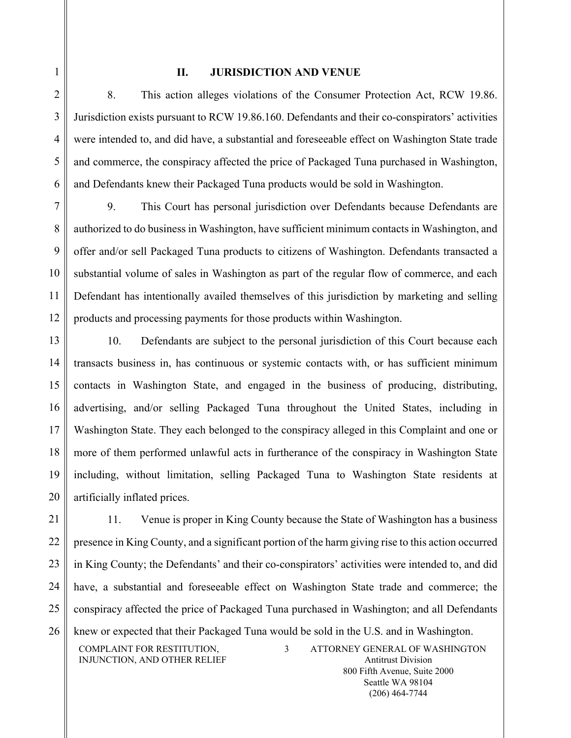## II. JURISDICTION AND VENUE

8. This action alleges violations of the Consumer Protection Act, RCW 19.86. Jurisdiction exists pursuant to RCW 19.86.160. Defendants and their co-conspirators' activities were intended to, and did have, a substantial and foreseeable effect on Washington State trade and commerce, the conspiracy affected the price of Packaged Tuna purchased in Washington, and Defendants knew their Packaged Tuna products would be sold in Washington.

9. This Court has personal jurisdiction over Defendants because Defendants are authorized to do business in Washington, have sufficient minimum contacts in Washington, and offer and/or sell Packaged Tuna products to citizens of Washington. Defendants transacted a substantial volume of sales in Washington as part of the regular flow of commerce, and each Defendant has intentionally availed themselves of this jurisdiction by marketing and selling products and processing payments for those products within Washington.

10. Defendants are subject to the personal jurisdiction of this Court because each transacts business in, has continuous or systemic contacts with, or has sufficient minimum contacts in Washington State, and engaged in the business of producing, distributing, advertising, and/or selling Packaged Tuna throughout the United States, including in Washington State. They each belonged to the conspiracy alleged in this Complaint and one or more of them performed unlawful acts in furtherance of the conspiracy in Washington State including, without limitation, selling Packaged Tuna to Washington State residents at artificially inflated prices.

11. Venue is proper in King County because the State of Washington has a business presence in King County, and a significant portion of the harm giving rise to this action occurred in King County; the Defendants' and their co-conspirators' activities were intended to, and did have, a substantial and foreseeable effect on Washington State trade and commerce; the conspiracy affected the price of Packaged Tuna purchased in Washington; and all Defendants knew or expected that their Packaged Tuna would be sold in the U.S. and in Washington.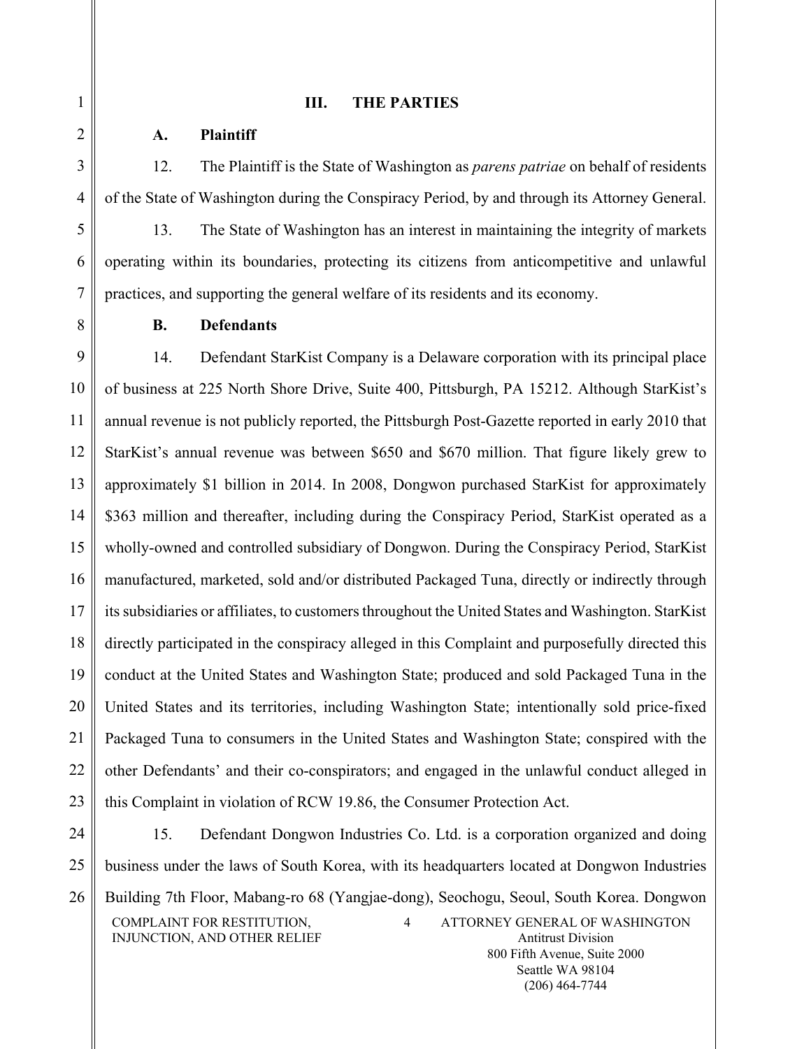## III. THE PARTIES

### A. Plaintiff

12. The Plaintiff is the State of Washington as *parens patriae* on behalf of residents of the State of Washington during the Conspiracy Period, by and through its Attorney General.

13. The State of Washington has an interest in maintaining the integrity of markets operating within its boundaries, protecting its citizens from anticompetitive and unlawful practices, and supporting the general welfare of its residents and its economy.

### B. Defendants

14. Defendant StarKist Company is a Delaware corporation with its principal place of business at 225 North Shore Drive, Suite 400, Pittsburgh, PA 15212. Although StarKist's annual revenue is not publicly reported, the Pittsburgh Post-Gazette reported in early 2010 that StarKist's annual revenue was between $650 and $670 million. That figure likely grew to approximately $1 billion in 2014. In 2008, Dongwon purchased StarKist for approximately $363 million and thereafter, including during the Conspiracy Period, StarKist operated as a wholly-owned and controlled subsidiary of Dongwon. During the Conspiracy Period, StarKist manufactured, marketed, sold and/or distributed Packaged Tuna, directly or indirectly through its subsidiaries or affiliates, to customers throughout the United States and Washington. StarKist directly participated in the conspiracy alleged in this Complaint and purposefully directed this conduct at the United States and Washington State; produced and sold Packaged Tuna in the United States and its territories, including Washington State; intentionally sold price-fixed Packaged Tuna to consumers in the United States and Washington State; conspired with the other Defendants' and their co-conspirators; and engaged in the unlawful conduct alleged in this Complaint in violation of RCW 19.86, the Consumer Protection Act.

15. Defendant Dongwon Industries Co. Ltd. is a corporation organized and doing business under the laws of South Korea, with its headquarters located at Dongwon Industries Building 7th Floor, Mabang-ro 68 (Yangjae-dong), Seochogu, Seoul, South Korea. Dongwon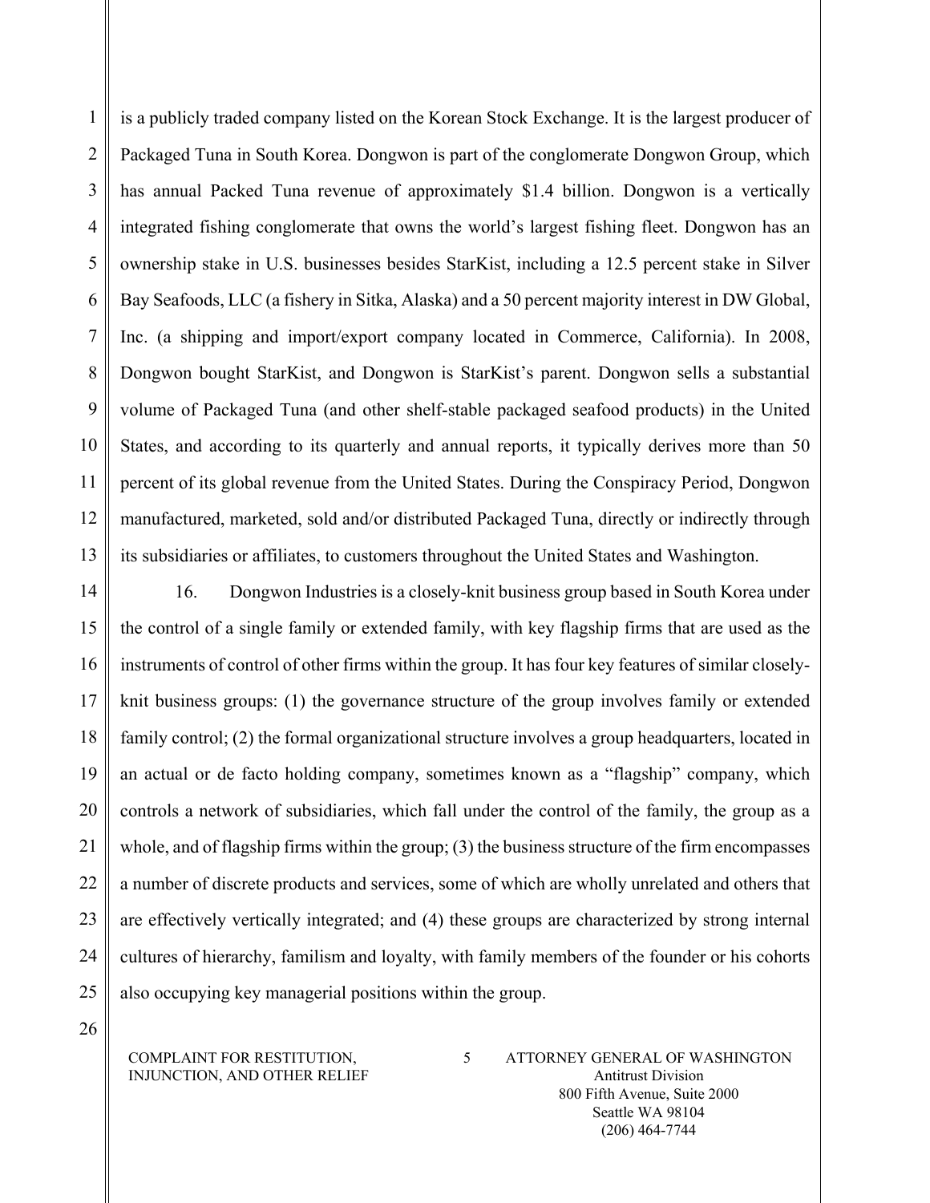is a publicly traded company listed on the Korean Stock Exchange. It is the largest producer of Packaged Tuna in South Korea. Dongwon is part of the conglomerate Dongwon Group, which has annual Packed Tuna revenue of approximately $1.4 billion. Dongwon is a vertically integrated fishing conglomerate that owns the world's largest fishing fleet. Dongwon has an ownership stake in U.S. businesses besides StarKist, including a 12.5 percent stake in Silver Bay Seafoods, LLC (a fishery in Sitka, Alaska) and a 50 percent majority interest in DW Global, Inc. (a shipping and import/export company located in Commerce, California). In 2008, Dongwon bought StarKist, and Dongwon is StarKist's parent. Dongwon sells a substantial volume of Packaged Tuna (and other shelf-stable packaged seafood products) in the United States, and according to its quarterly and annual reports, it typically derives more than 50 percent of its global revenue from the United States. During the Conspiracy Period, Dongwon manufactured, marketed, sold and/or distributed Packaged Tuna, directly or indirectly through its subsidiaries or affiliates, to customers throughout the United States and Washington.

16. Dongwon Industries is a closely-knit business group based in South Korea under the control of a single family or extended family, with key flagship firms that are used as the instruments of control of other firms within the group. It has four key features of similar closely-knit business groups: (1) the governance structure of the group involves family or extended family control; (2) the formal organizational structure involves a group headquarters, located in an actual or de facto holding company, sometimes known as a "flagship" company, which controls a network of subsidiaries, which fall under the control of the family, the group as a whole, and of flagship firms within the group; (3) the business structure of the firm encompasses a number of discrete products and services, some of which are wholly unrelated and others that are effectively vertically integrated; and (4) these groups are characterized by strong internal cultures of hierarchy, familism and loyalty, with family members of the founder or his cohorts also occupying key managerial positions within the group.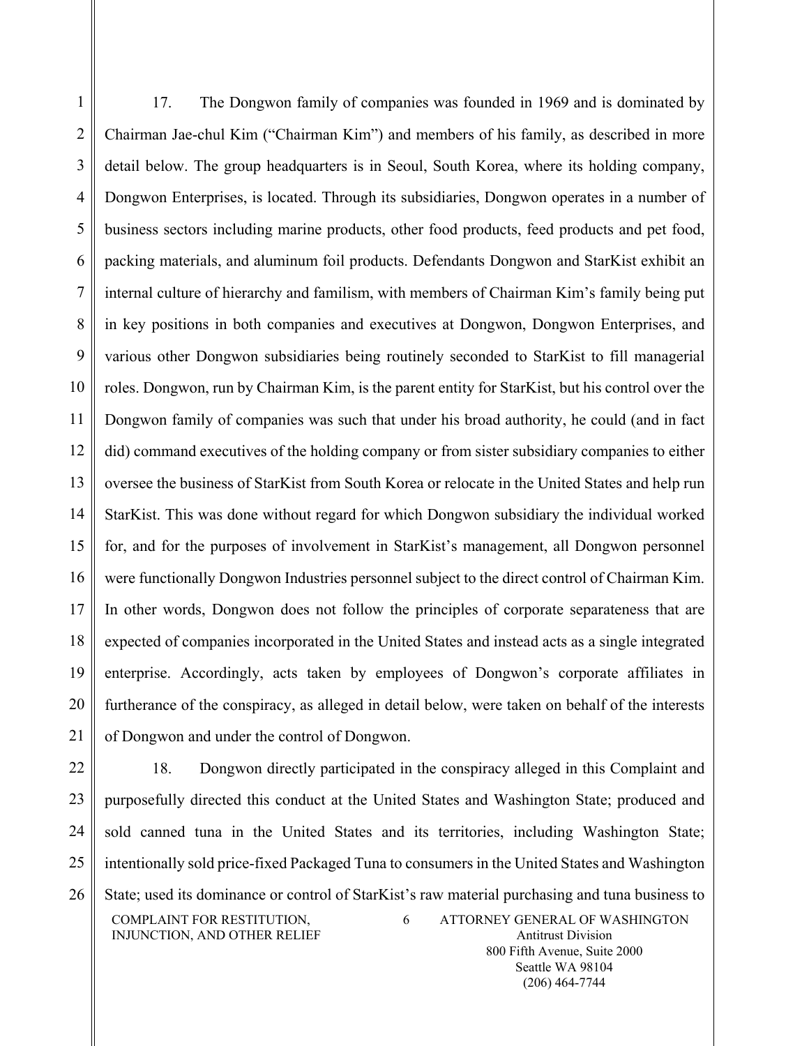17. The Dongwon family of companies was founded in 1969 and is dominated by Chairman Jae-chul Kim ("Chairman Kim") and members of his family, as described in more detail below. The group headquarters is in Seoul, South Korea, where its holding company, Dongwon Enterprises, is located. Through its subsidiaries, Dongwon operates in a number of business sectors including marine products, other food products, feed products and pet food, packing materials, and aluminum foil products. Defendants Dongwon and StarKist exhibit an internal culture of hierarchy and familism, with members of Chairman Kim's family being put in key positions in both companies and executives at Dongwon, Dongwon Enterprises, and various other Dongwon subsidiaries being routinely seconded to StarKist to fill managerial roles. Dongwon, run by Chairman Kim, is the parent entity for StarKist, but his control over the Dongwon family of companies was such that under his broad authority, he could (and in fact did) command executives of the holding company or from sister subsidiary companies to either oversee the business of StarKist from South Korea or relocate in the United States and help run StarKist. This was done without regard for which Dongwon subsidiary the individual worked for, and for the purposes of involvement in StarKist's management, all Dongwon personnel were functionally Dongwon Industries personnel subject to the direct control of Chairman Kim. In other words, Dongwon does not follow the principles of corporate separateness that are expected of companies incorporated in the United States and instead acts as a single integrated enterprise. Accordingly, acts taken by employees of Dongwon's corporate affiliates in furtherance of the conspiracy, as alleged in detail below, were taken on behalf of the interests of Dongwon and under the control of Dongwon.

18. Dongwon directly participated in the conspiracy alleged in this Complaint and purposefully directed this conduct at the United States and Washington State; produced and sold canned tuna in the United States and its territories, including Washington State; intentionally sold price-fixed Packaged Tuna to consumers in the United States and Washington State; used its dominance or control of StarKist's raw material purchasing and tuna business to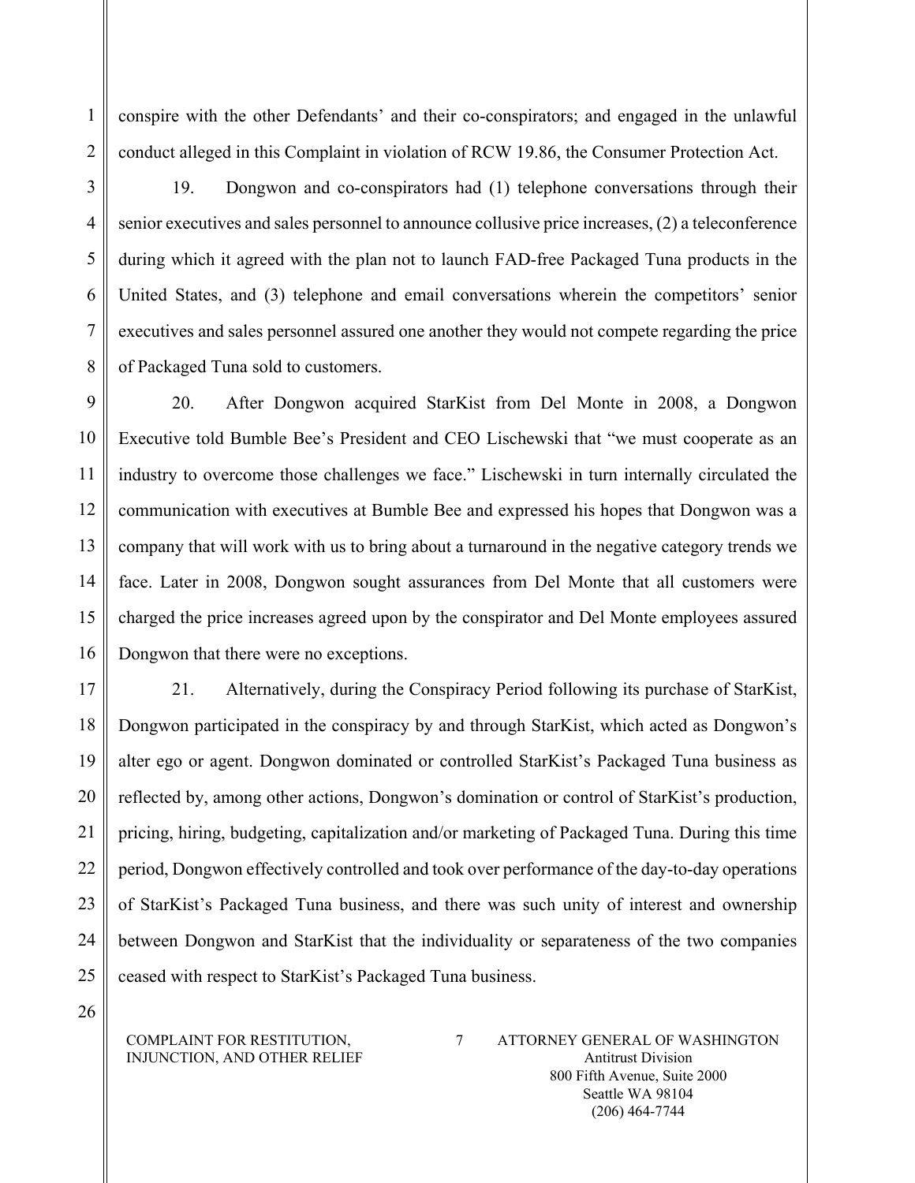conspire with the other Defendants' and their co-conspirators; and engaged in the unlawful conduct alleged in this Complaint in violation of RCW 19.86, the Consumer Protection Act.

19. Dongwon and co-conspirators had (1) telephone conversations through their senior executives and sales personnel to announce collusive price increases, (2) a teleconference during which it agreed with the plan not to launch FAD-free Packaged Tuna products in the United States, and (3) telephone and email conversations wherein the competitors' senior executives and sales personnel assured one another they would not compete regarding the price of Packaged Tuna sold to customers.

20. After Dongwon acquired StarKist from Del Monte in 2008, a Dongwon Executive told Bumble Bee's President and CEO Lischewski that "we must cooperate as an industry to overcome those challenges we face." Lischewski in turn internally circulated the communication with executives at Bumble Bee and expressed his hopes that Dongwon was a company that will work with us to bring about a turnaround in the negative category trends we face. Later in 2008, Dongwon sought assurances from Del Monte that all customers were charged the price increases agreed upon by the conspirator and Del Monte employees assured Dongwon that there were no exceptions.

21. Alternatively, during the Conspiracy Period following its purchase of StarKist, Dongwon participated in the conspiracy by and through StarKist, which acted as Dongwon's alter ego or agent. Dongwon dominated or controlled StarKist's Packaged Tuna business as reflected by, among other actions, Dongwon's domination or control of StarKist's production, pricing, hiring, budgeting, capitalization and/or marketing of Packaged Tuna. During this time period, Dongwon effectively controlled and took over performance of the day-to-day operations of StarKist's Packaged Tuna business, and there was such unity of interest and ownership between Dongwon and StarKist that the individuality or separateness of the two companies ceased with respect to StarKist's Packaged Tuna business.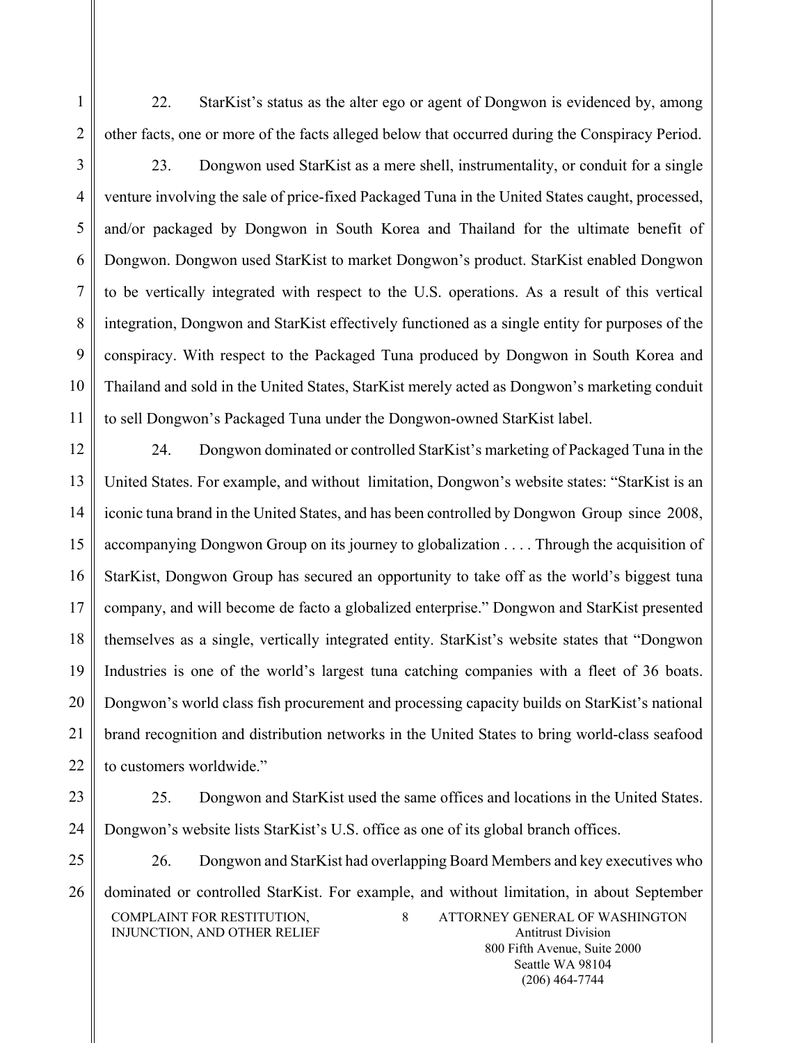22. StarKist's status as the alter ego or agent of Dongwon is evidenced by, among other facts, one or more of the facts alleged below that occurred during the Conspiracy Period.

23. Dongwon used StarKist as a mere shell, instrumentality, or conduit for a single venture involving the sale of price-fixed Packaged Tuna in the United States caught, processed, and/or packaged by Dongwon in South Korea and Thailand for the ultimate benefit of Dongwon. Dongwon used StarKist to market Dongwon's product. StarKist enabled Dongwon to be vertically integrated with respect to the U.S. operations. As a result of this vertical integration, Dongwon and StarKist effectively functioned as a single entity for purposes of the conspiracy. With respect to the Packaged Tuna produced by Dongwon in South Korea and Thailand and sold in the United States, StarKist merely acted as Dongwon's marketing conduit to sell Dongwon's Packaged Tuna under the Dongwon-owned StarKist label.

24. Dongwon dominated or controlled StarKist's marketing of Packaged Tuna in the United States. For example, and without limitation, Dongwon's website states: "StarKist is an iconic tuna brand in the United States, and has been controlled by Dongwon Group since 2008, accompanying Dongwon Group on its journey to globalization . . . . Through the acquisition of StarKist, Dongwon Group has secured an opportunity to take off as the world's biggest tuna company, and will become de facto a globalized enterprise." Dongwon and StarKist presented themselves as a single, vertically integrated entity. StarKist's website states that "Dongwon Industries is one of the world's largest tuna catching companies with a fleet of 36 boats. Dongwon's world class fish procurement and processing capacity builds on StarKist's national brand recognition and distribution networks in the United States to bring world-class seafood to customers worldwide."

25. Dongwon and StarKist used the same offices and locations in the United States. Dongwon's website lists StarKist's U.S. office as one of its global branch offices.

26. Dongwon and StarKist had overlapping Board Members and key executives who dominated or controlled StarKist. For example, and without limitation, in about September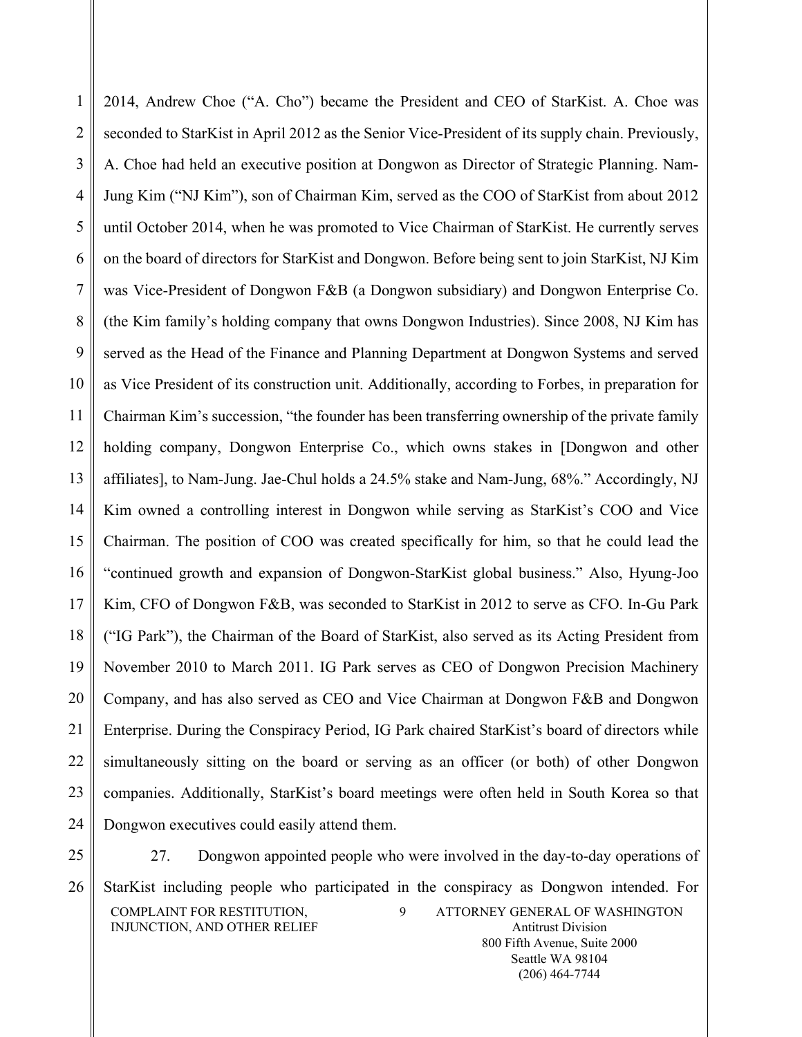2014, Andrew Choe ("A. Cho") became the President and CEO of StarKist. A. Choe was seconded to StarKist in April 2012 as the Senior Vice-President of its supply chain. Previously, A. Choe had held an executive position at Dongwon as Director of Strategic Planning. Nam-Jung Kim ("NJ Kim"), son of Chairman Kim, served as the COO of StarKist from about 2012 until October 2014, when he was promoted to Vice Chairman of StarKist. He currently serves on the board of directors for StarKist and Dongwon. Before being sent to join StarKist, NJ Kim was Vice-President of Dongwon F&B (a Dongwon subsidiary) and Dongwon Enterprise Co. (the Kim family's holding company that owns Dongwon Industries). Since 2008, NJ Kim has served as the Head of the Finance and Planning Department at Dongwon Systems and served as Vice President of its construction unit. Additionally, according to Forbes, in preparation for Chairman Kim's succession, "the founder has been transferring ownership of the private family holding company, Dongwon Enterprise Co., which owns stakes in [Dongwon and other affiliates], to Nam-Jung. Jae-Chul holds a 24.5% stake and Nam-Jung, 68%." Accordingly, NJ Kim owned a controlling interest in Dongwon while serving as StarKist's COO and Vice Chairman. The position of COO was created specifically for him, so that he could lead the "continued growth and expansion of Dongwon-StarKist global business." Also, Hyung-Joo Kim, CFO of Dongwon F&B, was seconded to StarKist in 2012 to serve as CFO. In-Gu Park ("IG Park"), the Chairman of the Board of StarKist, also served as its Acting President from November 2010 to March 2011. IG Park serves as CEO of Dongwon Precision Machinery Company, and has also served as CEO and Vice Chairman at Dongwon F&B and Dongwon Enterprise. During the Conspiracy Period, IG Park chaired StarKist's board of directors while simultaneously sitting on the board or serving as an officer (or both) of other Dongwon companies. Additionally, StarKist's board meetings were often held in South Korea so that Dongwon executives could easily attend them.

27. Dongwon appointed people who were involved in the day-to-day operations of StarKist including people who participated in the conspiracy as Dongwon intended. For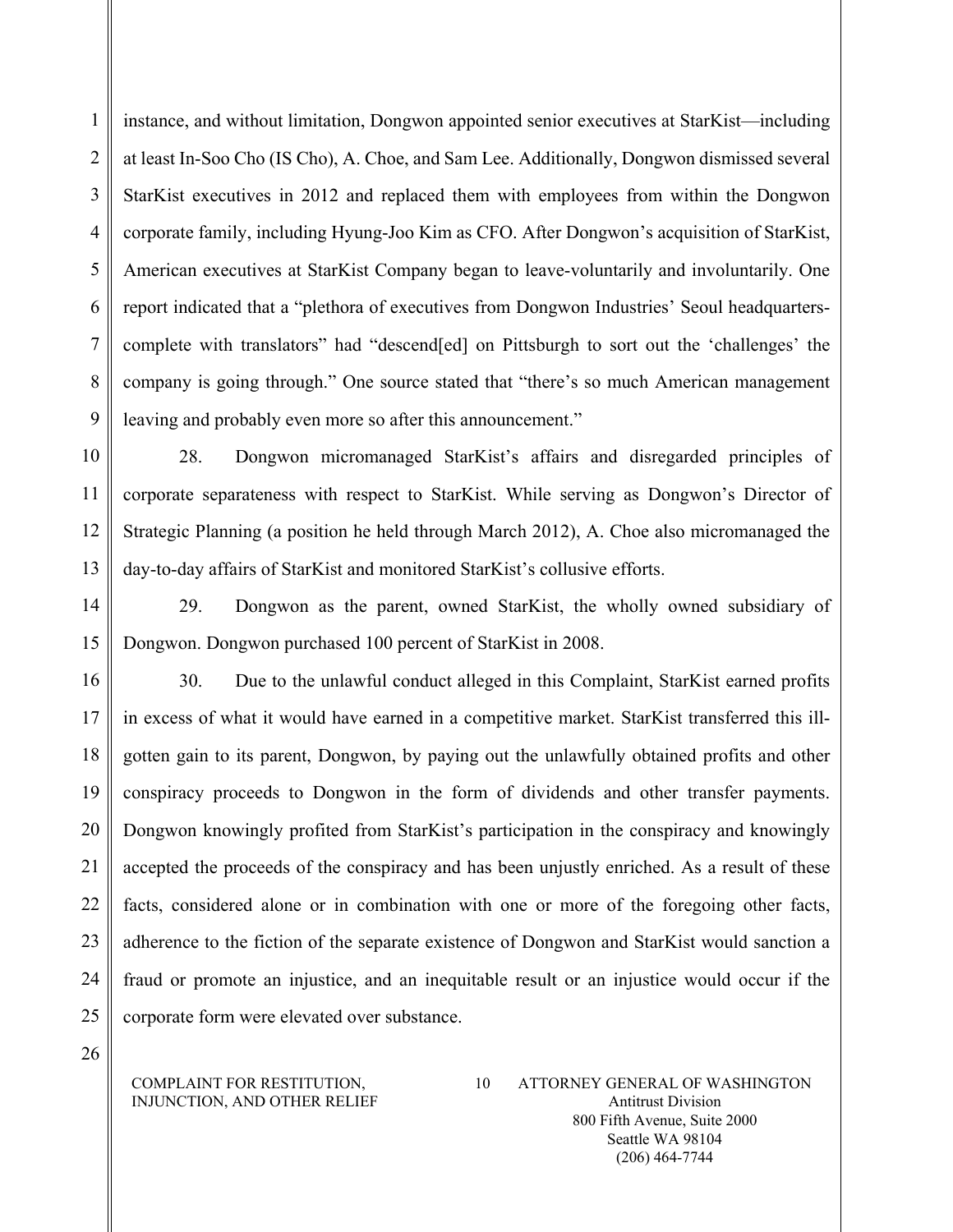instance, and without limitation, Dongwon appointed senior executives at StarKist—including at least In-Soo Cho (IS Cho), A. Choe, and Sam Lee. Additionally, Dongwon dismissed several StarKist executives in 2012 and replaced them with employees from within the Dongwon corporate family, including Hyung-Joo Kim as CFO. After Dongwon's acquisition of StarKist, American executives at StarKist Company began to leave-voluntarily and involuntarily. One report indicated that a "plethora of executives from Dongwon Industries' Seoul headquarters-complete with translators" had "descend[ed] on Pittsburgh to sort out the 'challenges' the company is going through." One source stated that "there's so much American management leaving and probably even more so after this announcement."

28. Dongwon micromanaged StarKist's affairs and disregarded principles of corporate separateness with respect to StarKist. While serving as Dongwon's Director of Strategic Planning (a position he held through March 2012), A. Choe also micromanaged the day-to-day affairs of StarKist and monitored StarKist's collusive efforts.

29. Dongwon as the parent, owned StarKist, the wholly owned subsidiary of Dongwon. Dongwon purchased 100 percent of StarKist in 2008.

30. Due to the unlawful conduct alleged in this Complaint, StarKist earned profits in excess of what it would have earned in a competitive market. StarKist transferred this ill-gotten gain to its parent, Dongwon, by paying out the unlawfully obtained profits and other conspiracy proceeds to Dongwon in the form of dividends and other transfer payments. Dongwon knowingly profited from StarKist's participation in the conspiracy and knowingly accepted the proceeds of the conspiracy and has been unjustly enriched. As a result of these facts, considered alone or in combination with one or more of the foregoing other facts, adherence to the fiction of the separate existence of Dongwon and StarKist would sanction a fraud or promote an injustice, and an inequitable result or an injustice would occur if the corporate form were elevated over substance.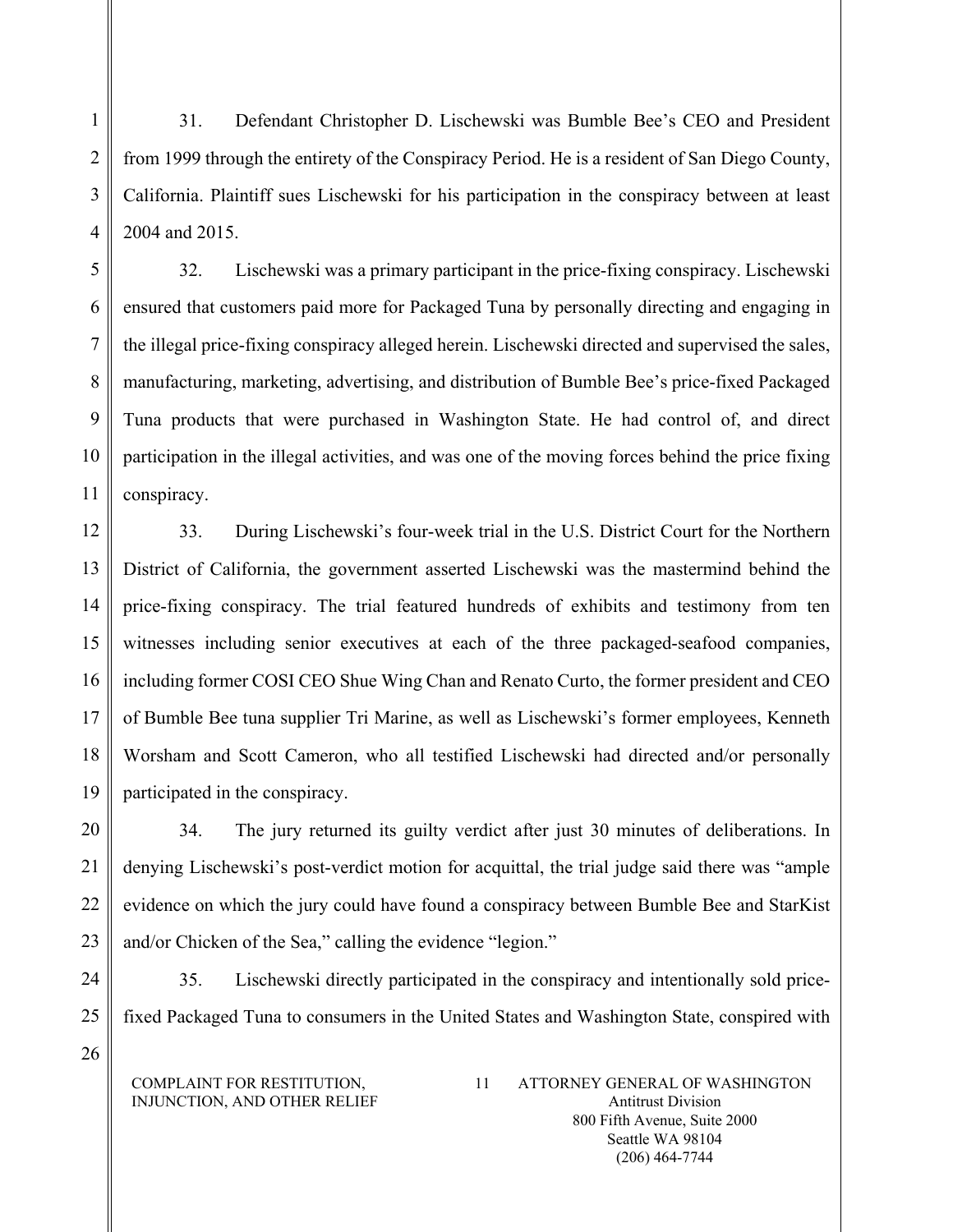31. Defendant Christopher D. Lischewski was Bumble Bee's CEO and President from 1999 through the entirety of the Conspiracy Period. He is a resident of San Diego County, California. Plaintiff sues Lischewski for his participation in the conspiracy between at least 2004 and 2015.

32. Lischewski was a primary participant in the price-fixing conspiracy. Lischewski ensured that customers paid more for Packaged Tuna by personally directing and engaging in the illegal price-fixing conspiracy alleged herein. Lischewski directed and supervised the sales, manufacturing, marketing, advertising, and distribution of Bumble Bee's price-fixed Packaged Tuna products that were purchased in Washington State. He had control of, and direct participation in the illegal activities, and was one of the moving forces behind the price fixing conspiracy.

33. During Lischewski's four-week trial in the U.S. District Court for the Northern District of California, the government asserted Lischewski was the mastermind behind the price-fixing conspiracy. The trial featured hundreds of exhibits and testimony from ten witnesses including senior executives at each of the three packaged-seafood companies, including former COSI CEO Shue Wing Chan and Renato Curto, the former president and CEO of Bumble Bee tuna supplier Tri Marine, as well as Lischewski's former employees, Kenneth Worsham and Scott Cameron, who all testified Lischewski had directed and/or personally participated in the conspiracy.

34. The jury returned its guilty verdict after just 30 minutes of deliberations. In denying Lischewski's post-verdict motion for acquittal, the trial judge said there was "ample evidence on which the jury could have found a conspiracy between Bumble Bee and StarKist and/or Chicken of the Sea," calling the evidence "legion."

35. Lischewski directly participated in the conspiracy and intentionally sold price-fixed Packaged Tuna to consumers in the United States and Washington State, conspired with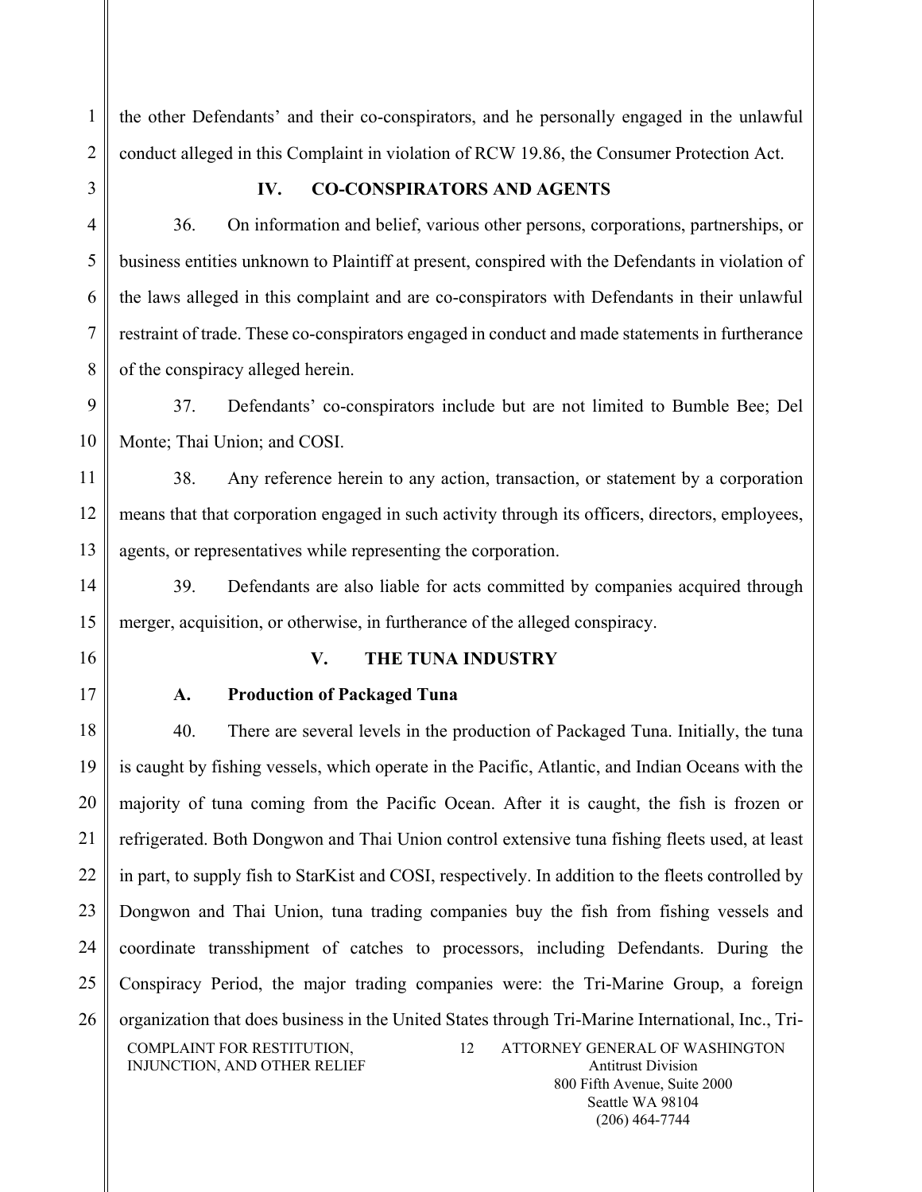the other Defendants' and their co-conspirators, and he personally engaged in the unlawful conduct alleged in this Complaint in violation of RCW 19.86, the Consumer Protection Act.

## IV. CO-CONSPIRATORS AND AGENTS

36. On information and belief, various other persons, corporations, partnerships, or business entities unknown to Plaintiff at present, conspired with the Defendants in violation of the laws alleged in this complaint and are co-conspirators with Defendants in their unlawful restraint of trade. These co-conspirators engaged in conduct and made statements in furtherance of the conspiracy alleged herein.

37. Defendants' co-conspirators include but are not limited to Bumble Bee; Del Monte; Thai Union; and COSI.

38. Any reference herein to any action, transaction, or statement by a corporation means that that corporation engaged in such activity through its officers, directors, employees, agents, or representatives while representing the corporation.

39. Defendants are also liable for acts committed by companies acquired through merger, acquisition, or otherwise, in furtherance of the alleged conspiracy.

## V. THE TUNA INDUSTRY

### A. Production of Packaged Tuna

40. There are several levels in the production of Packaged Tuna. Initially, the tuna is caught by fishing vessels, which operate in the Pacific, Atlantic, and Indian Oceans with the majority of tuna coming from the Pacific Ocean. After it is caught, the fish is frozen or refrigerated. Both Dongwon and Thai Union control extensive tuna fishing fleets used, at least in part, to supply fish to StarKist and COSI, respectively. In addition to the fleets controlled by Dongwon and Thai Union, tuna trading companies buy the fish from fishing vessels and coordinate transshipment of catches to processors, including Defendants. During the Conspiracy Period, the major trading companies were: the Tri-Marine Group, a foreign organization that does business in the United States through Tri-Marine International, Inc., Tri-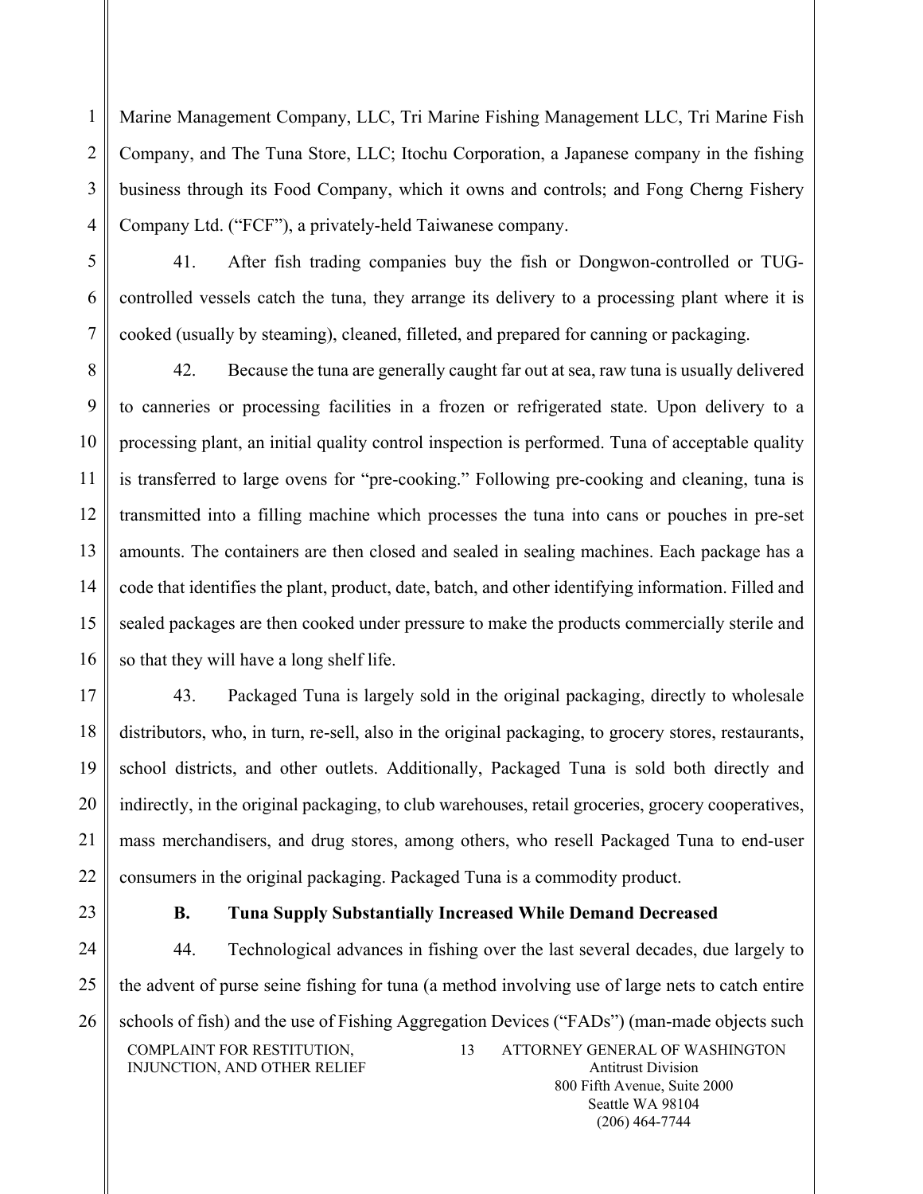Marine Management Company, LLC, Tri Marine Fishing Management LLC, Tri Marine Fish Company, and The Tuna Store, LLC; Itochu Corporation, a Japanese company in the fishing business through its Food Company, which it owns and controls; and Fong Cherng Fishery Company Ltd. ("FCF"), a privately-held Taiwanese company.

41. After fish trading companies buy the fish or Dongwon-controlled or TUG-controlled vessels catch the tuna, they arrange its delivery to a processing plant where it is cooked (usually by steaming), cleaned, filleted, and prepared for canning or packaging.

42. Because the tuna are generally caught far out at sea, raw tuna is usually delivered to canneries or processing facilities in a frozen or refrigerated state. Upon delivery to a processing plant, an initial quality control inspection is performed. Tuna of acceptable quality is transferred to large ovens for "pre-cooking." Following pre-cooking and cleaning, tuna is transmitted into a filling machine which processes the tuna into cans or pouches in pre-set amounts. The containers are then closed and sealed in sealing machines. Each package has a code that identifies the plant, product, date, batch, and other identifying information. Filled and sealed packages are then cooked under pressure to make the products commercially sterile and so that they will have a long shelf life.

43. Packaged Tuna is largely sold in the original packaging, directly to wholesale distributors, who, in turn, re-sell, also in the original packaging, to grocery stores, restaurants, school districts, and other outlets. Additionally, Packaged Tuna is sold both directly and indirectly, in the original packaging, to club warehouses, retail groceries, grocery cooperatives, mass merchandisers, and drug stores, among others, who resell Packaged Tuna to end-user consumers in the original packaging. Packaged Tuna is a commodity product.

### B. Tuna Supply Substantially Increased While Demand Decreased

44. Technological advances in fishing over the last several decades, due largely to the advent of purse seine fishing for tuna (a method involving use of large nets to catch entire schools of fish) and the use of Fishing Aggregation Devices ("FADs") (man-made objects such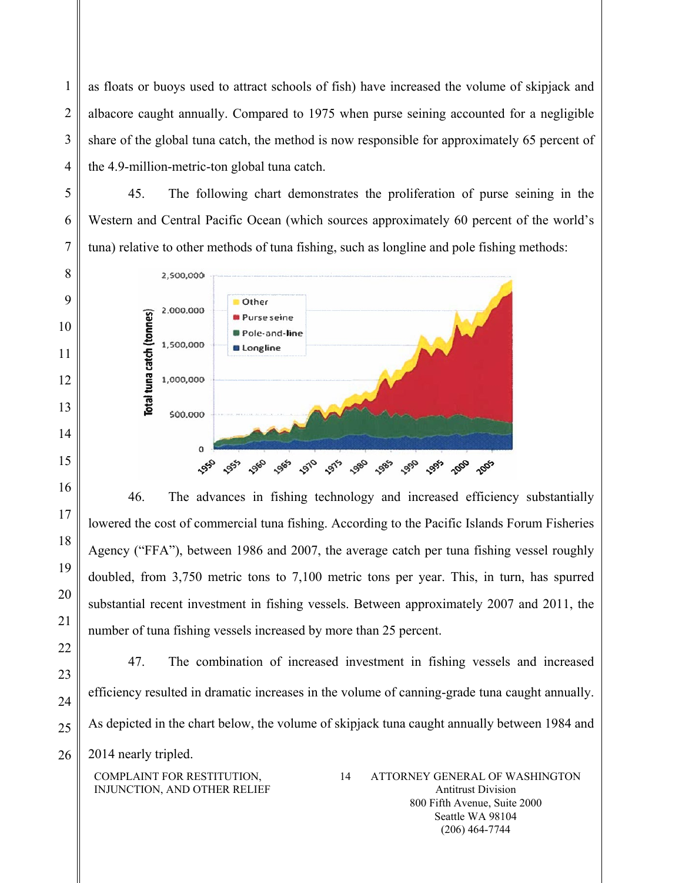as floats or buoys used to attract schools of fish) have increased the volume of skipjack and albacore caught annually. Compared to 1975 when purse seining accounted for a negligible share of the global tuna catch, the method is now responsible for approximately 65 percent of the 4.9-million-metric-ton global tuna catch.

45. The following chart demonstrates the proliferation of purse seining in the Western and Central Pacific Ocean (which sources approximately 60 percent of the world's tuna) relative to other methods of tuna fishing, such as longline and pole fishing methods:

46. The advances in fishing technology and increased efficiency substantially lowered the cost of commercial tuna fishing. According to the Pacific Islands Forum Fisheries Agency ("FFA"), between 1986 and 2007, the average catch per tuna fishing vessel roughly doubled, from 3,750 metric tons to 7,100 metric tons per year. This, in turn, has spurred substantial recent investment in fishing vessels. Between approximately 2007 and 2011, the number of tuna fishing vessels increased by more than 25 percent.

47. The combination of increased investment in fishing vessels and increased efficiency resulted in dramatic increases in the volume of canning-grade tuna caught annually. As depicted in the chart below, the volume of skipjack tuna caught annually between 1984 and 2014 nearly tripled.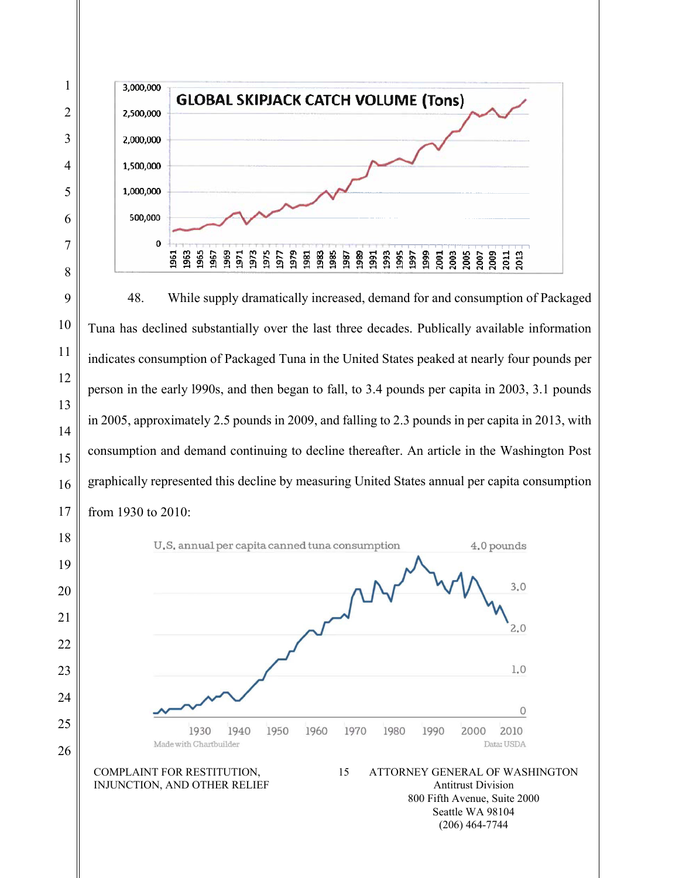48. While supply dramatically increased, demand for and consumption of Packaged Tuna has declined substantially over the last three decades. Publically available information indicates consumption of Packaged Tuna in the United States peaked at nearly four pounds per person in the early 1990s, and then began to fall, to 3.4 pounds per capita in 2003, 3.1 pounds in 2005, approximately 2.5 pounds in 2009, and falling to 2.3 pounds in per capita in 2013, with consumption and demand continuing to decline thereafter. An article in the Washington Post graphically represented this decline by measuring United States annual per capita consumption from 1930 to 2010: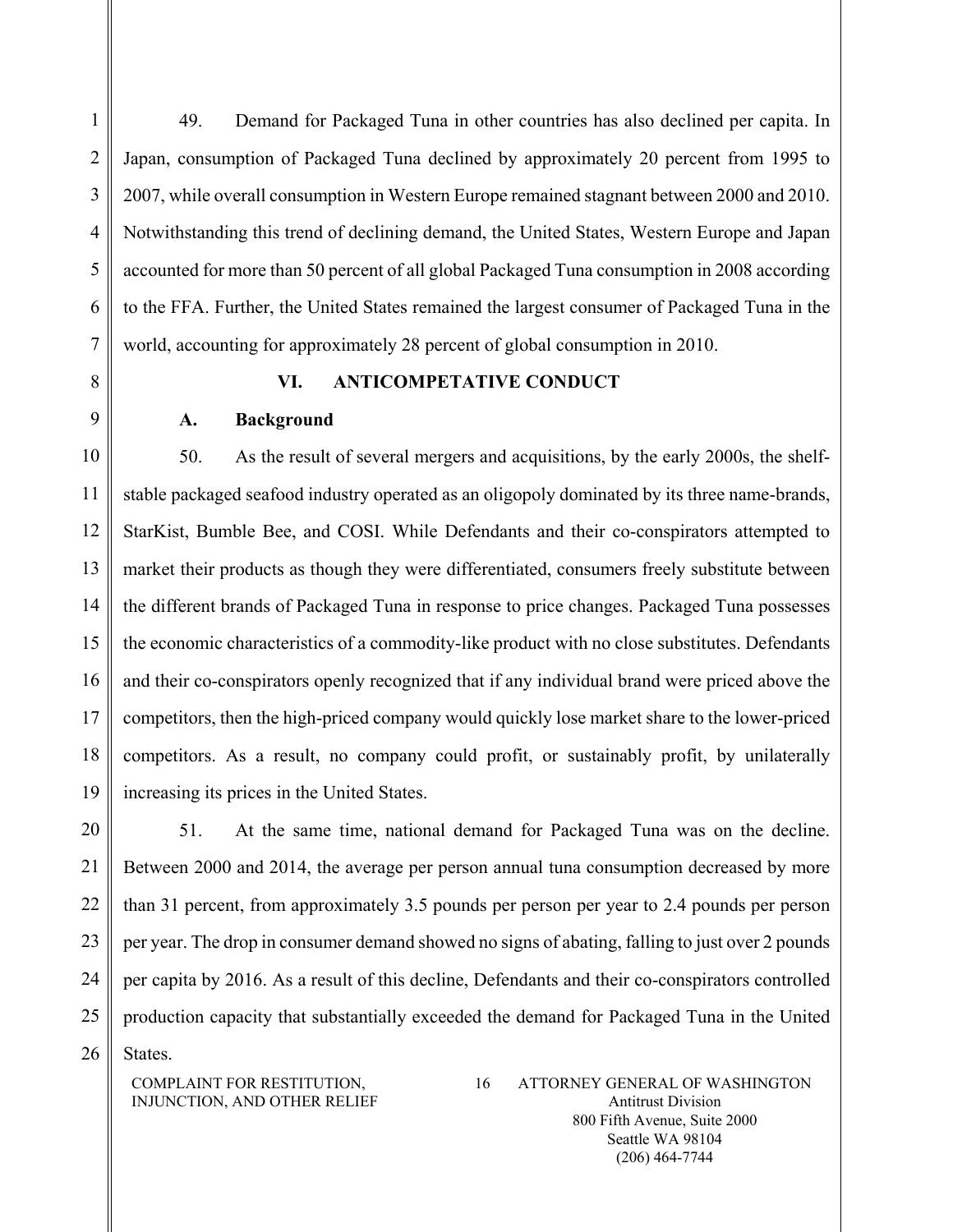49. Demand for Packaged Tuna in other countries has also declined per capita. In Japan, consumption of Packaged Tuna declined by approximately 20 percent from 1995 to 2007, while overall consumption in Western Europe remained stagnant between 2000 and 2010. Notwithstanding this trend of declining demand, the United States, Western Europe and Japan accounted for more than 50 percent of all global Packaged Tuna consumption in 2008 according to the FFA. Further, the United States remained the largest consumer of Packaged Tuna in the world, accounting for approximately 28 percent of global consumption in 2010.

## VI. ANTICOMPETATIVE CONDUCT

### A. Background

50. As the result of several mergers and acquisitions, by the early 2000s, the shelf-stable packaged seafood industry operated as an oligopoly dominated by its three name-brands, StarKist, Bumble Bee, and COSI. While Defendants and their co-conspirators attempted to market their products as though they were differentiated, consumers freely substitute between the different brands of Packaged Tuna in response to price changes. Packaged Tuna possesses the economic characteristics of a commodity-like product with no close substitutes. Defendants and their co-conspirators openly recognized that if any individual brand were priced above the competitors, then the high-priced company would quickly lose market share to the lower-priced competitors. As a result, no company could profit, or sustainably profit, by unilaterally increasing its prices in the United States.

51. At the same time, national demand for Packaged Tuna was on the decline. Between 2000 and 2014, the average per person annual tuna consumption decreased by more than 31 percent, from approximately 3.5 pounds per person per year to 2.4 pounds per person per year. The drop in consumer demand showed no signs of abating, falling to just over 2 pounds per capita by 2016. As a result of this decline, Defendants and their co-conspirators controlled production capacity that substantially exceeded the demand for Packaged Tuna in the United States.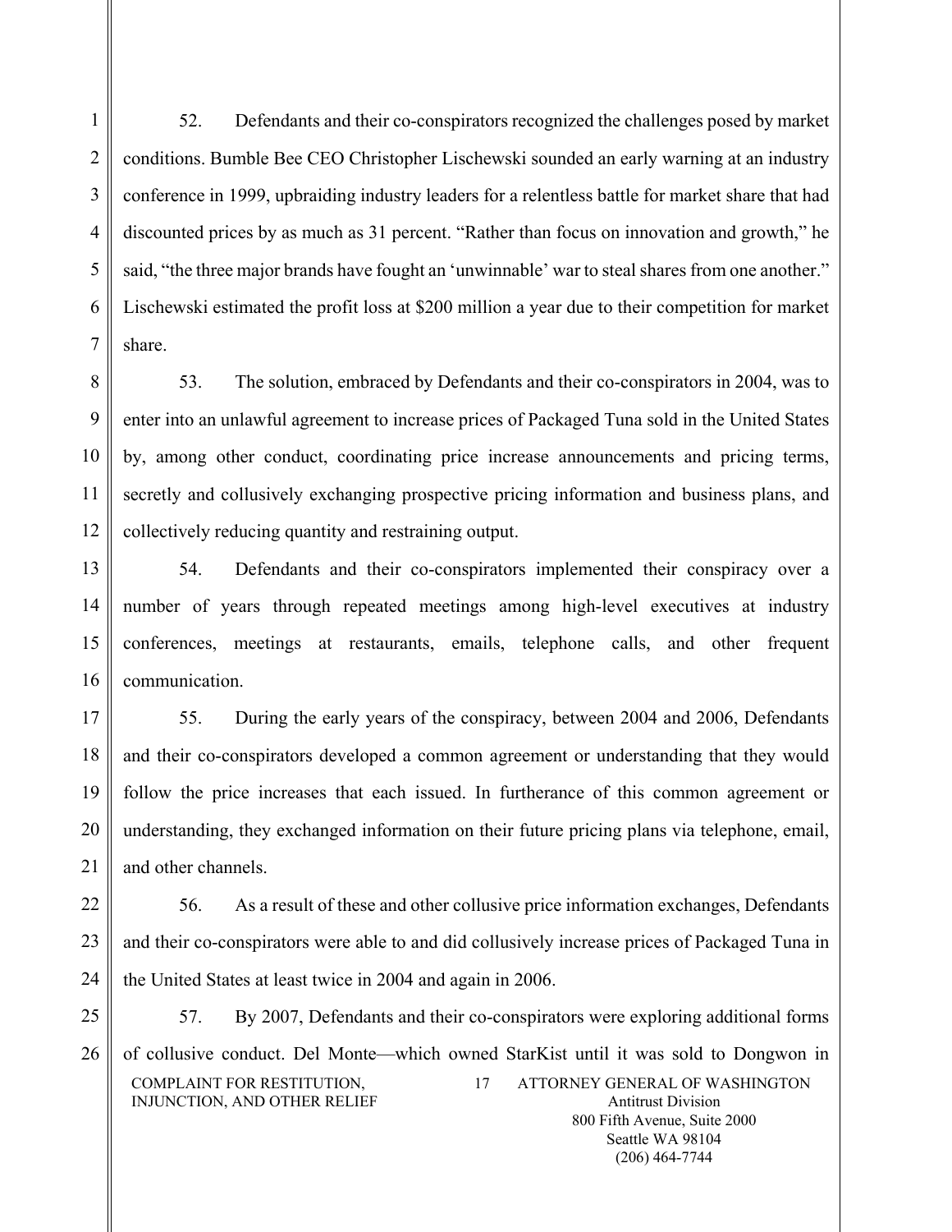52. Defendants and their co-conspirators recognized the challenges posed by market conditions. Bumble Bee CEO Christopher Lischewski sounded an early warning at an industry conference in 1999, upbraiding industry leaders for a relentless battle for market share that had discounted prices by as much as 31 percent. "Rather than focus on innovation and growth," he said, "the three major brands have fought an 'unwinnable' war to steal shares from one another." Lischewski estimated the profit loss at $200 million a year due to their competition for market share.

53. The solution, embraced by Defendants and their co-conspirators in 2004, was to enter into an unlawful agreement to increase prices of Packaged Tuna sold in the United States by, among other conduct, coordinating price increase announcements and pricing terms, secretly and collusively exchanging prospective pricing information and business plans, and collectively reducing quantity and restraining output.

54. Defendants and their co-conspirators implemented their conspiracy over a number of years through repeated meetings among high-level executives at industry conferences, meetings at restaurants, emails, telephone calls, and other frequent communication.

55. During the early years of the conspiracy, between 2004 and 2006, Defendants and their co-conspirators developed a common agreement or understanding that they would follow the price increases that each issued. In furtherance of this common agreement or understanding, they exchanged information on their future pricing plans via telephone, email, and other channels.

56. As a result of these and other collusive price information exchanges, Defendants and their co-conspirators were able to and did collusively increase prices of Packaged Tuna in the United States at least twice in 2004 and again in 2006.

57. By 2007, Defendants and their co-conspirators were exploring additional forms of collusive conduct. Del Monte—which owned StarKist until it was sold to Dongwon in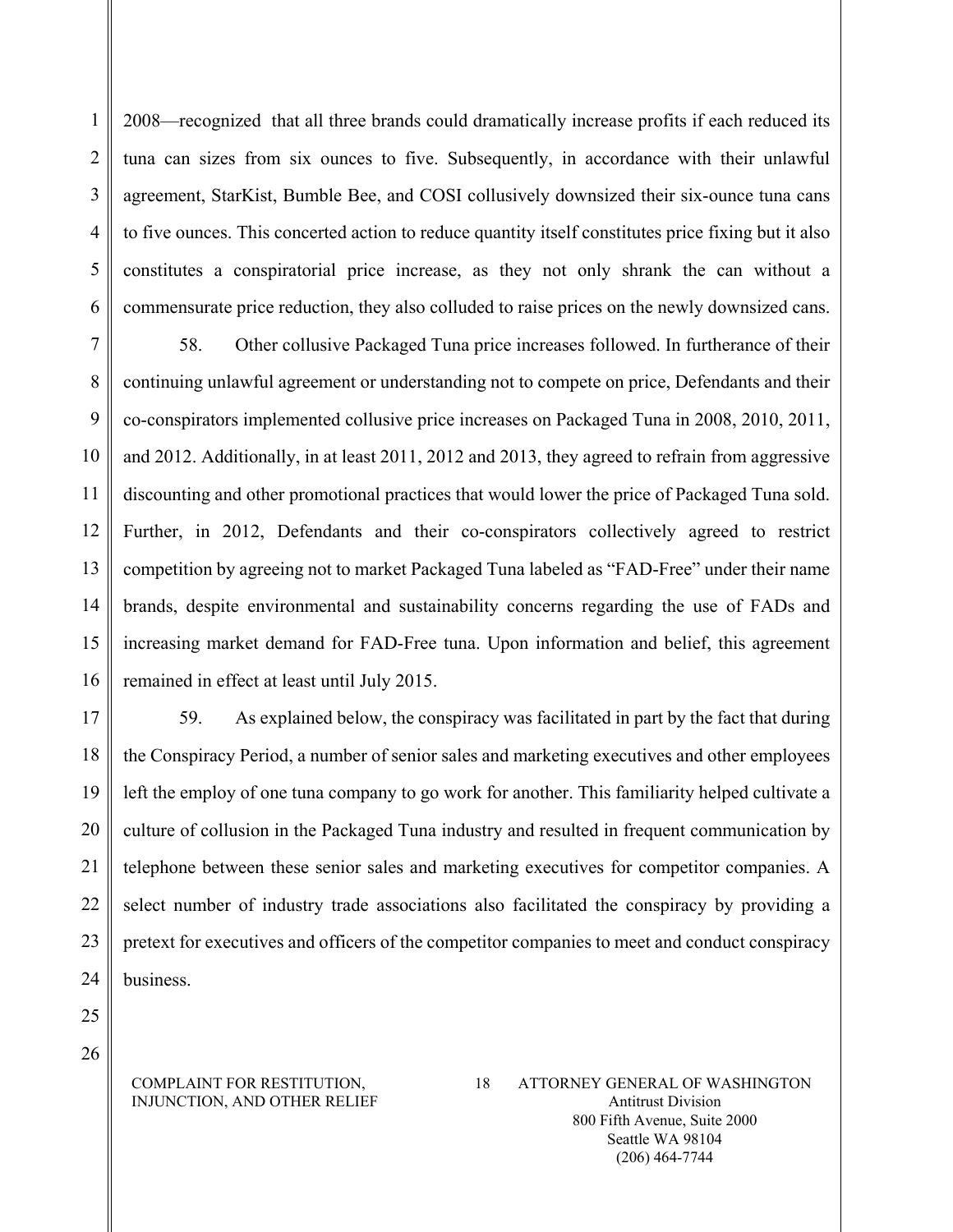2008—recognized that all three brands could dramatically increase profits if each reduced its tuna can sizes from six ounces to five. Subsequently, in accordance with their unlawful agreement, StarKist, Bumble Bee, and COSI collusively downsized their six-ounce tuna cans to five ounces. This concerted action to reduce quantity itself constitutes price fixing but it also constitutes a conspiratorial price increase, as they not only shrank the can without a commensurate price reduction, they also colluded to raise prices on the newly downsized cans.

58. Other collusive Packaged Tuna price increases followed. In furtherance of their continuing unlawful agreement or understanding not to compete on price, Defendants and their co-conspirators implemented collusive price increases on Packaged Tuna in 2008, 2010, 2011, and 2012. Additionally, in at least 2011, 2012 and 2013, they agreed to refrain from aggressive discounting and other promotional practices that would lower the price of Packaged Tuna sold. Further, in 2012, Defendants and their co-conspirators collectively agreed to restrict competition by agreeing not to market Packaged Tuna labeled as "FAD-Free" under their name brands, despite environmental and sustainability concerns regarding the use of FADs and increasing market demand for FAD-Free tuna. Upon information and belief, this agreement remained in effect at least until July 2015.

59. As explained below, the conspiracy was facilitated in part by the fact that during the Conspiracy Period, a number of senior sales and marketing executives and other employees left the employ of one tuna company to go work for another. This familiarity helped cultivate a culture of collusion in the Packaged Tuna industry and resulted in frequent communication by telephone between these senior sales and marketing executives for competitor companies. A select number of industry trade associations also facilitated the conspiracy by providing a pretext for executives and officers of the competitor companies to meet and conduct conspiracy business.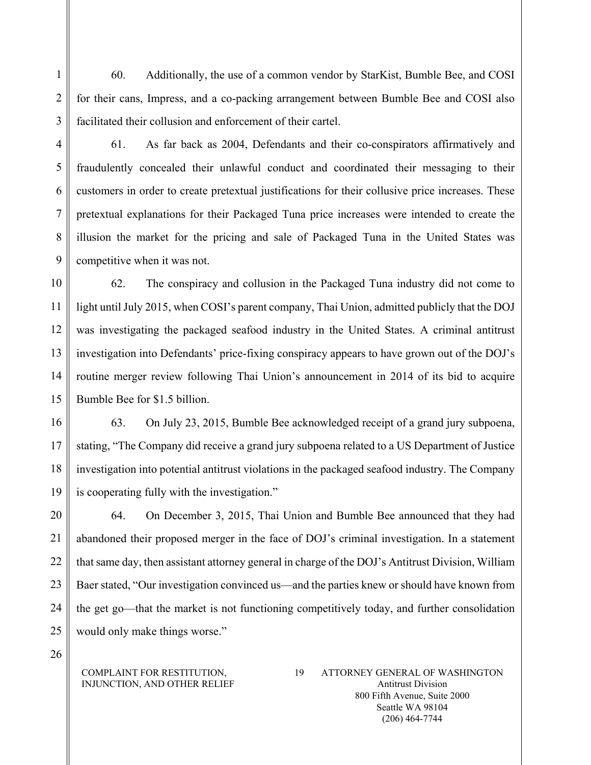60. Additionally, the use of a common vendor by StarKist, Bumble Bee, and COSI for their cans, Impress, and a co-packing arrangement between Bumble Bee and COSI also facilitated their collusion and enforcement of their cartel.

61. As far back as 2004, Defendants and their co-conspirators affirmatively and fraudulently concealed their unlawful conduct and coordinated their messaging to their customers in order to create pretextual justifications for their collusive price increases. These pretextual explanations for their Packaged Tuna price increases were intended to create the illusion the market for the pricing and sale of Packaged Tuna in the United States was competitive when it was not.

62. The conspiracy and collusion in the Packaged Tuna industry did not come to light until July 2015, when COSI's parent company, Thai Union, admitted publicly that the DOJ was investigating the packaged seafood industry in the United States. A criminal antitrust investigation into Defendants' price-fixing conspiracy appears to have grown out of the DOJ's routine merger review following Thai Union's announcement in 2014 of its bid to acquire Bumble Bee for $1.5 billion.

63. On July 23, 2015, Bumble Bee acknowledged receipt of a grand jury subpoena, stating, "The Company did receive a grand jury subpoena related to a US Department of Justice investigation into potential antitrust violations in the packaged seafood industry. The Company is cooperating fully with the investigation."

64. On December 3, 2015, Thai Union and Bumble Bee announced that they had abandoned their proposed merger in the face of DOJ's criminal investigation. In a statement that same day, then assistant attorney general in charge of the DOJ's Antitrust Division, William Baer stated, "Our investigation convinced us—and the parties knew or should have known from the get go—that the market is not functioning competitively today, and further consolidation would only make things worse."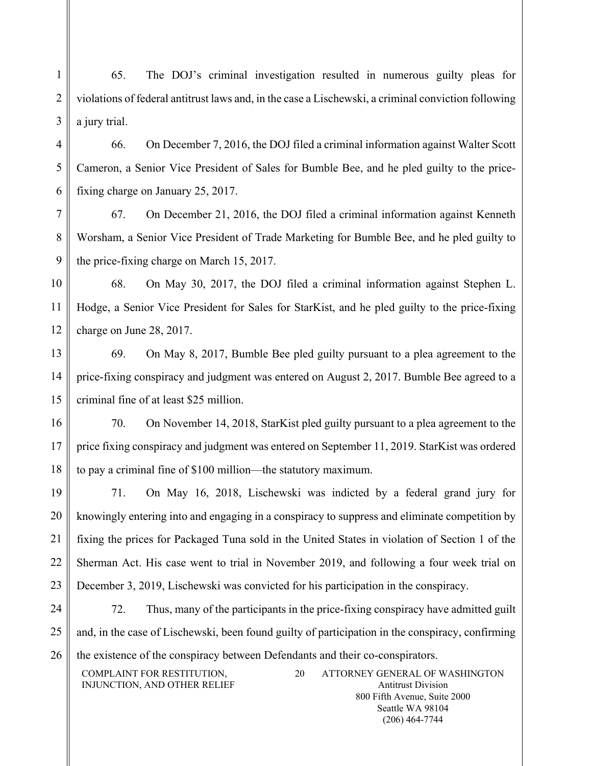65. The DOJ's criminal investigation resulted in numerous guilty pleas for violations of federal antitrust laws and, in the case a Lischewski, a criminal conviction following a jury trial.

66. On December 7, 2016, the DOJ filed a criminal information against Walter Scott Cameron, a Senior Vice President of Sales for Bumble Bee, and he pled guilty to the price-fixing charge on January 25, 2017.

67. On December 21, 2016, the DOJ filed a criminal information against Kenneth Worsham, a Senior Vice President of Trade Marketing for Bumble Bee, and he pled guilty to the price-fixing charge on March 15, 2017.

68. On May 30, 2017, the DOJ filed a criminal information against Stephen L. Hodge, a Senior Vice President for Sales for StarKist, and he pled guilty to the price-fixing charge on June 28, 2017.

69. On May 8, 2017, Bumble Bee pled guilty pursuant to a plea agreement to the price-fixing conspiracy and judgment was entered on August 2, 2017. Bumble Bee agreed to a criminal fine of at least $25 million.

70. On November 14, 2018, StarKist pled guilty pursuant to a plea agreement to the price fixing conspiracy and judgment was entered on September 11, 2019. StarKist was ordered to pay a criminal fine of $100 million—the statutory maximum.

71. On May 16, 2018, Lischewski was indicted by a federal grand jury for knowingly entering into and engaging in a conspiracy to suppress and eliminate competition by fixing the prices for Packaged Tuna sold in the United States in violation of Section 1 of the Sherman Act. His case went to trial in November 2019, and following a four week trial on December 3, 2019, Lischewski was convicted for his participation in the conspiracy.

72. Thus, many of the participants in the price-fixing conspiracy have admitted guilt and, in the case of Lischewski, been found guilty of participation in the conspiracy, confirming the existence of the conspiracy between Defendants and their co-conspirators.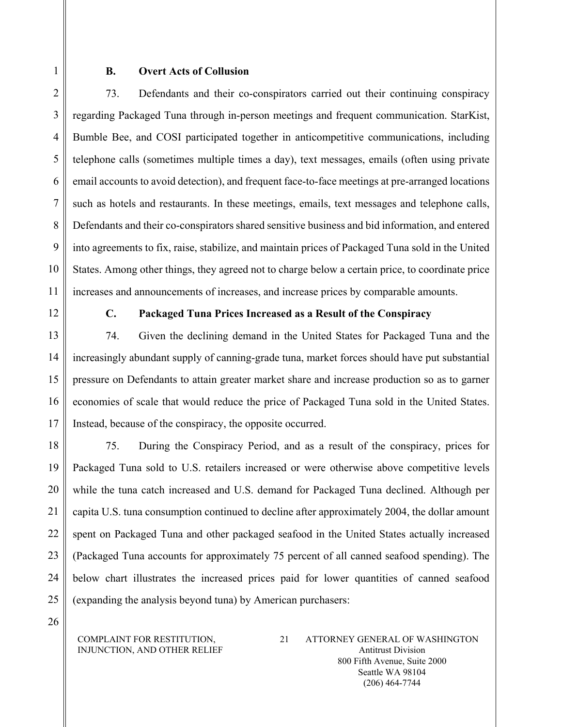### B. Overt Acts of Collusion

73. Defendants and their co-conspirators carried out their continuing conspiracy regarding Packaged Tuna through in-person meetings and frequent communication. StarKist, Bumble Bee, and COSI participated together in anticompetitive communications, including telephone calls (sometimes multiple times a day), text messages, emails (often using private email accounts to avoid detection), and frequent face-to-face meetings at pre-arranged locations such as hotels and restaurants. In these meetings, emails, text messages and telephone calls, Defendants and their co-conspirators shared sensitive business and bid information, and entered into agreements to fix, raise, stabilize, and maintain prices of Packaged Tuna sold in the United States. Among other things, they agreed not to charge below a certain price, to coordinate price increases and announcements of increases, and increase prices by comparable amounts.

### C. Packaged Tuna Prices Increased as a Result of the Conspiracy

74. Given the declining demand in the United States for Packaged Tuna and the increasingly abundant supply of canning-grade tuna, market forces should have put substantial pressure on Defendants to attain greater market share and increase production so as to garner economies of scale that would reduce the price of Packaged Tuna sold in the United States. Instead, because of the conspiracy, the opposite occurred.

75. During the Conspiracy Period, and as a result of the conspiracy, prices for Packaged Tuna sold to U.S. retailers increased or were otherwise above competitive levels while the tuna catch increased and U.S. demand for Packaged Tuna declined. Although per capita U.S. tuna consumption continued to decline after approximately 2004, the dollar amount spent on Packaged Tuna and other packaged seafood in the United States actually increased (Packaged Tuna accounts for approximately 75 percent of all canned seafood spending). The below chart illustrates the increased prices paid for lower quantities of canned seafood (expanding the analysis beyond tuna) by American purchasers: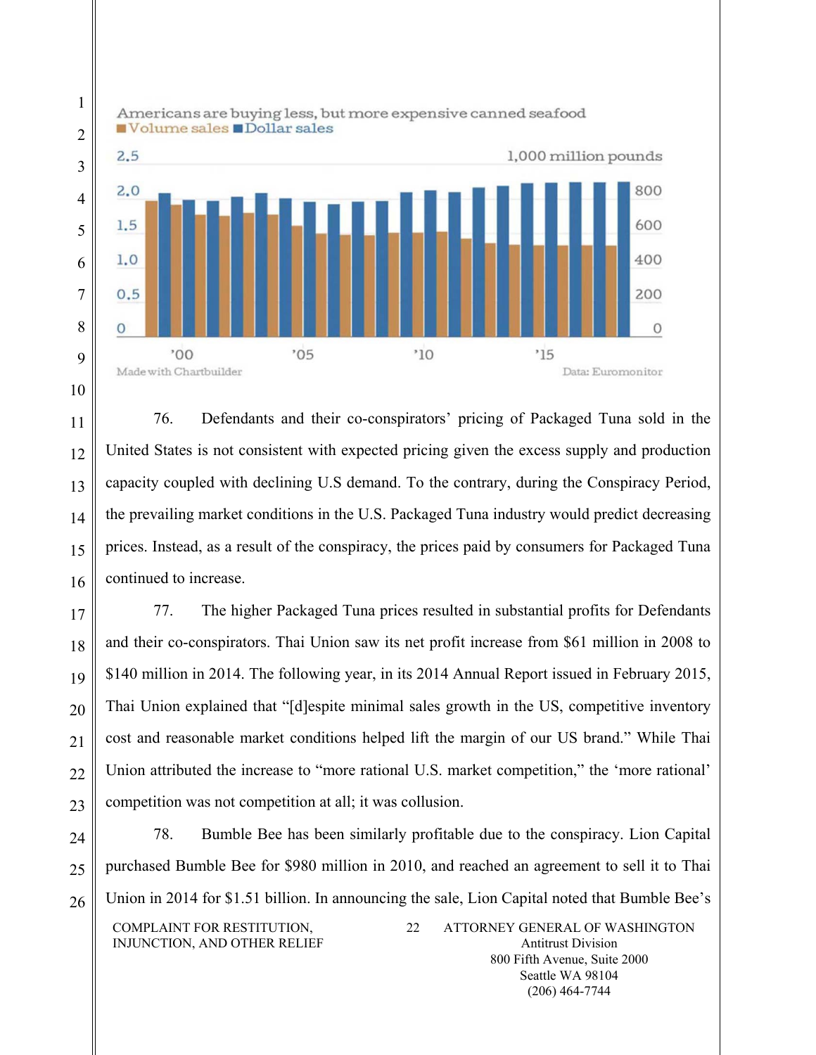Americans are buying less, but more expensive canned seafood

Volume sales | Dollar sales

Made with Chartbuilder — Data: Euromonitor

76. Defendants and their co-conspirators' pricing of Packaged Tuna sold in the United States is not consistent with expected pricing given the excess supply and production capacity coupled with declining U.S demand. To the contrary, during the Conspiracy Period, the prevailing market conditions in the U.S. Packaged Tuna industry would predict decreasing prices. Instead, as a result of the conspiracy, the prices paid by consumers for Packaged Tuna continued to increase.

77. The higher Packaged Tuna prices resulted in substantial profits for Defendants and their co-conspirators. Thai Union saw its net profit increase from $61 million in 2008 to $140 million in 2014. The following year, in its 2014 Annual Report issued in February 2015, Thai Union explained that "[d]espite minimal sales growth in the US, competitive inventory cost and reasonable market conditions helped lift the margin of our US brand." While Thai Union attributed the increase to "more rational U.S. market competition," the 'more rational' competition was not competition at all; it was collusion.

78. Bumble Bee has been similarly profitable due to the conspiracy. Lion Capital purchased Bumble Bee for $980 million in 2010, and reached an agreement to sell it to Thai Union in 2014 for $1.51 billion. In announcing the sale, Lion Capital noted that Bumble Bee's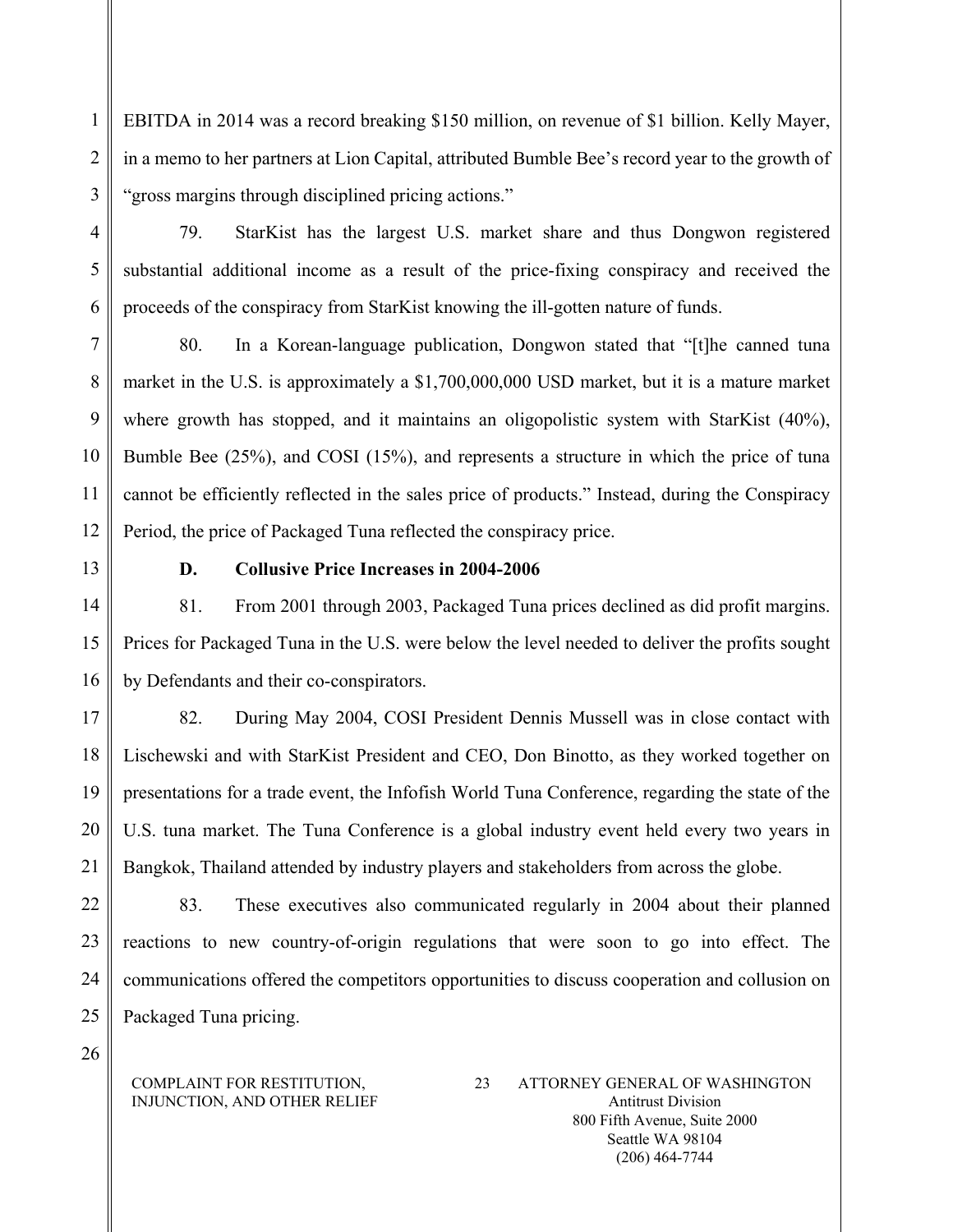EBITDA in 2014 was a record breaking $150 million, on revenue of $1 billion. Kelly Mayer, in a memo to her partners at Lion Capital, attributed Bumble Bee's record year to the growth of "gross margins through disciplined pricing actions."

79. StarKist has the largest U.S. market share and thus Dongwon registered substantial additional income as a result of the price-fixing conspiracy and received the proceeds of the conspiracy from StarKist knowing the ill-gotten nature of funds.

80. In a Korean-language publication, Dongwon stated that "[t]he canned tuna market in the U.S. is approximately a $1,700,000,000 USD market, but it is a mature market where growth has stopped, and it maintains an oligopolistic system with StarKist (40%), Bumble Bee (25%), and COSI (15%), and represents a structure in which the price of tuna cannot be efficiently reflected in the sales price of products." Instead, during the Conspiracy Period, the price of Packaged Tuna reflected the conspiracy price.

### D. Collusive Price Increases in 2004-2006

81. From 2001 through 2003, Packaged Tuna prices declined as did profit margins. Prices for Packaged Tuna in the U.S. were below the level needed to deliver the profits sought by Defendants and their co-conspirators.

82. During May 2004, COSI President Dennis Mussell was in close contact with Lischewski and with StarKist President and CEO, Don Binotto, as they worked together on presentations for a trade event, the Infofish World Tuna Conference, regarding the state of the U.S. tuna market. The Tuna Conference is a global industry event held every two years in Bangkok, Thailand attended by industry players and stakeholders from across the globe.

83. These executives also communicated regularly in 2004 about their planned reactions to new country-of-origin regulations that were soon to go into effect. The communications offered the competitors opportunities to discuss cooperation and collusion on Packaged Tuna pricing.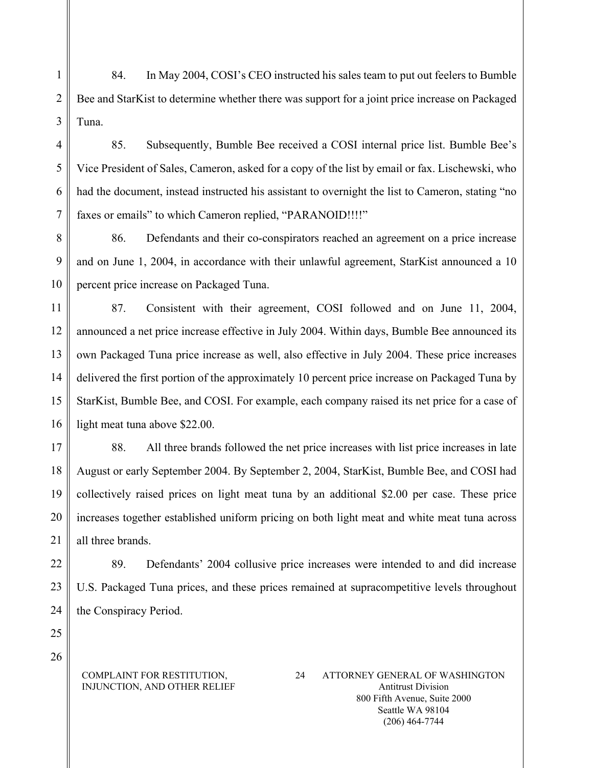84. In May 2004, COSI's CEO instructed his sales team to put out feelers to Bumble Bee and StarKist to determine whether there was support for a joint price increase on Packaged Tuna.

85. Subsequently, Bumble Bee received a COSI internal price list. Bumble Bee's Vice President of Sales, Cameron, asked for a copy of the list by email or fax. Lischewski, who had the document, instead instructed his assistant to overnight the list to Cameron, stating "no faxes or emails" to which Cameron replied, "PARANOID!!!!"

86. Defendants and their co-conspirators reached an agreement on a price increase and on June 1, 2004, in accordance with their unlawful agreement, StarKist announced a 10 percent price increase on Packaged Tuna.

87. Consistent with their agreement, COSI followed and on June 11, 2004, announced a net price increase effective in July 2004. Within days, Bumble Bee announced its own Packaged Tuna price increase as well, also effective in July 2004. These price increases delivered the first portion of the approximately 10 percent price increase on Packaged Tuna by StarKist, Bumble Bee, and COSI. For example, each company raised its net price for a case of light meat tuna above $22.00.

88. All three brands followed the net price increases with list price increases in late August or early September 2004. By September 2, 2004, StarKist, Bumble Bee, and COSI had collectively raised prices on light meat tuna by an additional $2.00 per case. These price increases together established uniform pricing on both light meat and white meat tuna across all three brands.

89. Defendants' 2004 collusive price increases were intended to and did increase U.S. Packaged Tuna prices, and these prices remained at supracompetitive levels throughout the Conspiracy Period.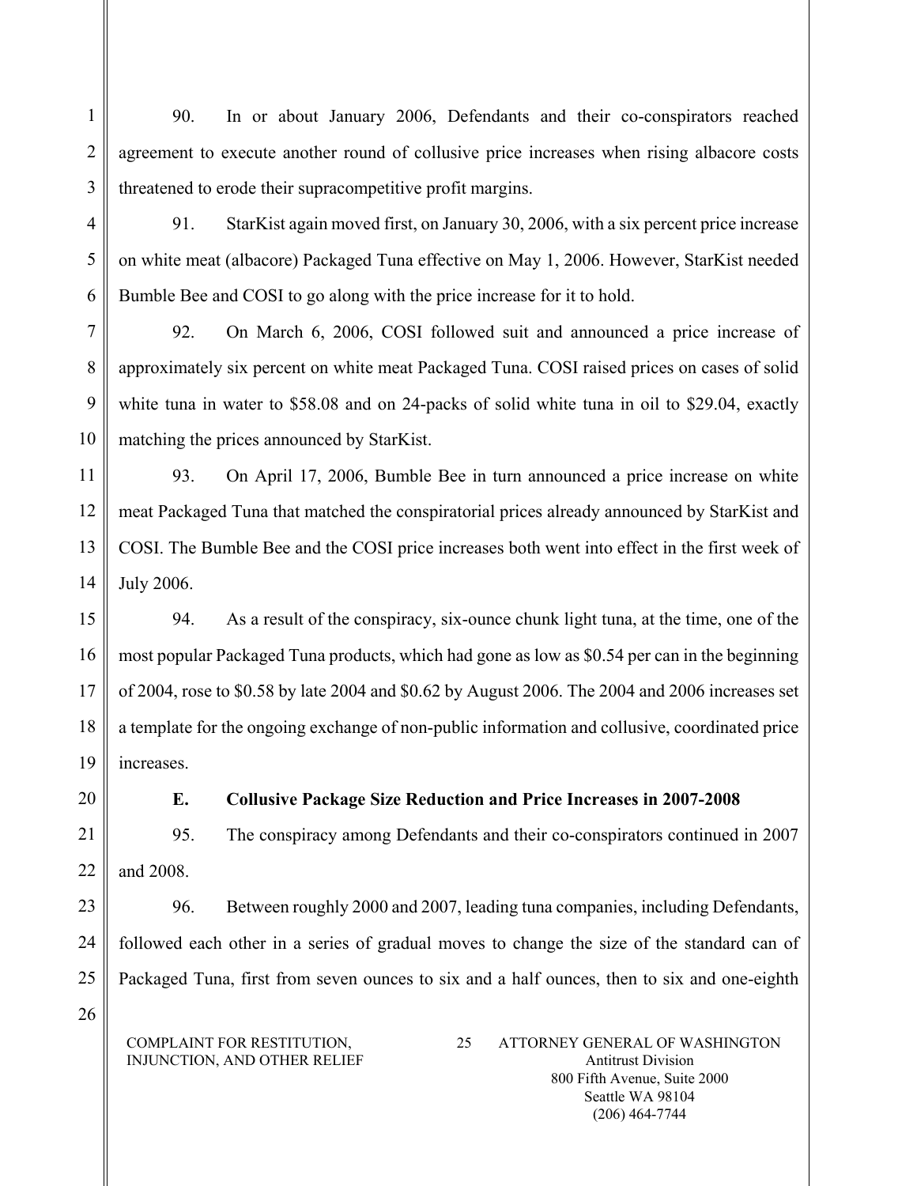90. In or about January 2006, Defendants and their co-conspirators reached agreement to execute another round of collusive price increases when rising albacore costs threatened to erode their supracompetitive profit margins.

91. StarKist again moved first, on January 30, 2006, with a six percent price increase on white meat (albacore) Packaged Tuna effective on May 1, 2006. However, StarKist needed Bumble Bee and COSI to go along with the price increase for it to hold.

92. On March 6, 2006, COSI followed suit and announced a price increase of approximately six percent on white meat Packaged Tuna. COSI raised prices on cases of solid white tuna in water to $58.08 and on 24-packs of solid white tuna in oil to $29.04, exactly matching the prices announced by StarKist.

93. On April 17, 2006, Bumble Bee in turn announced a price increase on white meat Packaged Tuna that matched the conspiratorial prices already announced by StarKist and COSI. The Bumble Bee and the COSI price increases both went into effect in the first week of July 2006.

94. As a result of the conspiracy, six-ounce chunk light tuna, at the time, one of the most popular Packaged Tuna products, which had gone as low as $0.54 per can in the beginning of 2004, rose to $0.58 by late 2004 and $0.62 by August 2006. The 2004 and 2006 increases set a template for the ongoing exchange of non-public information and collusive, coordinated price increases.

### E. Collusive Package Size Reduction and Price Increases in 2007-2008

95. The conspiracy among Defendants and their co-conspirators continued in 2007 and 2008.

96. Between roughly 2000 and 2007, leading tuna companies, including Defendants, followed each other in a series of gradual moves to change the size of the standard can of Packaged Tuna, first from seven ounces to six and a half ounces, then to six and one-eighth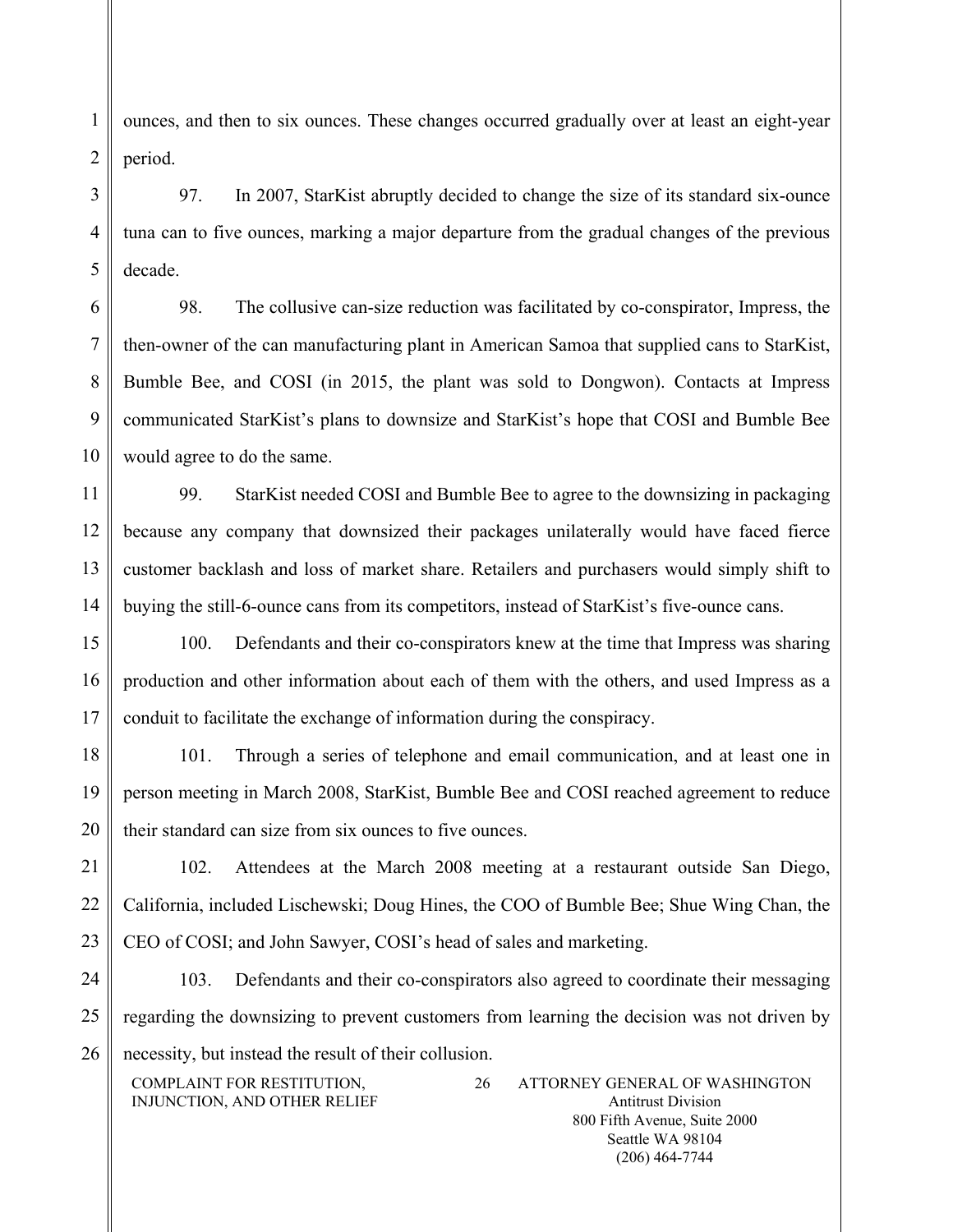ounces, and then to six ounces. These changes occurred gradually over at least an eight-year period.

97. In 2007, StarKist abruptly decided to change the size of its standard six-ounce tuna can to five ounces, marking a major departure from the gradual changes of the previous decade.

98. The collusive can-size reduction was facilitated by co-conspirator, Impress, the then-owner of the can manufacturing plant in American Samoa that supplied cans to StarKist, Bumble Bee, and COSI (in 2015, the plant was sold to Dongwon). Contacts at Impress communicated StarKist's plans to downsize and StarKist's hope that COSI and Bumble Bee would agree to do the same.

99. StarKist needed COSI and Bumble Bee to agree to the downsizing in packaging because any company that downsized their packages unilaterally would have faced fierce customer backlash and loss of market share. Retailers and purchasers would simply shift to buying the still-6-ounce cans from its competitors, instead of StarKist's five-ounce cans.

100. Defendants and their co-conspirators knew at the time that Impress was sharing production and other information about each of them with the others, and used Impress as a conduit to facilitate the exchange of information during the conspiracy.

101. Through a series of telephone and email communication, and at least one in person meeting in March 2008, StarKist, Bumble Bee and COSI reached agreement to reduce their standard can size from six ounces to five ounces.

102. Attendees at the March 2008 meeting at a restaurant outside San Diego, California, included Lischewski; Doug Hines, the COO of Bumble Bee; Shue Wing Chan, the CEO of COSI; and John Sawyer, COSI's head of sales and marketing.

103. Defendants and their co-conspirators also agreed to coordinate their messaging regarding the downsizing to prevent customers from learning the decision was not driven by necessity, but instead the result of their collusion.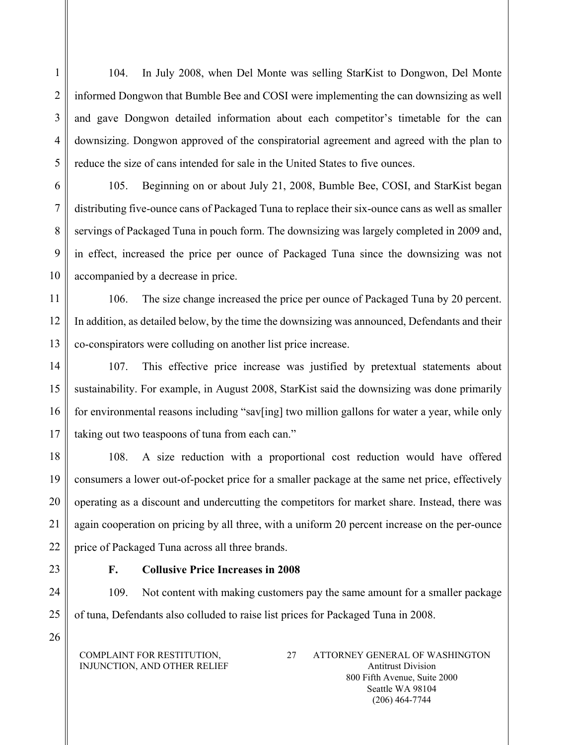104. In July 2008, when Del Monte was selling StarKist to Dongwon, Del Monte informed Dongwon that Bumble Bee and COSI were implementing the can downsizing as well and gave Dongwon detailed information about each competitor's timetable for the can downsizing. Dongwon approved of the conspiratorial agreement and agreed with the plan to reduce the size of cans intended for sale in the United States to five ounces.

105. Beginning on or about July 21, 2008, Bumble Bee, COSI, and StarKist began distributing five-ounce cans of Packaged Tuna to replace their six-ounce cans as well as smaller servings of Packaged Tuna in pouch form. The downsizing was largely completed in 2009 and, in effect, increased the price per ounce of Packaged Tuna since the downsizing was not accompanied by a decrease in price.

106. The size change increased the price per ounce of Packaged Tuna by 20 percent. In addition, as detailed below, by the time the downsizing was announced, Defendants and their co-conspirators were colluding on another list price increase.

107. This effective price increase was justified by pretextual statements about sustainability. For example, in August 2008, StarKist said the downsizing was done primarily for environmental reasons including "sav[ing] two million gallons for water a year, while only taking out two teaspoons of tuna from each can."

108. A size reduction with a proportional cost reduction would have offered consumers a lower out-of-pocket price for a smaller package at the same net price, effectively operating as a discount and undercutting the competitors for market share. Instead, there was again cooperation on pricing by all three, with a uniform 20 percent increase on the per-ounce price of Packaged Tuna across all three brands.

### F. Collusive Price Increases in 2008

109. Not content with making customers pay the same amount for a smaller package of tuna, Defendants also colluded to raise list prices for Packaged Tuna in 2008.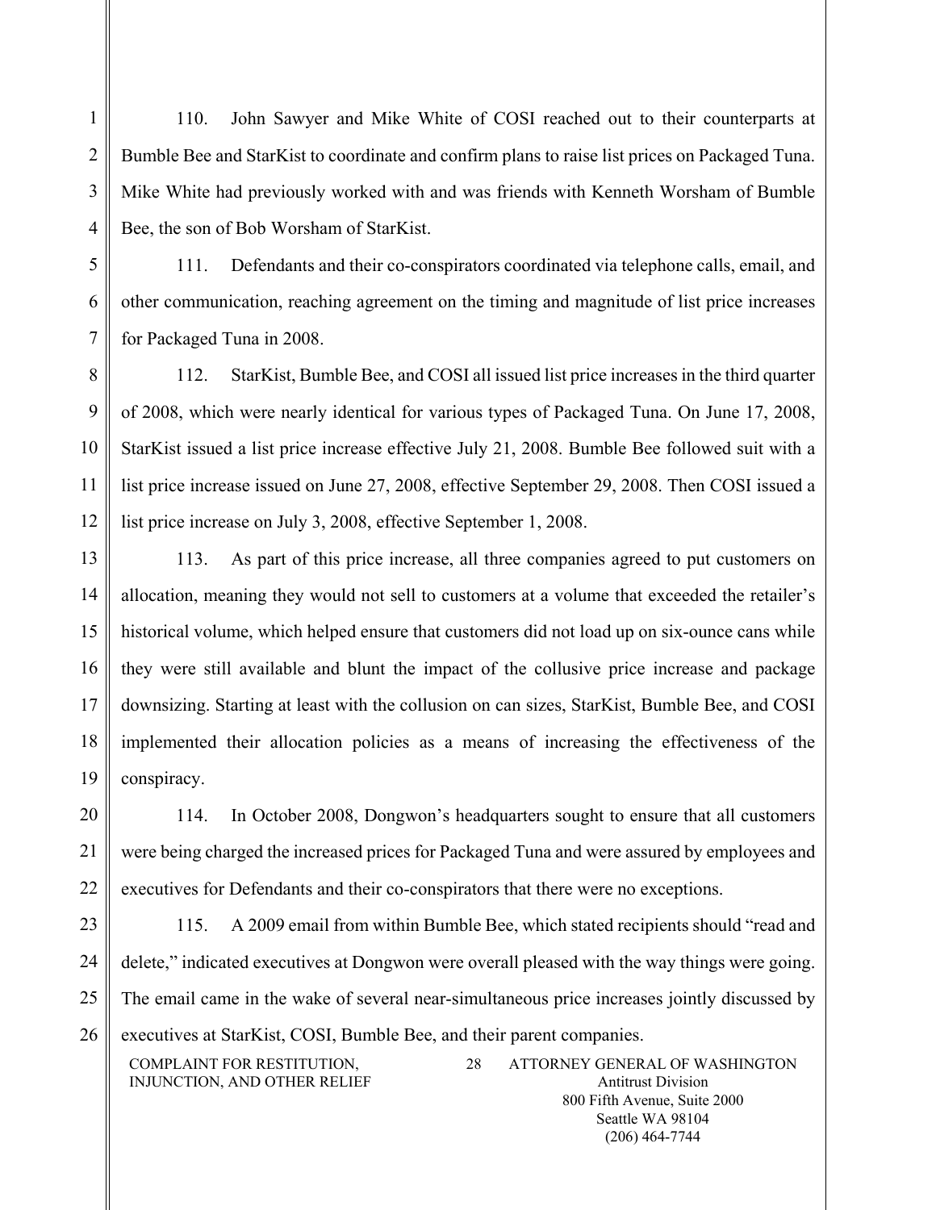110. John Sawyer and Mike White of COSI reached out to their counterparts at Bumble Bee and StarKist to coordinate and confirm plans to raise list prices on Packaged Tuna. Mike White had previously worked with and was friends with Kenneth Worsham of Bumble Bee, the son of Bob Worsham of StarKist.

111. Defendants and their co-conspirators coordinated via telephone calls, email, and other communication, reaching agreement on the timing and magnitude of list price increases for Packaged Tuna in 2008.

112. StarKist, Bumble Bee, and COSI all issued list price increases in the third quarter of 2008, which were nearly identical for various types of Packaged Tuna. On June 17, 2008, StarKist issued a list price increase effective July 21, 2008. Bumble Bee followed suit with a list price increase issued on June 27, 2008, effective September 29, 2008. Then COSI issued a list price increase on July 3, 2008, effective September 1, 2008.

113. As part of this price increase, all three companies agreed to put customers on allocation, meaning they would not sell to customers at a volume that exceeded the retailer's historical volume, which helped ensure that customers did not load up on six-ounce cans while they were still available and blunt the impact of the collusive price increase and package downsizing. Starting at least with the collusion on can sizes, StarKist, Bumble Bee, and COSI implemented their allocation policies as a means of increasing the effectiveness of the conspiracy.

114. In October 2008, Dongwon's headquarters sought to ensure that all customers were being charged the increased prices for Packaged Tuna and were assured by employees and executives for Defendants and their co-conspirators that there were no exceptions.

115. A 2009 email from within Bumble Bee, which stated recipients should "read and delete," indicated executives at Dongwon were overall pleased with the way things were going. The email came in the wake of several near-simultaneous price increases jointly discussed by executives at StarKist, COSI, Bumble Bee, and their parent companies.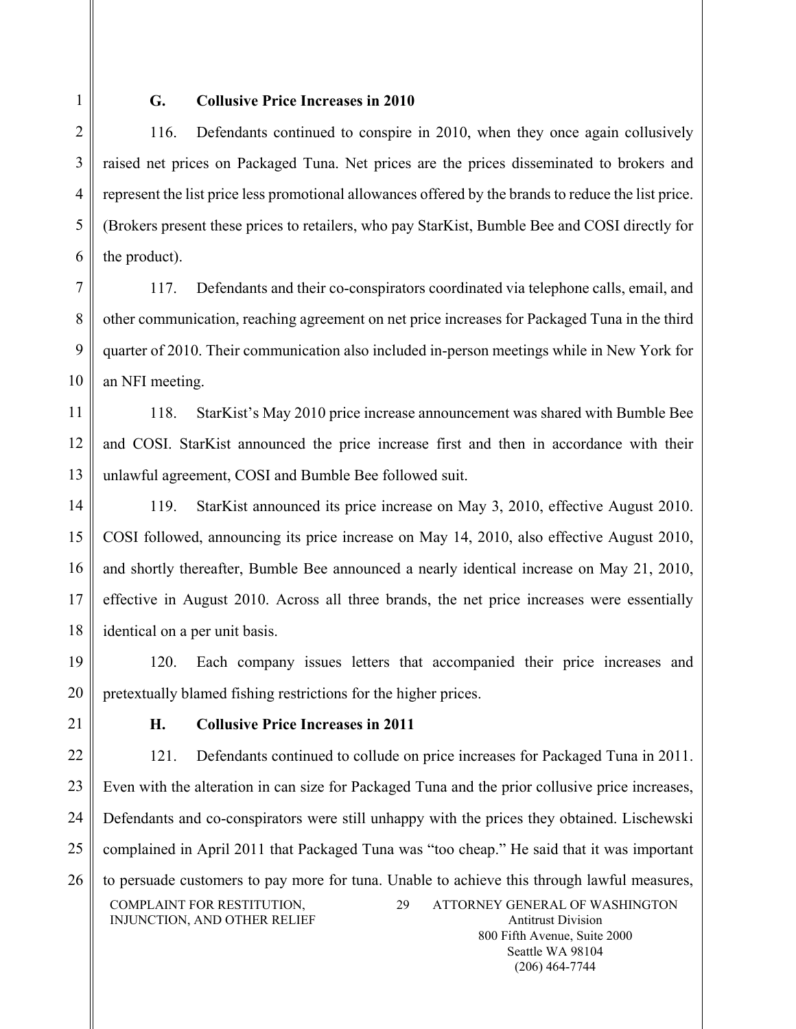### G. Collusive Price Increases in 2010

116. Defendants continued to conspire in 2010, when they once again collusively raised net prices on Packaged Tuna. Net prices are the prices disseminated to brokers and represent the list price less promotional allowances offered by the brands to reduce the list price. (Brokers present these prices to retailers, who pay StarKist, Bumble Bee and COSI directly for the product).

117. Defendants and their co-conspirators coordinated via telephone calls, email, and other communication, reaching agreement on net price increases for Packaged Tuna in the third quarter of 2010. Their communication also included in-person meetings while in New York for an NFI meeting.

118. StarKist's May 2010 price increase announcement was shared with Bumble Bee and COSI. StarKist announced the price increase first and then in accordance with their unlawful agreement, COSI and Bumble Bee followed suit.

119. StarKist announced its price increase on May 3, 2010, effective August 2010. COSI followed, announcing its price increase on May 14, 2010, also effective August 2010, and shortly thereafter, Bumble Bee announced a nearly identical increase on May 21, 2010, effective in August 2010. Across all three brands, the net price increases were essentially identical on a per unit basis.

120. Each company issues letters that accompanied their price increases and pretextually blamed fishing restrictions for the higher prices.

### H. Collusive Price Increases in 2011

121. Defendants continued to collude on price increases for Packaged Tuna in 2011. Even with the alteration in can size for Packaged Tuna and the prior collusive price increases, Defendants and co-conspirators were still unhappy with the prices they obtained. Lischewski complained in April 2011 that Packaged Tuna was "too cheap." He said that it was important to persuade customers to pay more for tuna. Unable to achieve this through lawful measures,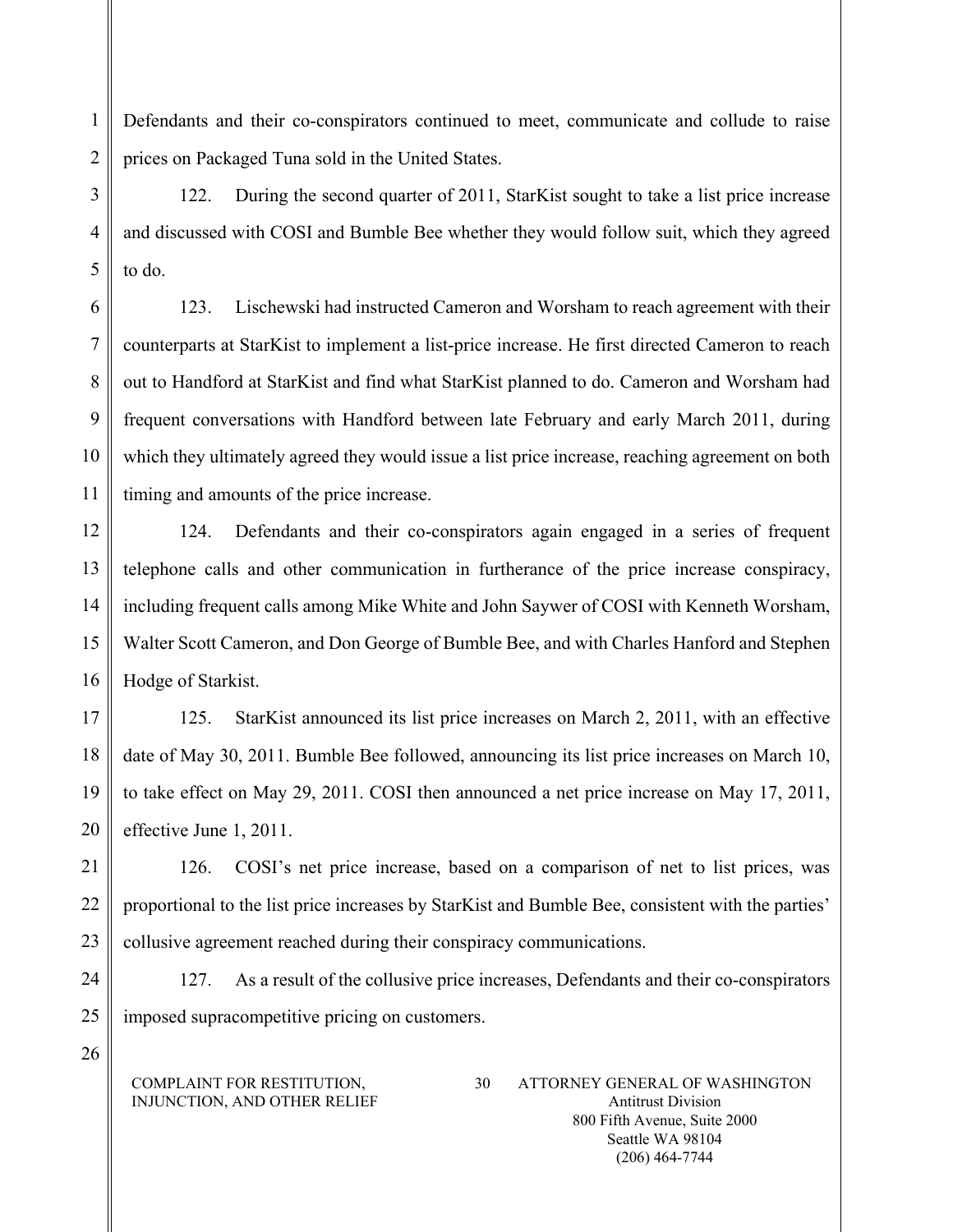Defendants and their co-conspirators continued to meet, communicate and collude to raise prices on Packaged Tuna sold in the United States.

122. During the second quarter of 2011, StarKist sought to take a list price increase and discussed with COSI and Bumble Bee whether they would follow suit, which they agreed to do.

123. Lischewski had instructed Cameron and Worsham to reach agreement with their counterparts at StarKist to implement a list-price increase. He first directed Cameron to reach out to Handford at StarKist and find what StarKist planned to do. Cameron and Worsham had frequent conversations with Handford between late February and early March 2011, during which they ultimately agreed they would issue a list price increase, reaching agreement on both timing and amounts of the price increase.

124. Defendants and their co-conspirators again engaged in a series of frequent telephone calls and other communication in furtherance of the price increase conspiracy, including frequent calls among Mike White and John Saywer of COSI with Kenneth Worsham, Walter Scott Cameron, and Don George of Bumble Bee, and with Charles Hanford and Stephen Hodge of Starkist.

125. StarKist announced its list price increases on March 2, 2011, with an effective date of May 30, 2011. Bumble Bee followed, announcing its list price increases on March 10, to take effect on May 29, 2011. COSI then announced a net price increase on May 17, 2011, effective June 1, 2011.

126. COSI's net price increase, based on a comparison of net to list prices, was proportional to the list price increases by StarKist and Bumble Bee, consistent with the parties' collusive agreement reached during their conspiracy communications.

127. As a result of the collusive price increases, Defendants and their co-conspirators imposed supracompetitive pricing on customers.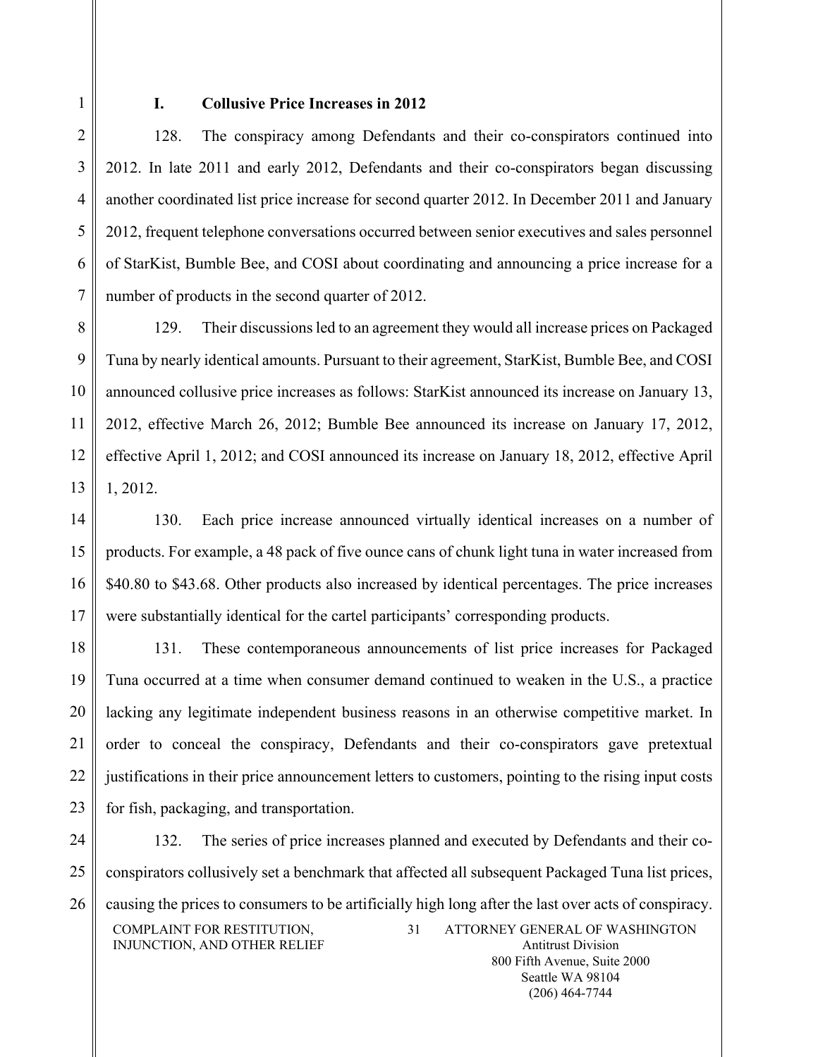### I. Collusive Price Increases in 2012

128. The conspiracy among Defendants and their co-conspirators continued into 2012. In late 2011 and early 2012, Defendants and their co-conspirators began discussing another coordinated list price increase for second quarter 2012. In December 2011 and January 2012, frequent telephone conversations occurred between senior executives and sales personnel of StarKist, Bumble Bee, and COSI about coordinating and announcing a price increase for a number of products in the second quarter of 2012.

129. Their discussions led to an agreement they would all increase prices on Packaged Tuna by nearly identical amounts. Pursuant to their agreement, StarKist, Bumble Bee, and COSI announced collusive price increases as follows: StarKist announced its increase on January 13, 2012, effective March 26, 2012; Bumble Bee announced its increase on January 17, 2012, effective April 1, 2012; and COSI announced its increase on January 18, 2012, effective April 1, 2012.

130. Each price increase announced virtually identical increases on a number of products. For example, a 48 pack of five ounce cans of chunk light tuna in water increased from $40.80 to $43.68. Other products also increased by identical percentages. The price increases were substantially identical for the cartel participants' corresponding products.

131. These contemporaneous announcements of list price increases for Packaged Tuna occurred at a time when consumer demand continued to weaken in the U.S., a practice lacking any legitimate independent business reasons in an otherwise competitive market. In order to conceal the conspiracy, Defendants and their co-conspirators gave pretextual justifications in their price announcement letters to customers, pointing to the rising input costs for fish, packaging, and transportation.

132. The series of price increases planned and executed by Defendants and their co-conspirators collusively set a benchmark that affected all subsequent Packaged Tuna list prices, causing the prices to consumers to be artificially high long after the last over acts of conspiracy.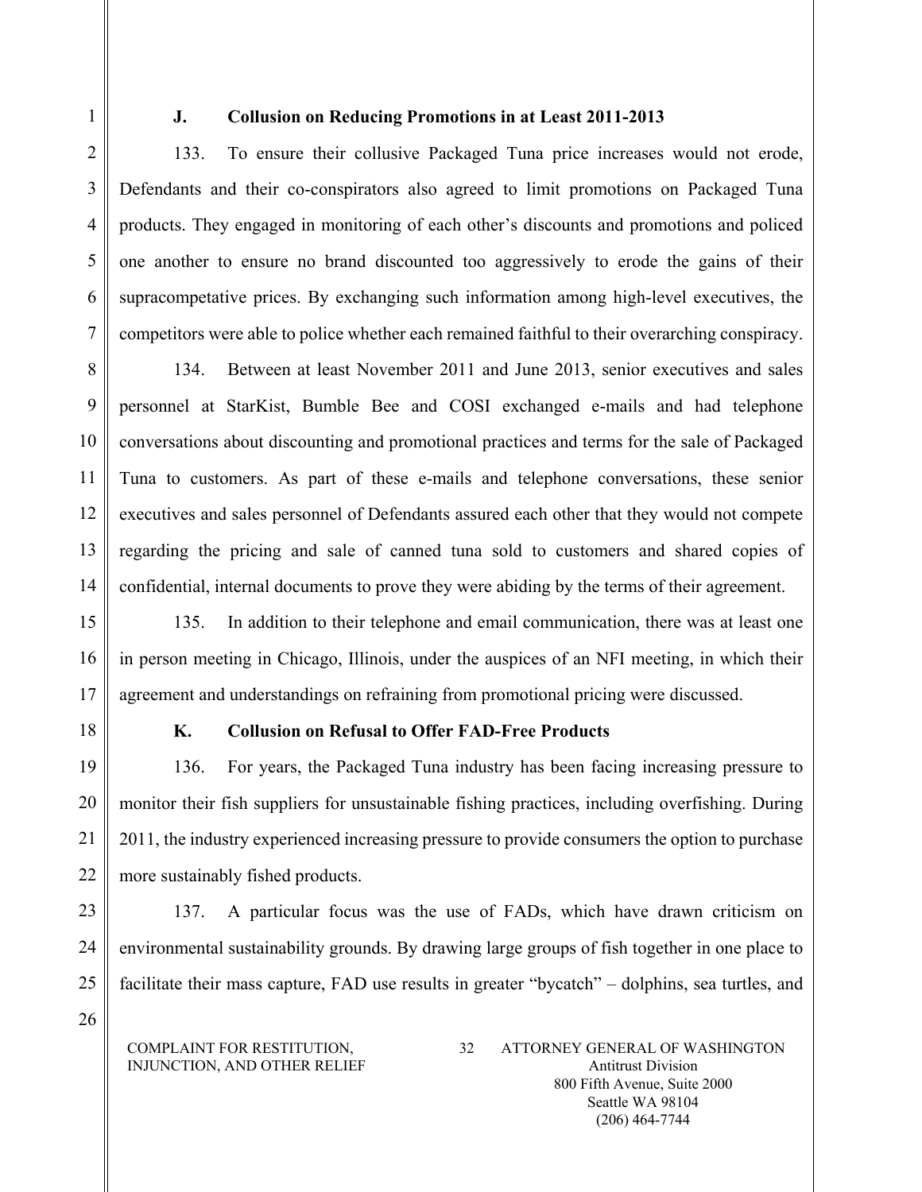### J. Collusion on Reducing Promotions in at Least 2011-2013

133. To ensure their collusive Packaged Tuna price increases would not erode, Defendants and their co-conspirators also agreed to limit promotions on Packaged Tuna products. They engaged in monitoring of each other's discounts and promotions and policed one another to ensure no brand discounted too aggressively to erode the gains of their supracompetative prices. By exchanging such information among high-level executives, the competitors were able to police whether each remained faithful to their overarching conspiracy.

134. Between at least November 2011 and June 2013, senior executives and sales personnel at StarKist, Bumble Bee and COSI exchanged e-mails and had telephone conversations about discounting and promotional practices and terms for the sale of Packaged Tuna to customers. As part of these e-mails and telephone conversations, these senior executives and sales personnel of Defendants assured each other that they would not compete regarding the pricing and sale of canned tuna sold to customers and shared copies of confidential, internal documents to prove they were abiding by the terms of their agreement.

135. In addition to their telephone and email communication, there was at least one in person meeting in Chicago, Illinois, under the auspices of an NFI meeting, in which their agreement and understandings on refraining from promotional pricing were discussed.

### K. Collusion on Refusal to Offer FAD-Free Products

136. For years, the Packaged Tuna industry has been facing increasing pressure to monitor their fish suppliers for unsustainable fishing practices, including overfishing. During 2011, the industry experienced increasing pressure to provide consumers the option to purchase more sustainably fished products.

137. A particular focus was the use of FADs, which have drawn criticism on environmental sustainability grounds. By drawing large groups of fish together in one place to facilitate their mass capture, FAD use results in greater "bycatch" – dolphins, sea turtles, and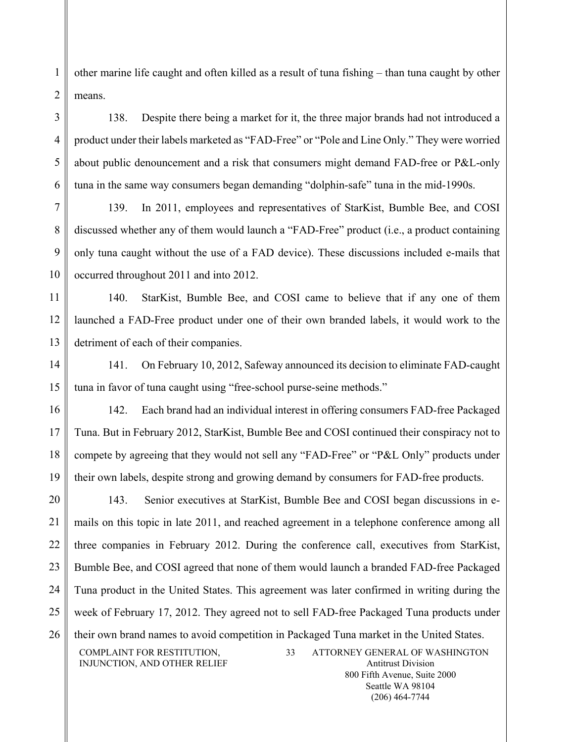other marine life caught and often killed as a result of tuna fishing – than tuna caught by other means.

138. Despite there being a market for it, the three major brands had not introduced a product under their labels marketed as "FAD-Free" or "Pole and Line Only." They were worried about public denouncement and a risk that consumers might demand FAD-free or P&L-only tuna in the same way consumers began demanding "dolphin-safe" tuna in the mid-1990s.

139. In 2011, employees and representatives of StarKist, Bumble Bee, and COSI discussed whether any of them would launch a "FAD-Free" product (i.e., a product containing only tuna caught without the use of a FAD device). These discussions included e-mails that occurred throughout 2011 and into 2012.

140. StarKist, Bumble Bee, and COSI came to believe that if any one of them launched a FAD-Free product under one of their own branded labels, it would work to the detriment of each of their companies.

141. On February 10, 2012, Safeway announced its decision to eliminate FAD-caught tuna in favor of tuna caught using "free-school purse-seine methods."

142. Each brand had an individual interest in offering consumers FAD-free Packaged Tuna. But in February 2012, StarKist, Bumble Bee and COSI continued their conspiracy not to compete by agreeing that they would not sell any "FAD-Free" or "P&L Only" products under their own labels, despite strong and growing demand by consumers for FAD-free products.

143. Senior executives at StarKist, Bumble Bee and COSI began discussions in e-mails on this topic in late 2011, and reached agreement in a telephone conference among all three companies in February 2012. During the conference call, executives from StarKist, Bumble Bee, and COSI agreed that none of them would launch a branded FAD-free Packaged Tuna product in the United States. This agreement was later confirmed in writing during the week of February 17, 2012. They agreed not to sell FAD-free Packaged Tuna products under their own brand names to avoid competition in Packaged Tuna market in the United States.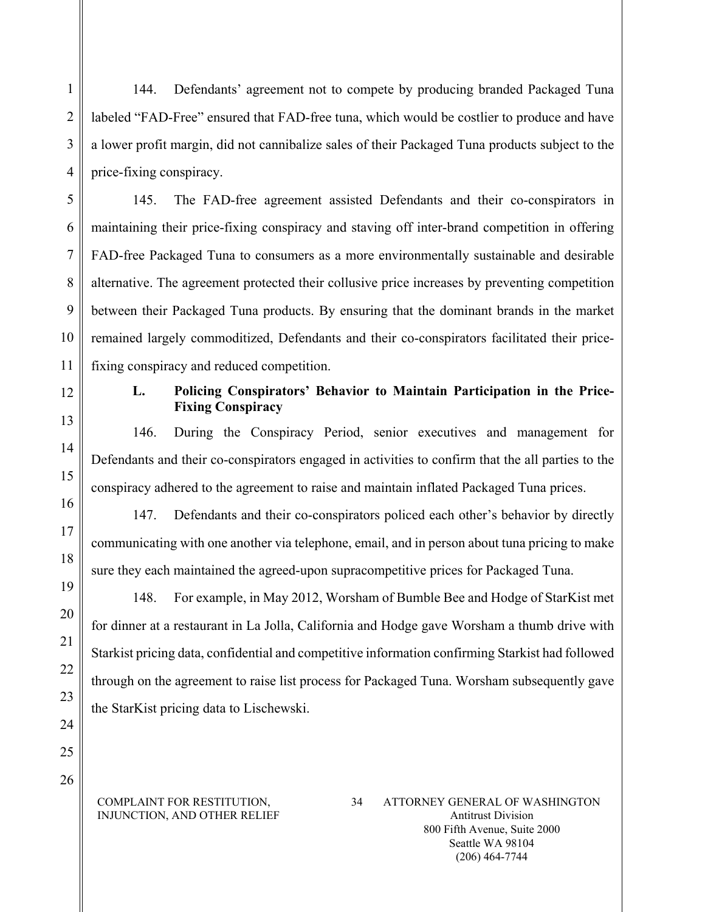144. Defendants' agreement not to compete by producing branded Packaged Tuna labeled "FAD-Free" ensured that FAD-free tuna, which would be costlier to produce and have a lower profit margin, did not cannibalize sales of their Packaged Tuna products subject to the price-fixing conspiracy.

145. The FAD-free agreement assisted Defendants and their co-conspirators in maintaining their price-fixing conspiracy and staving off inter-brand competition in offering FAD-free Packaged Tuna to consumers as a more environmentally sustainable and desirable alternative. The agreement protected their collusive price increases by preventing competition between their Packaged Tuna products. By ensuring that the dominant brands in the market remained largely commoditized, Defendants and their co-conspirators facilitated their price-fixing conspiracy and reduced competition.

### L. Policing Conspirators' Behavior to Maintain Participation in the Price-Fixing Conspiracy

146. During the Conspiracy Period, senior executives and management for Defendants and their co-conspirators engaged in activities to confirm that the all parties to the conspiracy adhered to the agreement to raise and maintain inflated Packaged Tuna prices.

147. Defendants and their co-conspirators policed each other's behavior by directly communicating with one another via telephone, email, and in person about tuna pricing to make sure they each maintained the agreed-upon supracompetitive prices for Packaged Tuna.

148. For example, in May 2012, Worsham of Bumble Bee and Hodge of StarKist met for dinner at a restaurant in La Jolla, California and Hodge gave Worsham a thumb drive with Starkist pricing data, confidential and competitive information confirming Starkist had followed through on the agreement to raise list process for Packaged Tuna. Worsham subsequently gave the StarKist pricing data to Lischewski.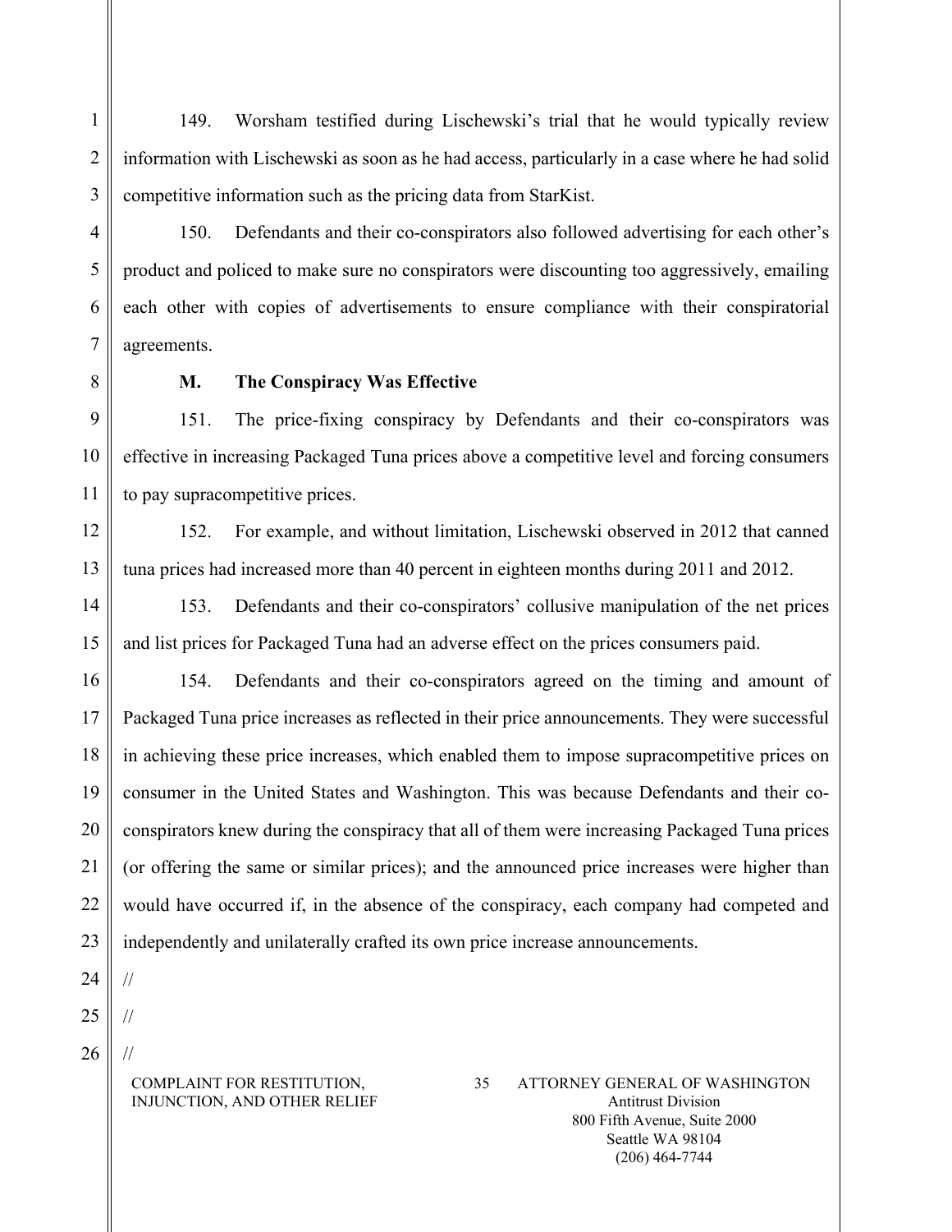149. Worsham testified during Lischewski's trial that he would typically review information with Lischewski as soon as he had access, particularly in a case where he had solid competitive information such as the pricing data from StarKist.

150. Defendants and their co-conspirators also followed advertising for each other's product and policed to make sure no conspirators were discounting too aggressively, emailing each other with copies of advertisements to ensure compliance with their conspiratorial agreements.

**M. The Conspiracy Was Effective**

151. The price-fixing conspiracy by Defendants and their co-conspirators was effective in increasing Packaged Tuna prices above a competitive level and forcing consumers to pay supracompetitive prices.

152. For example, and without limitation, Lischewski observed in 2012 that canned tuna prices had increased more than 40 percent in eighteen months during 2011 and 2012.

153. Defendants and their co-conspirators' collusive manipulation of the net prices and list prices for Packaged Tuna had an adverse effect on the prices consumers paid.

154. Defendants and their co-conspirators agreed on the timing and amount of Packaged Tuna price increases as reflected in their price announcements. They were successful in achieving these price increases, which enabled them to impose supracompetitive prices on consumer in the United States and Washington. This was because Defendants and their co-conspirators knew during the conspiracy that all of them were increasing Packaged Tuna prices (or offering the same or similar prices); and the announced price increases were higher than would have occurred if, in the absence of the conspiracy, each company had competed and independently and unilaterally crafted its own price increase announcements.

//

//

//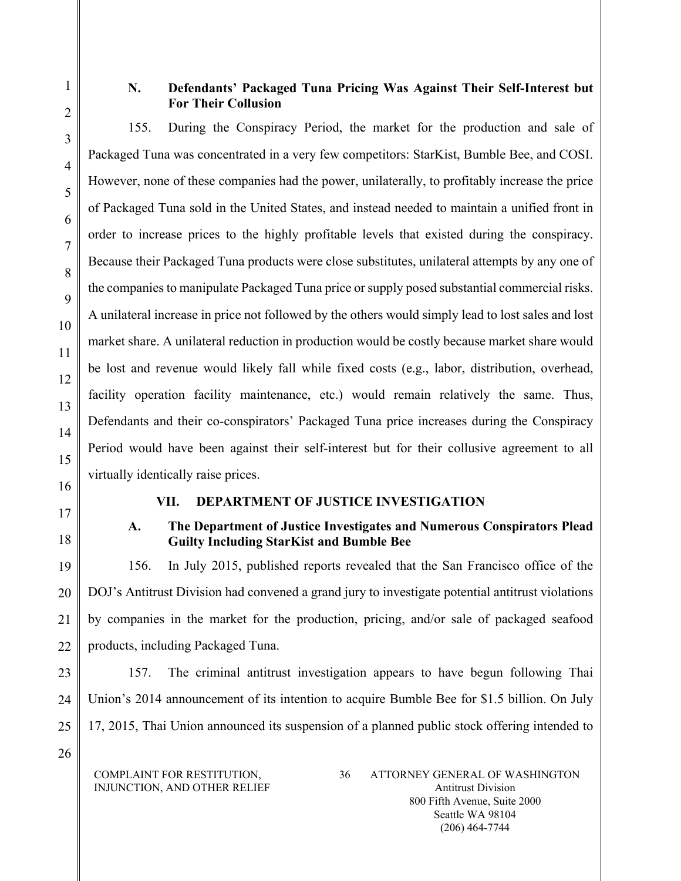### N. Defendants' Packaged Tuna Pricing Was Against Their Self-Interest but For Their Collusion

155. During the Conspiracy Period, the market for the production and sale of Packaged Tuna was concentrated in a very few competitors: StarKist, Bumble Bee, and COSI. However, none of these companies had the power, unilaterally, to profitably increase the price of Packaged Tuna sold in the United States, and instead needed to maintain a unified front in order to increase prices to the highly profitable levels that existed during the conspiracy. Because their Packaged Tuna products were close substitutes, unilateral attempts by any one of the companies to manipulate Packaged Tuna price or supply posed substantial commercial risks. A unilateral increase in price not followed by the others would simply lead to lost sales and lost market share. A unilateral reduction in production would be costly because market share would be lost and revenue would likely fall while fixed costs (e.g., labor, distribution, overhead, facility operation facility maintenance, etc.) would remain relatively the same. Thus, Defendants and their co-conspirators' Packaged Tuna price increases during the Conspiracy Period would have been against their self-interest but for their collusive agreement to all virtually identically raise prices.

## VII. DEPARTMENT OF JUSTICE INVESTIGATION

### A. The Department of Justice Investigates and Numerous Conspirators Plead Guilty Including StarKist and Bumble Bee

156. In July 2015, published reports revealed that the San Francisco office of the DOJ's Antitrust Division had convened a grand jury to investigate potential antitrust violations by companies in the market for the production, pricing, and/or sale of packaged seafood products, including Packaged Tuna.

157. The criminal antitrust investigation appears to have begun following Thai Union's 2014 announcement of its intention to acquire Bumble Bee for $1.5 billion. On July 17, 2015, Thai Union announced its suspension of a planned public stock offering intended to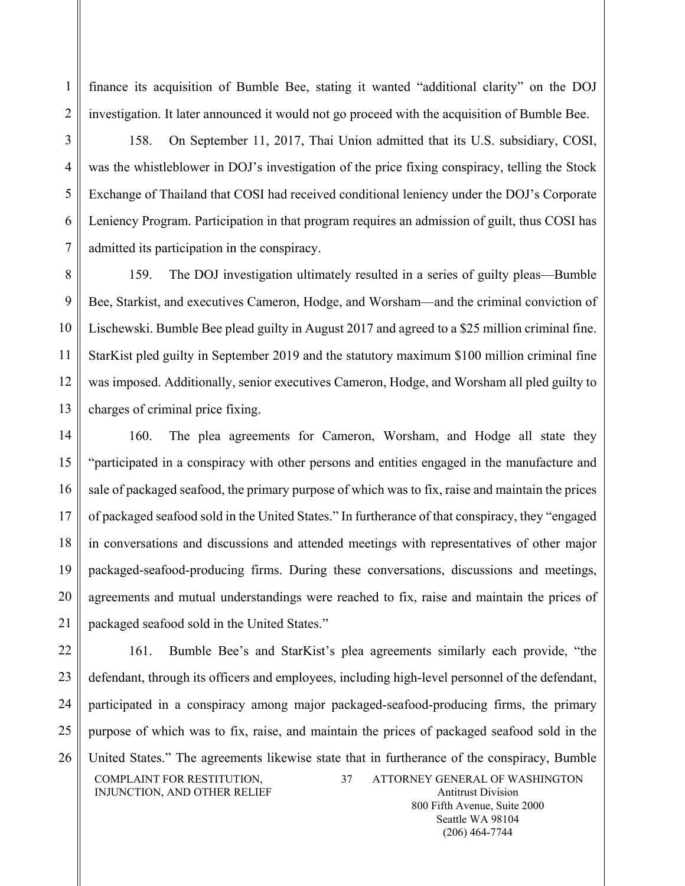finance its acquisition of Bumble Bee, stating it wanted "additional clarity" on the DOJ investigation. It later announced it would not go proceed with the acquisition of Bumble Bee.

158. On September 11, 2017, Thai Union admitted that its U.S. subsidiary, COSI, was the whistleblower in DOJ's investigation of the price fixing conspiracy, telling the Stock Exchange of Thailand that COSI had received conditional leniency under the DOJ's Corporate Leniency Program. Participation in that program requires an admission of guilt, thus COSI has admitted its participation in the conspiracy.

159. The DOJ investigation ultimately resulted in a series of guilty pleas—Bumble Bee, Starkist, and executives Cameron, Hodge, and Worsham—and the criminal conviction of Lischewski. Bumble Bee plead guilty in August 2017 and agreed to a $25 million criminal fine. StarKist pled guilty in September 2019 and the statutory maximum $100 million criminal fine was imposed. Additionally, senior executives Cameron, Hodge, and Worsham all pled guilty to charges of criminal price fixing.

160. The plea agreements for Cameron, Worsham, and Hodge all state they "participated in a conspiracy with other persons and entities engaged in the manufacture and sale of packaged seafood, the primary purpose of which was to fix, raise and maintain the prices of packaged seafood sold in the United States." In furtherance of that conspiracy, they "engaged in conversations and discussions and attended meetings with representatives of other major packaged-seafood-producing firms. During these conversations, discussions and meetings, agreements and mutual understandings were reached to fix, raise and maintain the prices of packaged seafood sold in the United States."

161. Bumble Bee's and StarKist's plea agreements similarly each provide, "the defendant, through its officers and employees, including high-level personnel of the defendant, participated in a conspiracy among major packaged-seafood-producing firms, the primary purpose of which was to fix, raise, and maintain the prices of packaged seafood sold in the United States." The agreements likewise state that in furtherance of the conspiracy, Bumble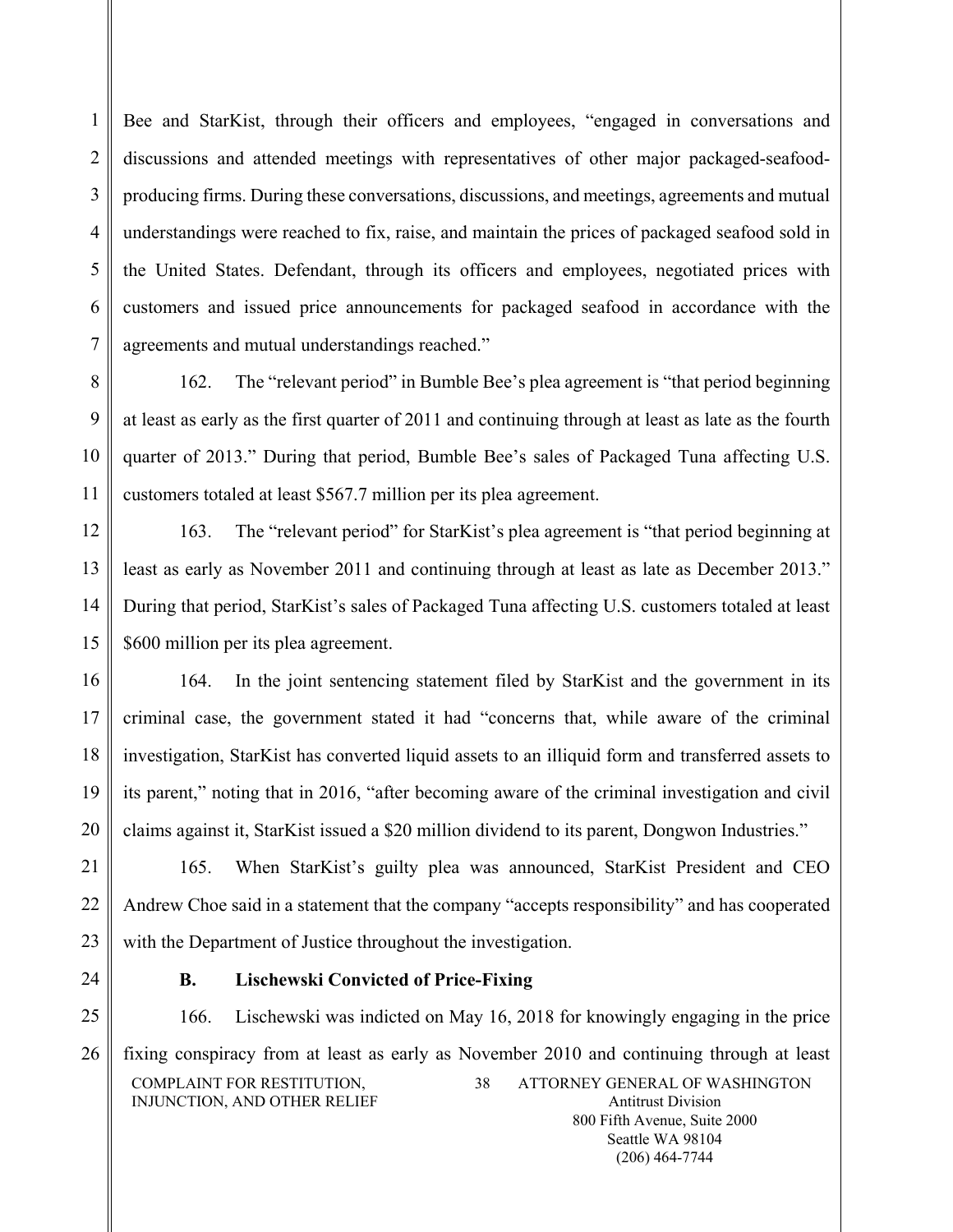Bee and StarKist, through their officers and employees, "engaged in conversations and discussions and attended meetings with representatives of other major packaged-seafood-producing firms. During these conversations, discussions, and meetings, agreements and mutual understandings were reached to fix, raise, and maintain the prices of packaged seafood sold in the United States. Defendant, through its officers and employees, negotiated prices with customers and issued price announcements for packaged seafood in accordance with the agreements and mutual understandings reached."

162. The "relevant period" in Bumble Bee's plea agreement is "that period beginning at least as early as the first quarter of 2011 and continuing through at least as late as the fourth quarter of 2013." During that period, Bumble Bee's sales of Packaged Tuna affecting U.S. customers totaled at least $567.7 million per its plea agreement.

163. The "relevant period" for StarKist's plea agreement is "that period beginning at least as early as November 2011 and continuing through at least as late as December 2013." During that period, StarKist's sales of Packaged Tuna affecting U.S. customers totaled at least $600 million per its plea agreement.

164. In the joint sentencing statement filed by StarKist and the government in its criminal case, the government stated it had "concerns that, while aware of the criminal investigation, StarKist has converted liquid assets to an illiquid form and transferred assets to its parent," noting that in 2016, "after becoming aware of the criminal investigation and civil claims against it, StarKist issued a $20 million dividend to its parent, Dongwon Industries."

165. When StarKist's guilty plea was announced, StarKist President and CEO Andrew Choe said in a statement that the company "accepts responsibility" and has cooperated with the Department of Justice throughout the investigation.

### B. Lischewski Convicted of Price-Fixing

166. Lischewski was indicted on May 16, 2018 for knowingly engaging in the price fixing conspiracy from at least as early as November 2010 and continuing through at least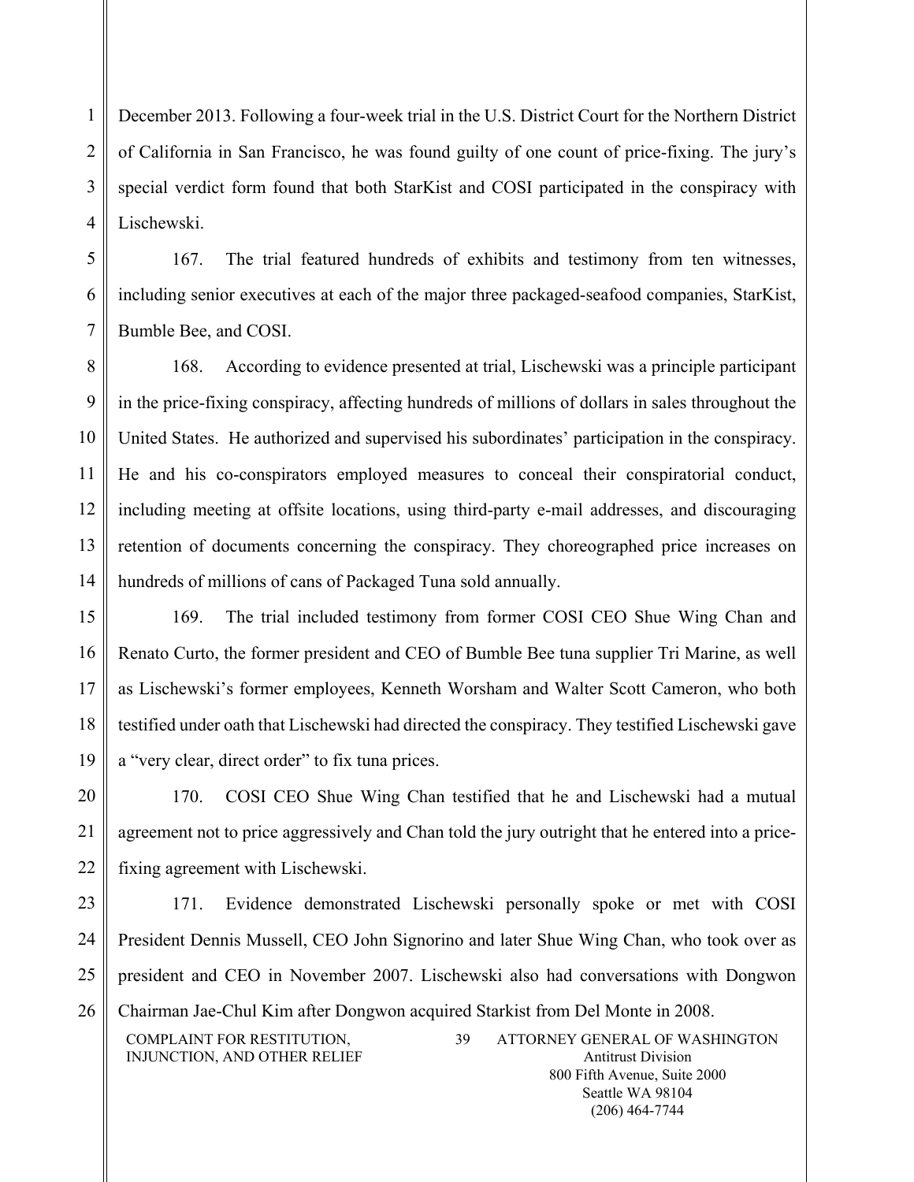December 2013. Following a four-week trial in the U.S. District Court for the Northern District of California in San Francisco, he was found guilty of one count of price-fixing. The jury's special verdict form found that both StarKist and COSI participated in the conspiracy with Lischewski.

167. The trial featured hundreds of exhibits and testimony from ten witnesses, including senior executives at each of the major three packaged-seafood companies, StarKist, Bumble Bee, and COSI.

168. According to evidence presented at trial, Lischewski was a principle participant in the price-fixing conspiracy, affecting hundreds of millions of dollars in sales throughout the United States. He authorized and supervised his subordinates' participation in the conspiracy. He and his co-conspirators employed measures to conceal their conspiratorial conduct, including meeting at offsite locations, using third-party e-mail addresses, and discouraging retention of documents concerning the conspiracy. They choreographed price increases on hundreds of millions of cans of Packaged Tuna sold annually.

169. The trial included testimony from former COSI CEO Shue Wing Chan and Renato Curto, the former president and CEO of Bumble Bee tuna supplier Tri Marine, as well as Lischewski's former employees, Kenneth Worsham and Walter Scott Cameron, who both testified under oath that Lischewski had directed the conspiracy. They testified Lischewski gave a "very clear, direct order" to fix tuna prices.

170. COSI CEO Shue Wing Chan testified that he and Lischewski had a mutual agreement not to price aggressively and Chan told the jury outright that he entered into a price-fixing agreement with Lischewski.

171. Evidence demonstrated Lischewski personally spoke or met with COSI President Dennis Mussell, CEO John Signorino and later Shue Wing Chan, who took over as president and CEO in November 2007. Lischewski also had conversations with Dongwon Chairman Jae-Chul Kim after Dongwon acquired Starkist from Del Monte in 2008.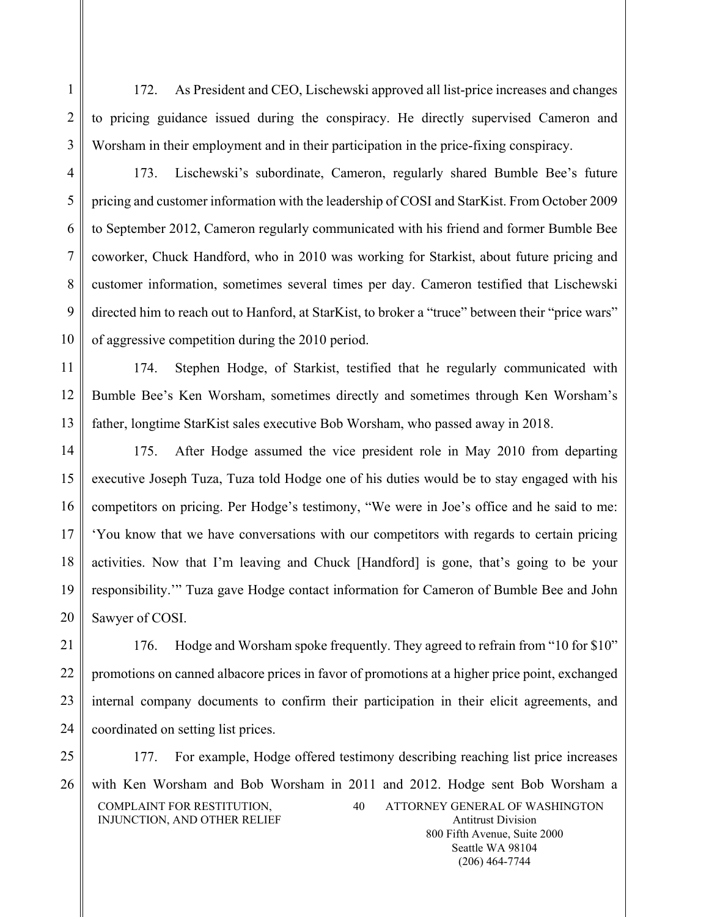172. As President and CEO, Lischewski approved all list-price increases and changes to pricing guidance issued during the conspiracy. He directly supervised Cameron and Worsham in their employment and in their participation in the price-fixing conspiracy.

173. Lischewski's subordinate, Cameron, regularly shared Bumble Bee's future pricing and customer information with the leadership of COSI and StarKist. From October 2009 to September 2012, Cameron regularly communicated with his friend and former Bumble Bee coworker, Chuck Handford, who in 2010 was working for Starkist, about future pricing and customer information, sometimes several times per day. Cameron testified that Lischewski directed him to reach out to Hanford, at StarKist, to broker a "truce" between their "price wars" of aggressive competition during the 2010 period.

174. Stephen Hodge, of Starkist, testified that he regularly communicated with Bumble Bee's Ken Worsham, sometimes directly and sometimes through Ken Worsham's father, longtime StarKist sales executive Bob Worsham, who passed away in 2018.

175. After Hodge assumed the vice president role in May 2010 from departing executive Joseph Tuza, Tuza told Hodge one of his duties would be to stay engaged with his competitors on pricing. Per Hodge's testimony, "We were in Joe's office and he said to me: 'You know that we have conversations with our competitors with regards to certain pricing activities. Now that I'm leaving and Chuck [Handford] is gone, that's going to be your responsibility.'" Tuza gave Hodge contact information for Cameron of Bumble Bee and John Sawyer of COSI.

176. Hodge and Worsham spoke frequently. They agreed to refrain from "10 for $10" promotions on canned albacore prices in favor of promotions at a higher price point, exchanged internal company documents to confirm their participation in their elicit agreements, and coordinated on setting list prices.

177. For example, Hodge offered testimony describing reaching list price increases with Ken Worsham and Bob Worsham in 2011 and 2012. Hodge sent Bob Worsham a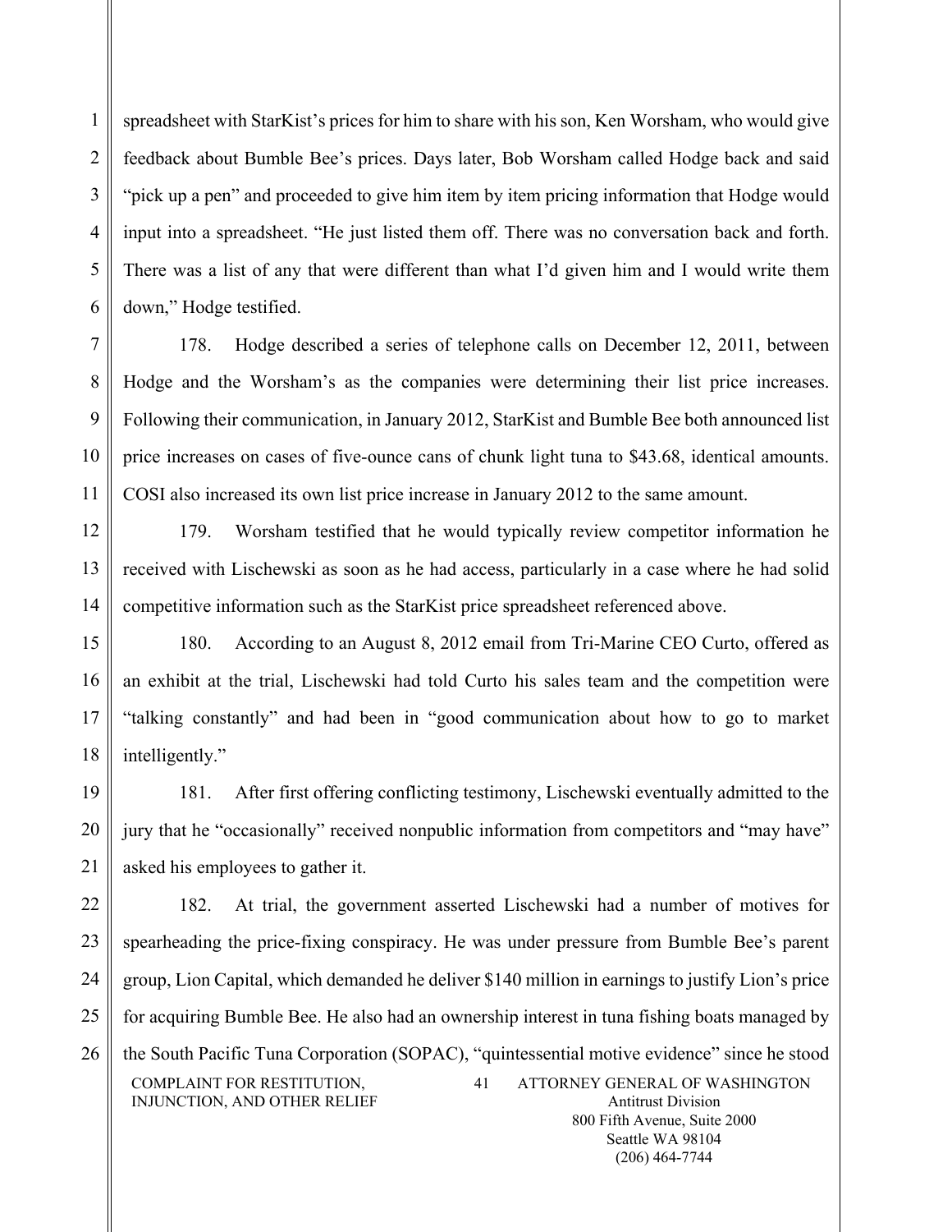spreadsheet with StarKist's prices for him to share with his son, Ken Worsham, who would give feedback about Bumble Bee's prices. Days later, Bob Worsham called Hodge back and said "pick up a pen" and proceeded to give him item by item pricing information that Hodge would input into a spreadsheet. "He just listed them off. There was no conversation back and forth. There was a list of any that were different than what I'd given him and I would write them down," Hodge testified.

178. Hodge described a series of telephone calls on December 12, 2011, between Hodge and the Worsham's as the companies were determining their list price increases. Following their communication, in January 2012, StarKist and Bumble Bee both announced list price increases on cases of five-ounce cans of chunk light tuna to $43.68, identical amounts. COSI also increased its own list price increase in January 2012 to the same amount.

179. Worsham testified that he would typically review competitor information he received with Lischewski as soon as he had access, particularly in a case where he had solid competitive information such as the StarKist price spreadsheet referenced above.

180. According to an August 8, 2012 email from Tri-Marine CEO Curto, offered as an exhibit at the trial, Lischewski had told Curto his sales team and the competition were "talking constantly" and had been in "good communication about how to go to market intelligently."

181. After first offering conflicting testimony, Lischewski eventually admitted to the jury that he "occasionally" received nonpublic information from competitors and "may have" asked his employees to gather it.

182. At trial, the government asserted Lischewski had a number of motives for spearheading the price-fixing conspiracy. He was under pressure from Bumble Bee's parent group, Lion Capital, which demanded he deliver $140 million in earnings to justify Lion's price for acquiring Bumble Bee. He also had an ownership interest in tuna fishing boats managed by the South Pacific Tuna Corporation (SOPAC), "quintessential motive evidence" since he stood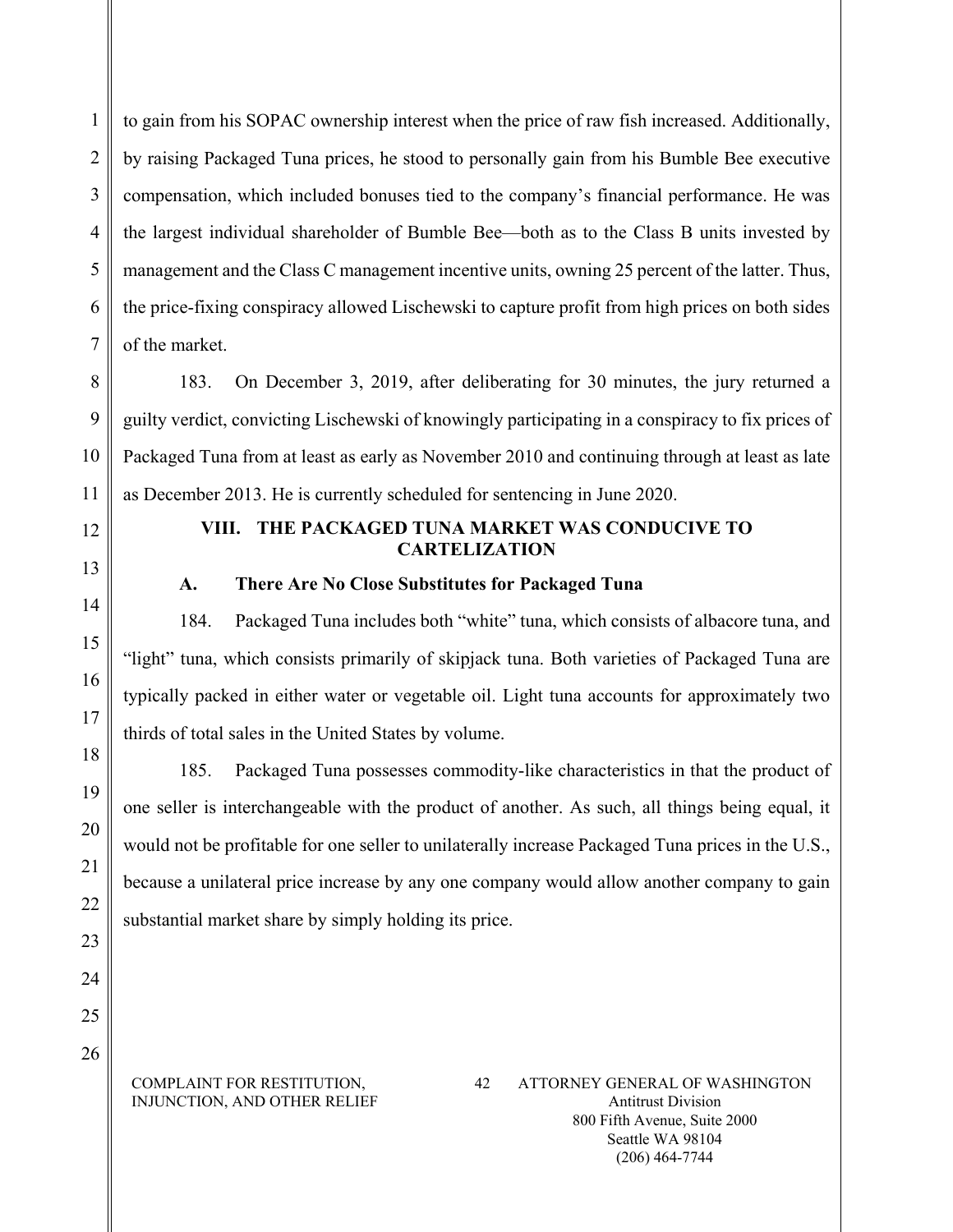to gain from his SOPAC ownership interest when the price of raw fish increased. Additionally, by raising Packaged Tuna prices, he stood to personally gain from his Bumble Bee executive compensation, which included bonuses tied to the company's financial performance. He was the largest individual shareholder of Bumble Bee—both as to the Class B units invested by management and the Class C management incentive units, owning 25 percent of the latter. Thus, the price-fixing conspiracy allowed Lischewski to capture profit from high prices on both sides of the market.

183. On December 3, 2019, after deliberating for 30 minutes, the jury returned a guilty verdict, convicting Lischewski of knowingly participating in a conspiracy to fix prices of Packaged Tuna from at least as early as November 2010 and continuing through at least as late as December 2013. He is currently scheduled for sentencing in June 2020.

## VIII. THE PACKAGED TUNA MARKET WAS CONDUCIVE TO CARTELIZATION

### A. There Are No Close Substitutes for Packaged Tuna

184. Packaged Tuna includes both "white" tuna, which consists of albacore tuna, and "light" tuna, which consists primarily of skipjack tuna. Both varieties of Packaged Tuna are typically packed in either water or vegetable oil. Light tuna accounts for approximately two thirds of total sales in the United States by volume.

185. Packaged Tuna possesses commodity-like characteristics in that the product of one seller is interchangeable with the product of another. As such, all things being equal, it would not be profitable for one seller to unilaterally increase Packaged Tuna prices in the U.S., because a unilateral price increase by any one company would allow another company to gain substantial market share by simply holding its price.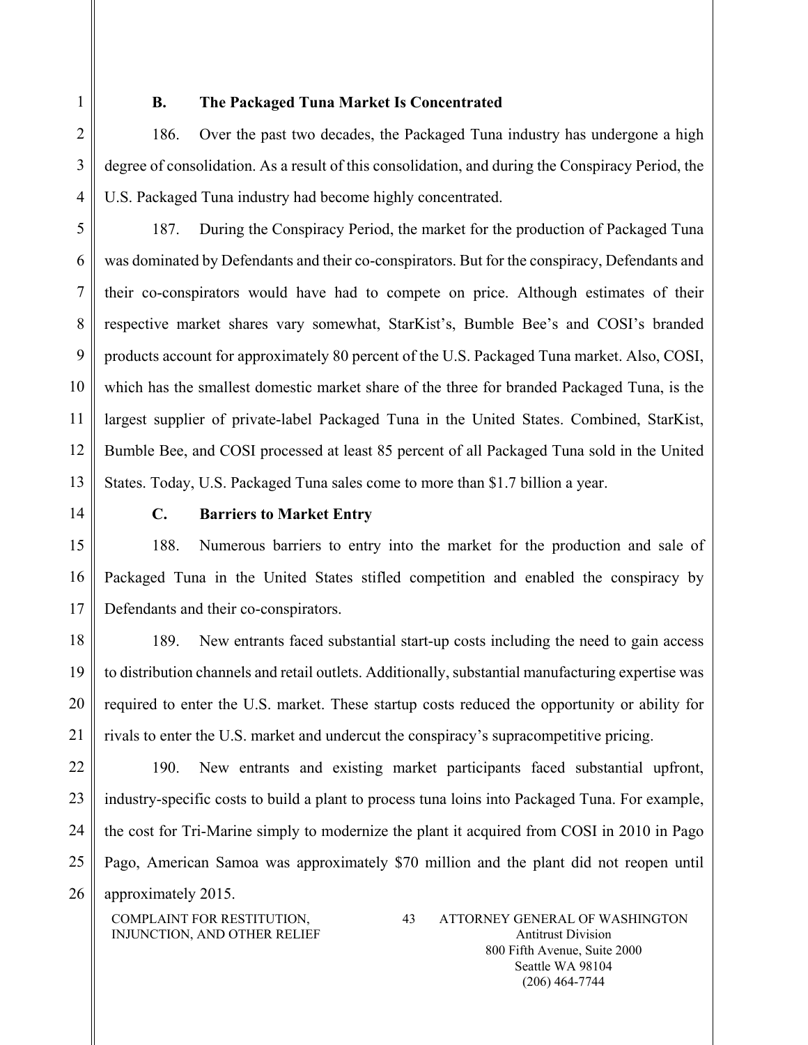### B. The Packaged Tuna Market Is Concentrated

186. Over the past two decades, the Packaged Tuna industry has undergone a high degree of consolidation. As a result of this consolidation, and during the Conspiracy Period, the U.S. Packaged Tuna industry had become highly concentrated.

187. During the Conspiracy Period, the market for the production of Packaged Tuna was dominated by Defendants and their co-conspirators. But for the conspiracy, Defendants and their co-conspirators would have had to compete on price. Although estimates of their respective market shares vary somewhat, StarKist's, Bumble Bee's and COSI's branded products account for approximately 80 percent of the U.S. Packaged Tuna market. Also, COSI, which has the smallest domestic market share of the three for branded Packaged Tuna, is the largest supplier of private-label Packaged Tuna in the United States. Combined, StarKist, Bumble Bee, and COSI processed at least 85 percent of all Packaged Tuna sold in the United States. Today, U.S. Packaged Tuna sales come to more than $1.7 billion a year.

### C. Barriers to Market Entry

188. Numerous barriers to entry into the market for the production and sale of Packaged Tuna in the United States stifled competition and enabled the conspiracy by Defendants and their co-conspirators.

189. New entrants faced substantial start-up costs including the need to gain access to distribution channels and retail outlets. Additionally, substantial manufacturing expertise was required to enter the U.S. market. These startup costs reduced the opportunity or ability for rivals to enter the U.S. market and undercut the conspiracy's supracompetitive pricing.

190. New entrants and existing market participants faced substantial upfront, industry-specific costs to build a plant to process tuna loins into Packaged Tuna. For example, the cost for Tri-Marine simply to modernize the plant it acquired from COSI in 2010 in Pago Pago, American Samoa was approximately $70 million and the plant did not reopen until approximately 2015.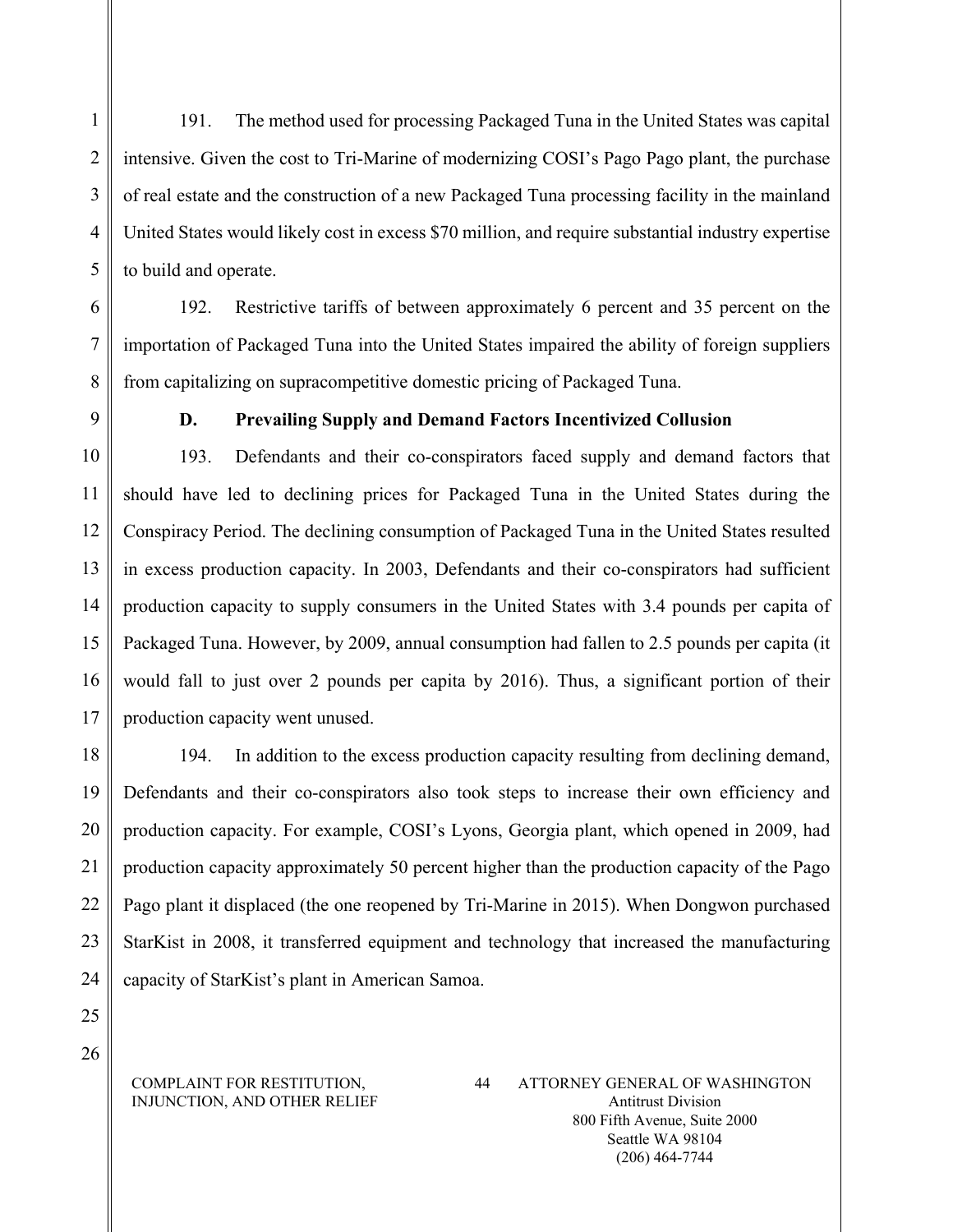191. The method used for processing Packaged Tuna in the United States was capital intensive. Given the cost to Tri-Marine of modernizing COSI's Pago Pago plant, the purchase of real estate and the construction of a new Packaged Tuna processing facility in the mainland United States would likely cost in excess $70 million, and require substantial industry expertise to build and operate.

192. Restrictive tariffs of between approximately 6 percent and 35 percent on the importation of Packaged Tuna into the United States impaired the ability of foreign suppliers from capitalizing on supracompetitive domestic pricing of Packaged Tuna.

### D. Prevailing Supply and Demand Factors Incentivized Collusion

193. Defendants and their co-conspirators faced supply and demand factors that should have led to declining prices for Packaged Tuna in the United States during the Conspiracy Period. The declining consumption of Packaged Tuna in the United States resulted in excess production capacity. In 2003, Defendants and their co-conspirators had sufficient production capacity to supply consumers in the United States with 3.4 pounds per capita of Packaged Tuna. However, by 2009, annual consumption had fallen to 2.5 pounds per capita (it would fall to just over 2 pounds per capita by 2016). Thus, a significant portion of their production capacity went unused.

194. In addition to the excess production capacity resulting from declining demand, Defendants and their co-conspirators also took steps to increase their own efficiency and production capacity. For example, COSI's Lyons, Georgia plant, which opened in 2009, had production capacity approximately 50 percent higher than the production capacity of the Pago Pago plant it displaced (the one reopened by Tri-Marine in 2015). When Dongwon purchased StarKist in 2008, it transferred equipment and technology that increased the manufacturing capacity of StarKist's plant in American Samoa.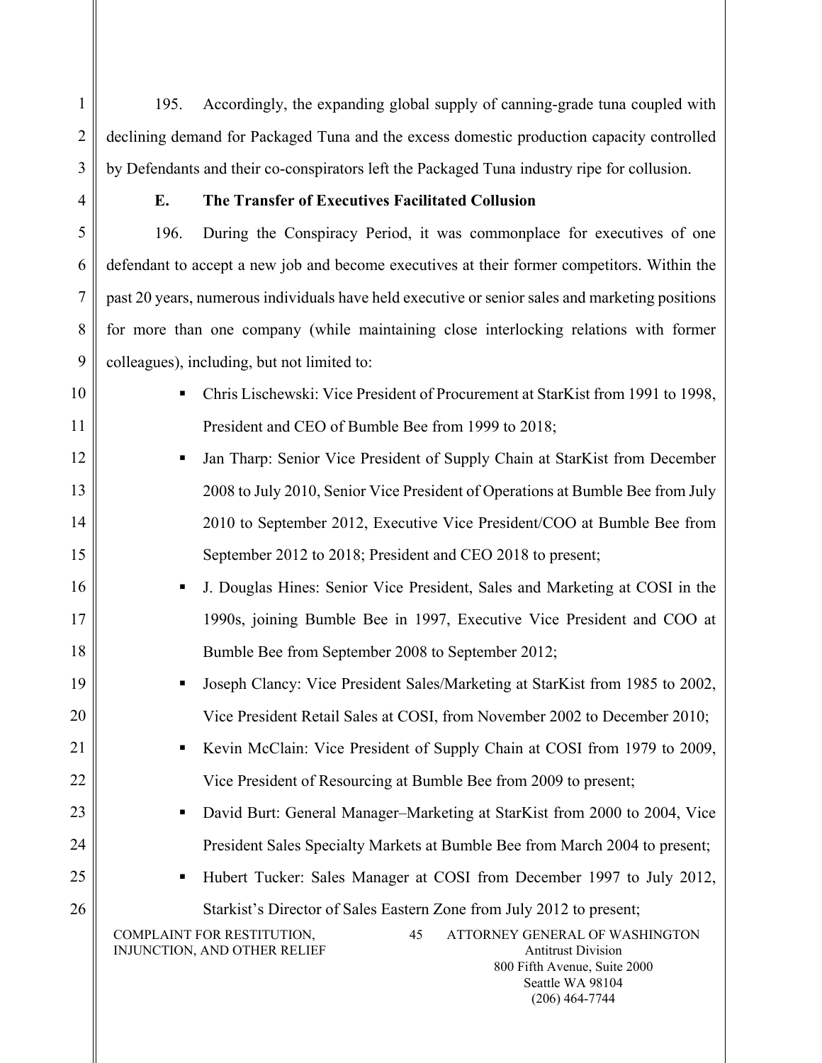195. Accordingly, the expanding global supply of canning-grade tuna coupled with declining demand for Packaged Tuna and the excess domestic production capacity controlled by Defendants and their co-conspirators left the Packaged Tuna industry ripe for collusion.

**E. The Transfer of Executives Facilitated Collusion**

196. During the Conspiracy Period, it was commonplace for executives of one defendant to accept a new job and become executives at their former competitors. Within the past 20 years, numerous individuals have held executive or senior sales and marketing positions for more than one company (while maintaining close interlocking relations with former colleagues), including, but not limited to:

- Chris Lischewski: Vice President of Procurement at StarKist from 1991 to 1998, President and CEO of Bumble Bee from 1999 to 2018;
- Jan Tharp: Senior Vice President of Supply Chain at StarKist from December 2008 to July 2010, Senior Vice President of Operations at Bumble Bee from July 2010 to September 2012, Executive Vice President/COO at Bumble Bee from September 2012 to 2018; President and CEO 2018 to present;
- J. Douglas Hines: Senior Vice President, Sales and Marketing at COSI in the 1990s, joining Bumble Bee in 1997, Executive Vice President and COO at Bumble Bee from September 2008 to September 2012;
- Joseph Clancy: Vice President Sales/Marketing at StarKist from 1985 to 2002, Vice President Retail Sales at COSI, from November 2002 to December 2010;
- Kevin McClain: Vice President of Supply Chain at COSI from 1979 to 2009, Vice President of Resourcing at Bumble Bee from 2009 to present;
- David Burt: General Manager–Marketing at StarKist from 2000 to 2004, Vice President Sales Specialty Markets at Bumble Bee from March 2004 to present;
- Hubert Tucker: Sales Manager at COSI from December 1997 to July 2012, Starkist's Director of Sales Eastern Zone from July 2012 to present;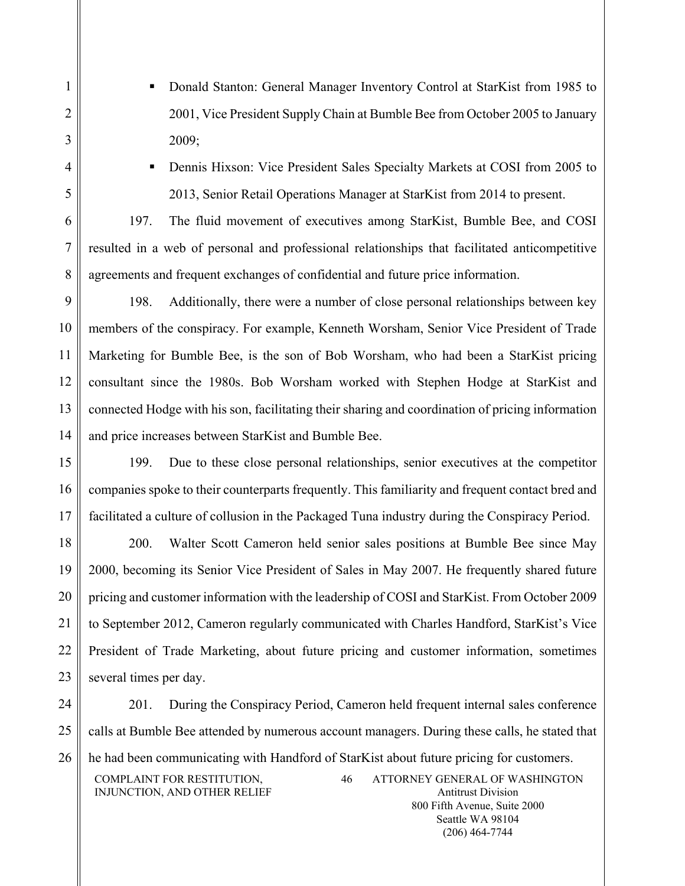- Donald Stanton: General Manager Inventory Control at StarKist from 1985 to 2001, Vice President Supply Chain at Bumble Bee from October 2005 to January 2009;
- Dennis Hixson: Vice President Sales Specialty Markets at COSI from 2005 to 2013, Senior Retail Operations Manager at StarKist from 2014 to present.

197. The fluid movement of executives among StarKist, Bumble Bee, and COSI resulted in a web of personal and professional relationships that facilitated anticompetitive agreements and frequent exchanges of confidential and future price information.

198. Additionally, there were a number of close personal relationships between key members of the conspiracy. For example, Kenneth Worsham, Senior Vice President of Trade Marketing for Bumble Bee, is the son of Bob Worsham, who had been a StarKist pricing consultant since the 1980s. Bob Worsham worked with Stephen Hodge at StarKist and connected Hodge with his son, facilitating their sharing and coordination of pricing information and price increases between StarKist and Bumble Bee.

199. Due to these close personal relationships, senior executives at the competitor companies spoke to their counterparts frequently. This familiarity and frequent contact bred and facilitated a culture of collusion in the Packaged Tuna industry during the Conspiracy Period.

200. Walter Scott Cameron held senior sales positions at Bumble Bee since May 2000, becoming its Senior Vice President of Sales in May 2007. He frequently shared future pricing and customer information with the leadership of COSI and StarKist. From October 2009 to September 2012, Cameron regularly communicated with Charles Handford, StarKist's Vice President of Trade Marketing, about future pricing and customer information, sometimes several times per day.

201. During the Conspiracy Period, Cameron held frequent internal sales conference calls at Bumble Bee attended by numerous account managers. During these calls, he stated that he had been communicating with Handford of StarKist about future pricing for customers.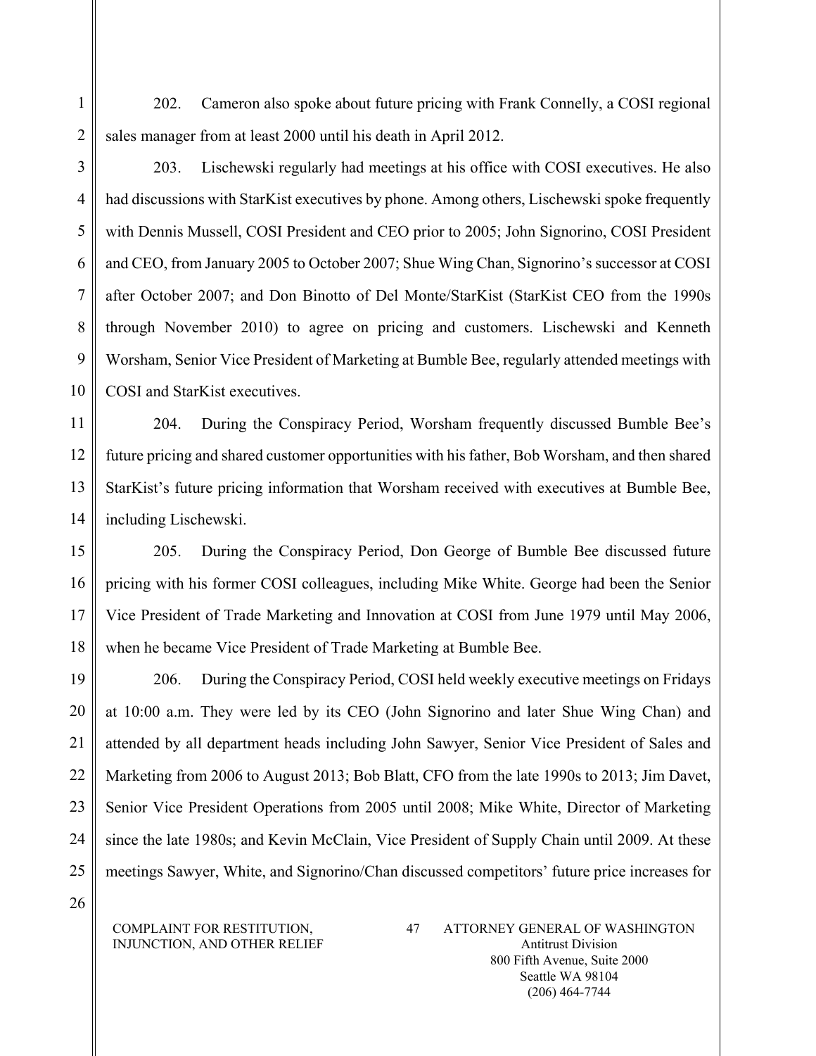202. Cameron also spoke about future pricing with Frank Connelly, a COSI regional sales manager from at least 2000 until his death in April 2012.

203. Lischewski regularly had meetings at his office with COSI executives. He also had discussions with StarKist executives by phone. Among others, Lischewski spoke frequently with Dennis Mussell, COSI President and CEO prior to 2005; John Signorino, COSI President and CEO, from January 2005 to October 2007; Shue Wing Chan, Signorino's successor at COSI after October 2007; and Don Binotto of Del Monte/StarKist (StarKist CEO from the 1990s through November 2010) to agree on pricing and customers. Lischewski and Kenneth Worsham, Senior Vice President of Marketing at Bumble Bee, regularly attended meetings with COSI and StarKist executives.

204. During the Conspiracy Period, Worsham frequently discussed Bumble Bee's future pricing and shared customer opportunities with his father, Bob Worsham, and then shared StarKist's future pricing information that Worsham received with executives at Bumble Bee, including Lischewski.

205. During the Conspiracy Period, Don George of Bumble Bee discussed future pricing with his former COSI colleagues, including Mike White. George had been the Senior Vice President of Trade Marketing and Innovation at COSI from June 1979 until May 2006, when he became Vice President of Trade Marketing at Bumble Bee.

206. During the Conspiracy Period, COSI held weekly executive meetings on Fridays at 10:00 a.m. They were led by its CEO (John Signorino and later Shue Wing Chan) and attended by all department heads including John Sawyer, Senior Vice President of Sales and Marketing from 2006 to August 2013; Bob Blatt, CFO from the late 1990s to 2013; Jim Davet, Senior Vice President Operations from 2005 until 2008; Mike White, Director of Marketing since the late 1980s; and Kevin McClain, Vice President of Supply Chain until 2009. At these meetings Sawyer, White, and Signorino/Chan discussed competitors' future price increases for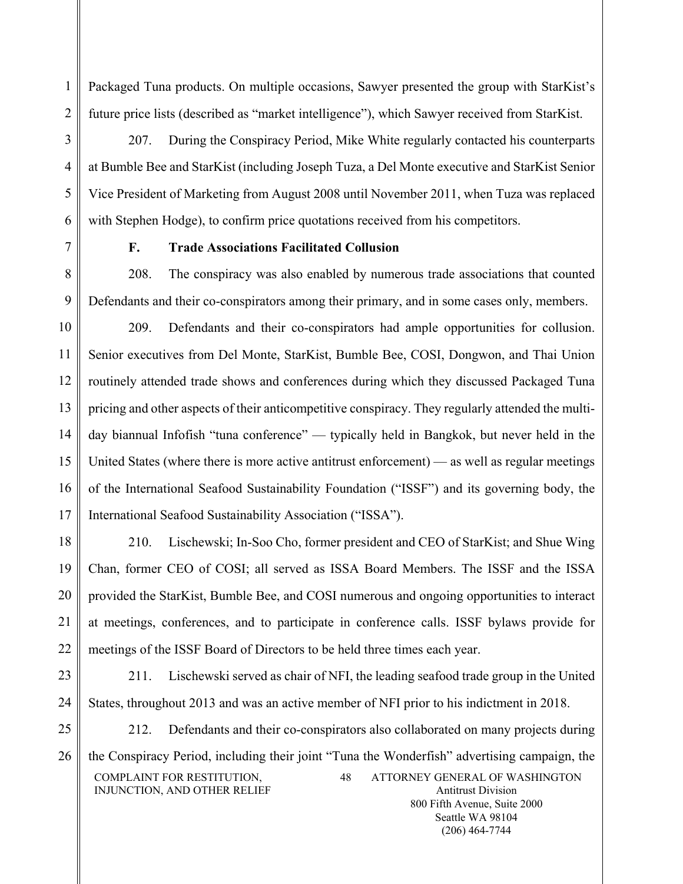Packaged Tuna products. On multiple occasions, Sawyer presented the group with StarKist's future price lists (described as "market intelligence"), which Sawyer received from StarKist.

207. During the Conspiracy Period, Mike White regularly contacted his counterparts at Bumble Bee and StarKist (including Joseph Tuza, a Del Monte executive and StarKist Senior Vice President of Marketing from August 2008 until November 2011, when Tuza was replaced with Stephen Hodge), to confirm price quotations received from his competitors.

### F. Trade Associations Facilitated Collusion

208. The conspiracy was also enabled by numerous trade associations that counted Defendants and their co-conspirators among their primary, and in some cases only, members.

209. Defendants and their co-conspirators had ample opportunities for collusion. Senior executives from Del Monte, StarKist, Bumble Bee, COSI, Dongwon, and Thai Union routinely attended trade shows and conferences during which they discussed Packaged Tuna pricing and other aspects of their anticompetitive conspiracy. They regularly attended the multi-day biannual Infofish "tuna conference" — typically held in Bangkok, but never held in the United States (where there is more active antitrust enforcement) — as well as regular meetings of the International Seafood Sustainability Foundation ("ISSF") and its governing body, the International Seafood Sustainability Association ("ISSA").

210. Lischewski; In-Soo Cho, former president and CEO of StarKist; and Shue Wing Chan, former CEO of COSI; all served as ISSA Board Members. The ISSF and the ISSA provided the StarKist, Bumble Bee, and COSI numerous and ongoing opportunities to interact at meetings, conferences, and to participate in conference calls. ISSF bylaws provide for meetings of the ISSF Board of Directors to be held three times each year.

211. Lischewski served as chair of NFI, the leading seafood trade group in the United States, throughout 2013 and was an active member of NFI prior to his indictment in 2018.

212. Defendants and their co-conspirators also collaborated on many projects during the Conspiracy Period, including their joint "Tuna the Wonderfish" advertising campaign, the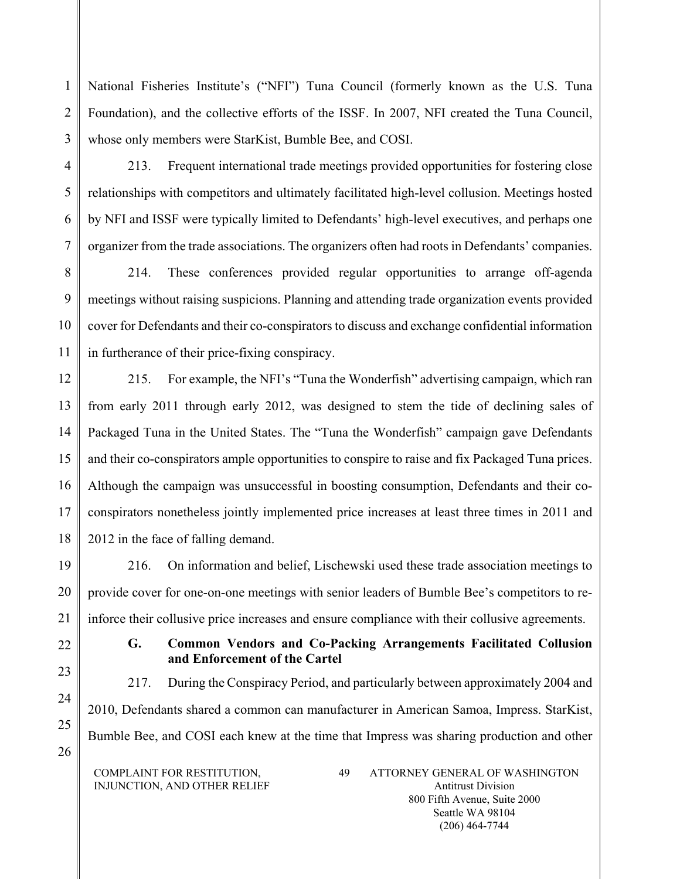National Fisheries Institute's ("NFI") Tuna Council (formerly known as the U.S. Tuna Foundation), and the collective efforts of the ISSF. In 2007, NFI created the Tuna Council, whose only members were StarKist, Bumble Bee, and COSI.

213. Frequent international trade meetings provided opportunities for fostering close relationships with competitors and ultimately facilitated high-level collusion. Meetings hosted by NFI and ISSF were typically limited to Defendants' high-level executives, and perhaps one organizer from the trade associations. The organizers often had roots in Defendants' companies.

214. These conferences provided regular opportunities to arrange off-agenda meetings without raising suspicions. Planning and attending trade organization events provided cover for Defendants and their co-conspirators to discuss and exchange confidential information in furtherance of their price-fixing conspiracy.

215. For example, the NFI's "Tuna the Wonderfish" advertising campaign, which ran from early 2011 through early 2012, was designed to stem the tide of declining sales of Packaged Tuna in the United States. The "Tuna the Wonderfish" campaign gave Defendants and their co-conspirators ample opportunities to conspire to raise and fix Packaged Tuna prices. Although the campaign was unsuccessful in boosting consumption, Defendants and their co-conspirators nonetheless jointly implemented price increases at least three times in 2011 and 2012 in the face of falling demand.

216. On information and belief, Lischewski used these trade association meetings to provide cover for one-on-one meetings with senior leaders of Bumble Bee's competitors to re-inforce their collusive price increases and ensure compliance with their collusive agreements.

### G. Common Vendors and Co-Packing Arrangements Facilitated Collusion and Enforcement of the Cartel

217. During the Conspiracy Period, and particularly between approximately 2004 and 2010, Defendants shared a common can manufacturer in American Samoa, Impress. StarKist, Bumble Bee, and COSI each knew at the time that Impress was sharing production and other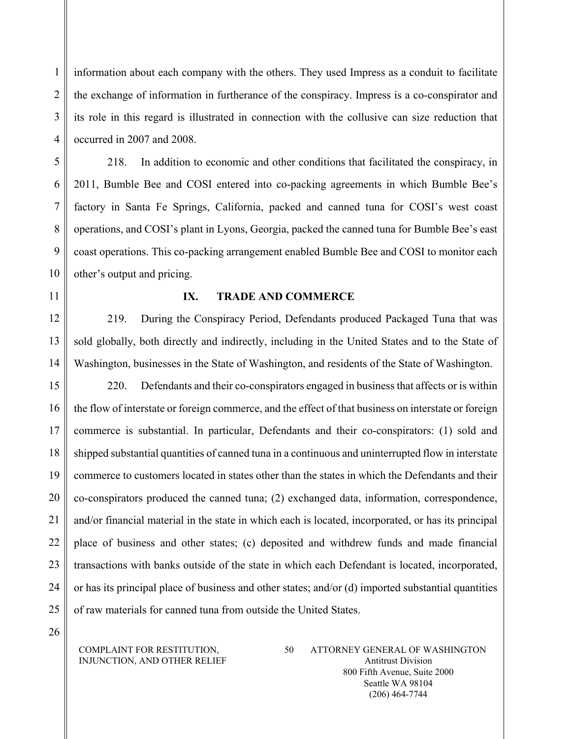information about each company with the others. They used Impress as a conduit to facilitate the exchange of information in furtherance of the conspiracy. Impress is a co-conspirator and its role in this regard is illustrated in connection with the collusive can size reduction that occurred in 2007 and 2008.

218. In addition to economic and other conditions that facilitated the conspiracy, in 2011, Bumble Bee and COSI entered into co-packing agreements in which Bumble Bee's factory in Santa Fe Springs, California, packed and canned tuna for COSI's west coast operations, and COSI's plant in Lyons, Georgia, packed the canned tuna for Bumble Bee's east coast operations. This co-packing arrangement enabled Bumble Bee and COSI to monitor each other's output and pricing.

## IX. TRADE AND COMMERCE

219. During the Conspiracy Period, Defendants produced Packaged Tuna that was sold globally, both directly and indirectly, including in the United States and to the State of Washington, businesses in the State of Washington, and residents of the State of Washington.

220. Defendants and their co-conspirators engaged in business that affects or is within the flow of interstate or foreign commerce, and the effect of that business on interstate or foreign commerce is substantial. In particular, Defendants and their co-conspirators: (1) sold and shipped substantial quantities of canned tuna in a continuous and uninterrupted flow in interstate commerce to customers located in states other than the states in which the Defendants and their co-conspirators produced the canned tuna; (2) exchanged data, information, correspondence, and/or financial material in the state in which each is located, incorporated, or has its principal place of business and other states; (c) deposited and withdrew funds and made financial transactions with banks outside of the state in which each Defendant is located, incorporated, or has its principal place of business and other states; and/or (d) imported substantial quantities of raw materials for canned tuna from outside the United States.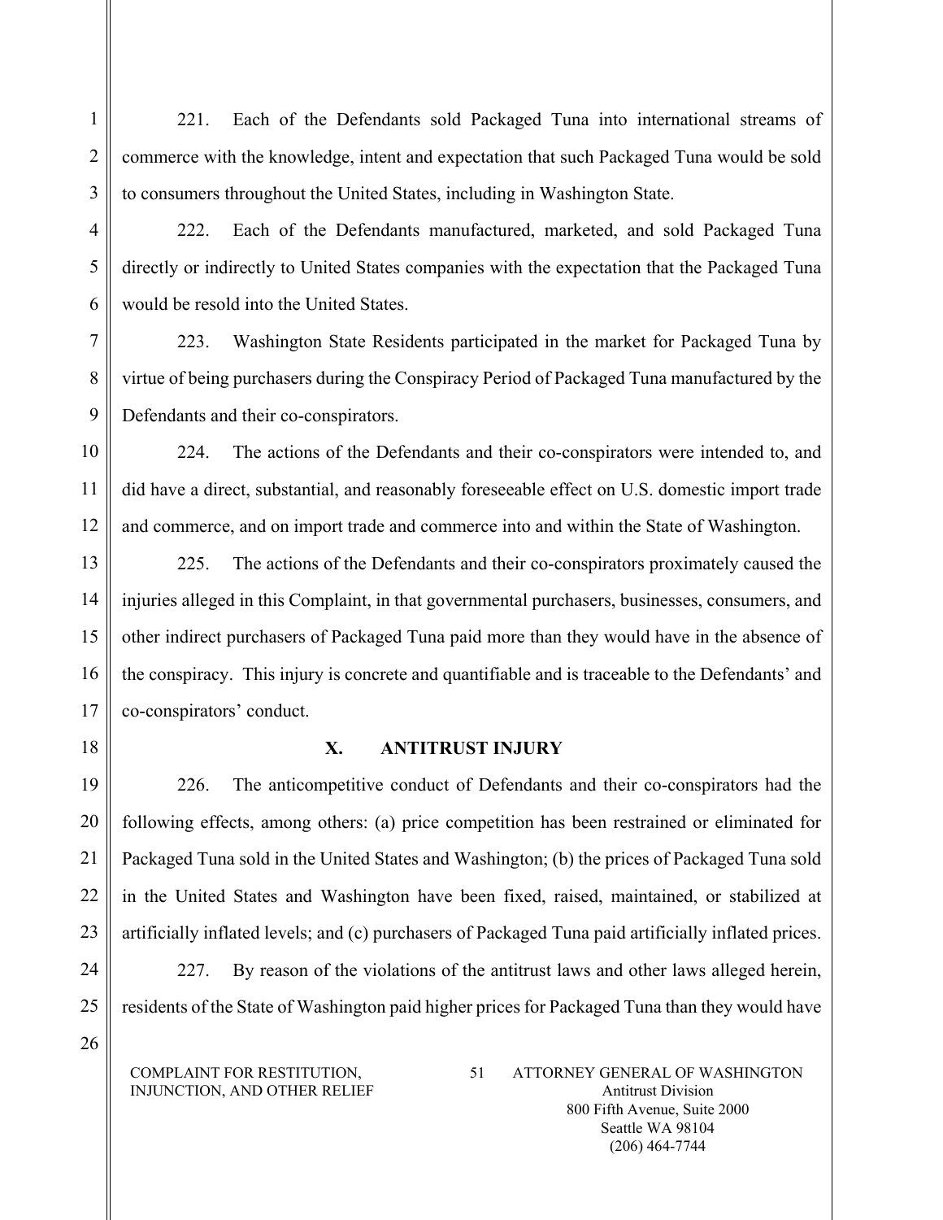221. Each of the Defendants sold Packaged Tuna into international streams of commerce with the knowledge, intent and expectation that such Packaged Tuna would be sold to consumers throughout the United States, including in Washington State.

222. Each of the Defendants manufactured, marketed, and sold Packaged Tuna directly or indirectly to United States companies with the expectation that the Packaged Tuna would be resold into the United States.

223. Washington State Residents participated in the market for Packaged Tuna by virtue of being purchasers during the Conspiracy Period of Packaged Tuna manufactured by the Defendants and their co-conspirators.

224. The actions of the Defendants and their co-conspirators were intended to, and did have a direct, substantial, and reasonably foreseeable effect on U.S. domestic import trade and commerce, and on import trade and commerce into and within the State of Washington.

225. The actions of the Defendants and their co-conspirators proximately caused the injuries alleged in this Complaint, in that governmental purchasers, businesses, consumers, and other indirect purchasers of Packaged Tuna paid more than they would have in the absence of the conspiracy. This injury is concrete and quantifiable and is traceable to the Defendants' and co-conspirators' conduct.

## X. ANTITRUST INJURY

226. The anticompetitive conduct of Defendants and their co-conspirators had the following effects, among others: (a) price competition has been restrained or eliminated for Packaged Tuna sold in the United States and Washington; (b) the prices of Packaged Tuna sold in the United States and Washington have been fixed, raised, maintained, or stabilized at artificially inflated levels; and (c) purchasers of Packaged Tuna paid artificially inflated prices.

227. By reason of the violations of the antitrust laws and other laws alleged herein, residents of the State of Washington paid higher prices for Packaged Tuna than they would have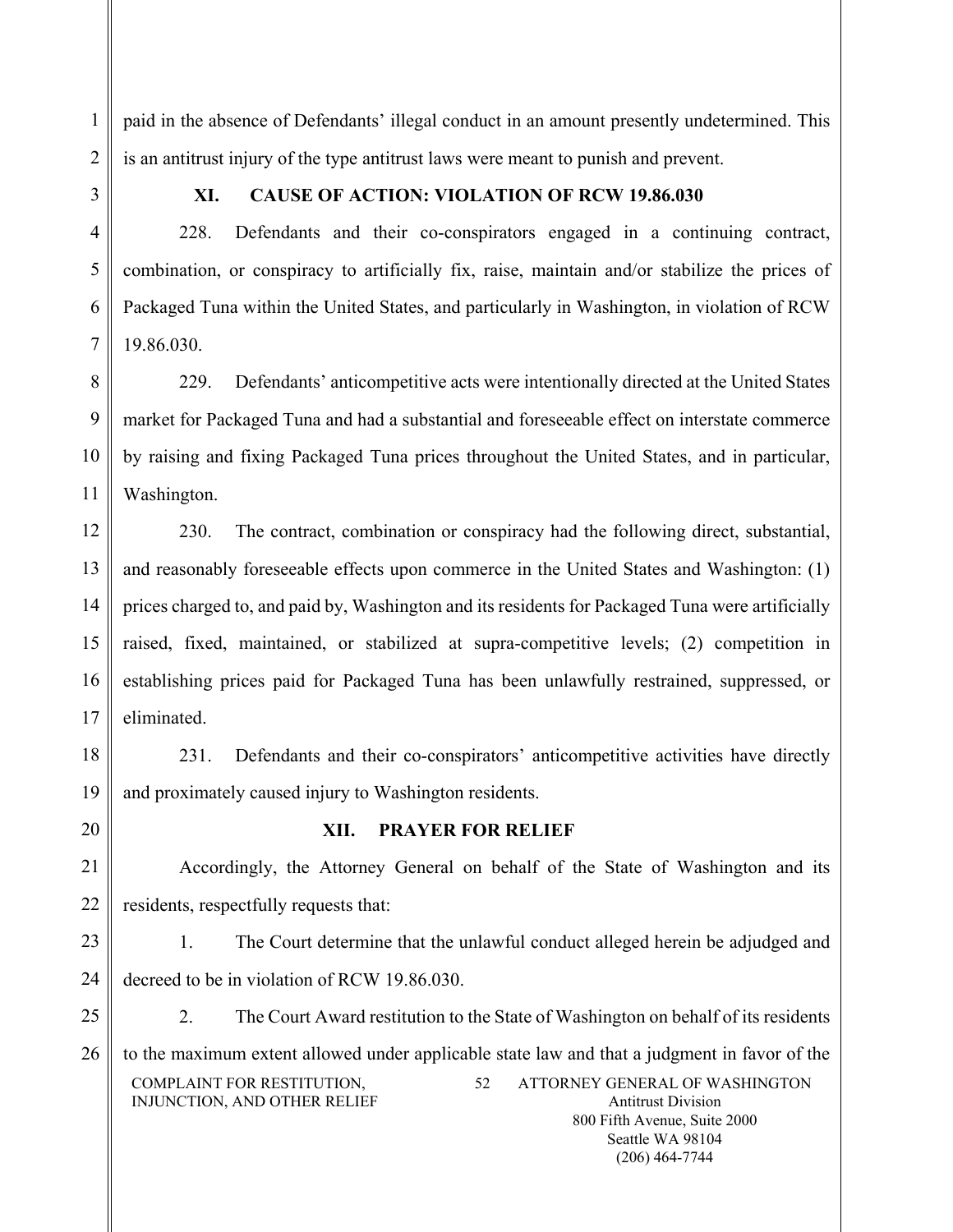paid in the absence of Defendants' illegal conduct in an amount presently undetermined. This is an antitrust injury of the type antitrust laws were meant to punish and prevent.

## XI. CAUSE OF ACTION: VIOLATION OF RCW 19.86.030

228. Defendants and their co-conspirators engaged in a continuing contract, combination, or conspiracy to artificially fix, raise, maintain and/or stabilize the prices of Packaged Tuna within the United States, and particularly in Washington, in violation of RCW 19.86.030.

229. Defendants' anticompetitive acts were intentionally directed at the United States market for Packaged Tuna and had a substantial and foreseeable effect on interstate commerce by raising and fixing Packaged Tuna prices throughout the United States, and in particular, Washington.

230. The contract, combination or conspiracy had the following direct, substantial, and reasonably foreseeable effects upon commerce in the United States and Washington: (1) prices charged to, and paid by, Washington and its residents for Packaged Tuna were artificially raised, fixed, maintained, or stabilized at supra-competitive levels; (2) competition in establishing prices paid for Packaged Tuna has been unlawfully restrained, suppressed, or eliminated.

231. Defendants and their co-conspirators' anticompetitive activities have directly and proximately caused injury to Washington residents.

## XII. PRAYER FOR RELIEF

Accordingly, the Attorney General on behalf of the State of Washington and its residents, respectfully requests that:

1. The Court determine that the unlawful conduct alleged herein be adjudged and decreed to be in violation of RCW 19.86.030.

2. The Court Award restitution to the State of Washington on behalf of its residents to the maximum extent allowed under applicable state law and that a judgment in favor of the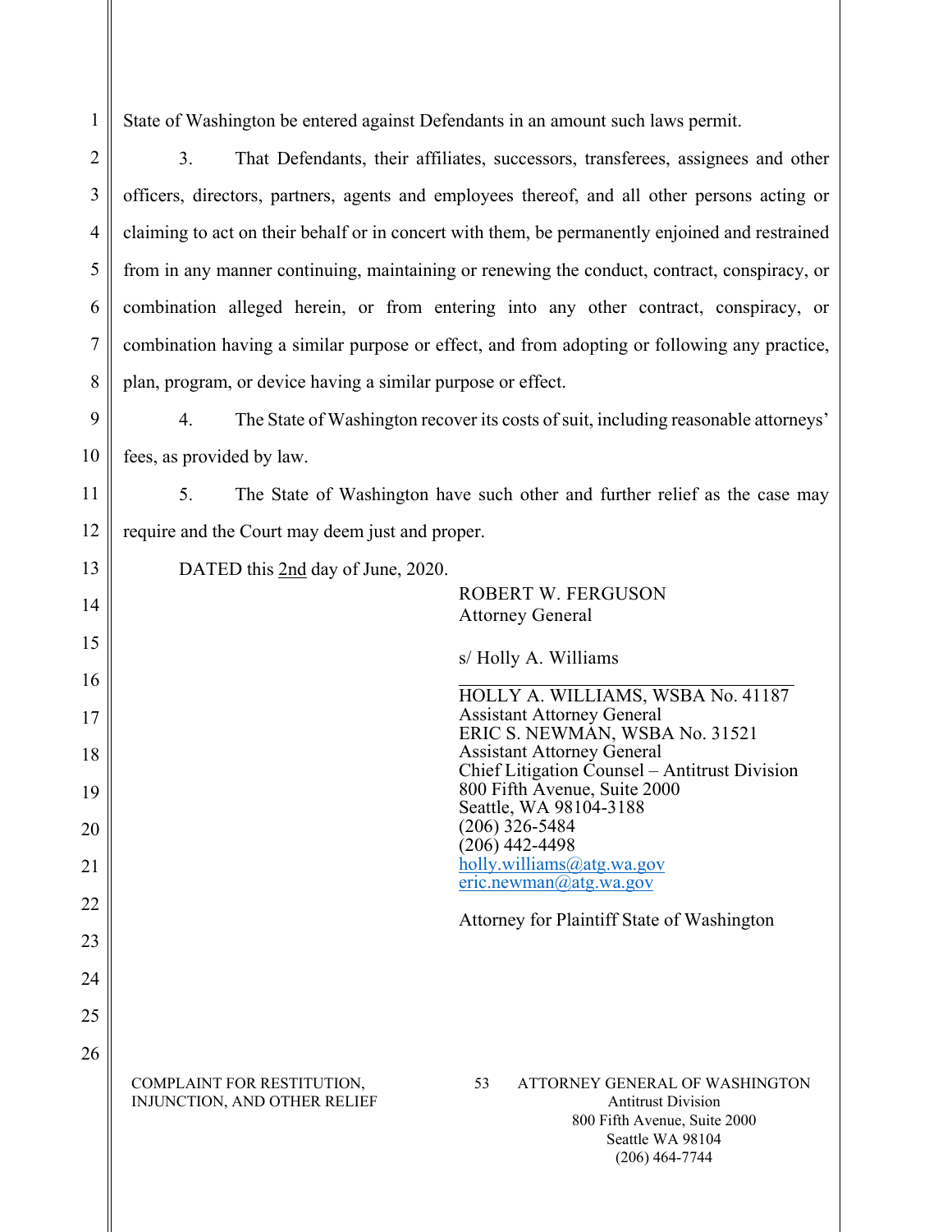State of Washington be entered against Defendants in an amount such laws permit.

3. That Defendants, their affiliates, successors, transferees, assignees and other officers, directors, partners, agents and employees thereof, and all other persons acting or claiming to act on their behalf or in concert with them, be permanently enjoined and restrained from in any manner continuing, maintaining or renewing the conduct, contract, conspiracy, or combination alleged herein, or from entering into any other contract, conspiracy, or combination having a similar purpose or effect, and from adopting or following any practice, plan, program, or device having a similar purpose or effect.

4. The State of Washington recover its costs of suit, including reasonable attorneys' fees, as provided by law.

5. The State of Washington have such other and further relief as the case may require and the Court may deem just and proper.

DATED this 2nd day of June, 2020.

ROBERT W. FERGUSON
Attorney General

s/ Holly A. Williams

HOLLY A. WILLIAMS, WSBA No. 41187
Assistant Attorney General
ERIC S. NEWMAN, WSBA No. 31521
Assistant Attorney General
Chief Litigation Counsel – Antitrust Division
800 Fifth Avenue, Suite 2000
Seattle, WA 98104-3188
(206) 326-5484
(206) 442-4498
holly.williams@atg.wa.gov
eric.newman@atg.wa.gov

Attorney for Plaintiff State of Washington

COMPLAINT FOR RESTITUTION, INJUNCTION, AND OTHER RELIEF

ATTORNEY GENERAL OF WASHINGTON
Antitrust Division
800 Fifth Avenue, Suite 2000
Seattle WA 98104
(206) 464-7744